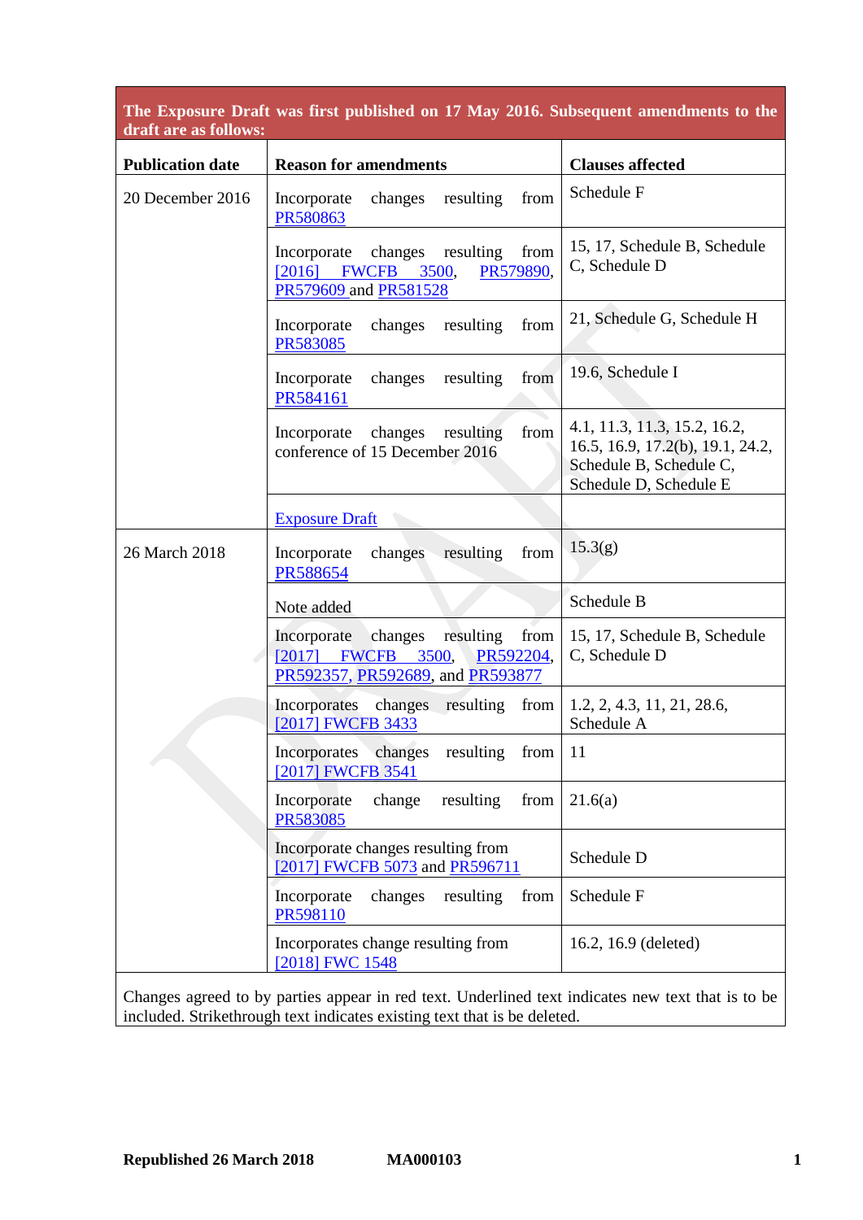| The Exposure Draft was first published on 17 May 2016. Subsequent amendments to the draft are as follows: | | |
|---|---|---|
| **Publication date** | **Reason for amendments** | **Clauses affected** |
| 20 December 2016 | Incorporate changes resulting from PR580863 | Schedule F |
| | Incorporate changes resulting from [2016] FWCFB 3500, PR579890, PR579609 and PR581528 | 15, 17, Schedule B, Schedule C, Schedule D |
| | Incorporate changes resulting from PR583085 | 21, Schedule G, Schedule H |
| | Incorporate changes resulting from PR584161 | 19.6, Schedule I |
| | Incorporate changes resulting from conference of 15 December 2016 | 4.1, 11.3, 11.3, 15.2, 16.2, 16.5, 16.9, 17.2(b), 19.1, 24.2, Schedule B, Schedule C, Schedule D, Schedule E |
| | Exposure Draft | |
| 26 March 2018 | Incorporate changes resulting from PR588654 | 15.3(g) |
| | Note added | Schedule B |
| | Incorporate changes resulting from [2017] FWCFB 3500, PR592204, PR592357, PR592689, and PR593877 | 15, 17, Schedule B, Schedule C, Schedule D |
| | Incorporates changes resulting from [2017] FWCFB 3433 | 1.2, 2, 4.3, 11, 21, 28.6, Schedule A |
| | Incorporates changes resulting from [2017] FWCFB 3541 | 11 |
| | Incorporate change resulting from PR583085 | 21.6(a) |
| | Incorporate changes resulting from [2017] FWCFB 5073 and PR596711 | Schedule D |
| | Incorporate changes resulting from PR598110 | Schedule F |
| | Incorporates change resulting from [2018] FWC 1548 | 16.2, 16.9 (deleted) |
| Changes agreed to by parties appear in red text. Underlined text indicates new text that is to be included. Strikethrough text indicates existing text that is be deleted. | | |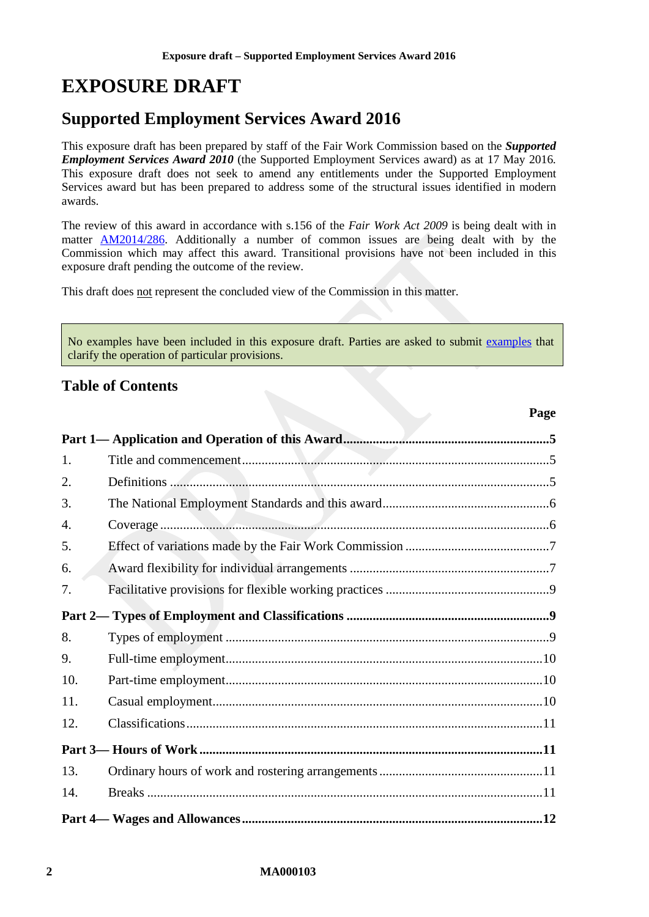# EXPOSURE DRAFT

## Supported Employment Services Award 2016

This exposure draft has been prepared by staff of the Fair Work Commission based on the ***Supported Employment Services Award 2010*** (the Supported Employment Services award) as at 17 May 2016. This exposure draft does not seek to amend any entitlements under the Supported Employment Services award but has been prepared to address some of the structural issues identified in modern awards.

The review of this award in accordance with s.156 of the *Fair Work Act 2009* is being dealt with in matter AM2014/286. Additionally a number of common issues are being dealt with by the Commission which may affect this award. Transitional provisions have not been included in this exposure draft pending the outcome of the review.

This draft does not represent the concluded view of the Commission in this matter.

> No examples have been included in this exposure draft. Parties are asked to submit examples that clarify the operation of particular provisions.

## Table of Contents

| | | Page |
|---|---|---|
| **Part 1— Application and Operation of this Award** | | **5** |
| 1. | Title and commencement | 5 |
| 2. | Definitions | 5 |
| 3. | The National Employment Standards and this award | 6 |
| 4. | Coverage | 6 |
| 5. | Effect of variations made by the Fair Work Commission | 7 |
| 6. | Award flexibility for individual arrangements | 7 |
| 7. | Facilitative provisions for flexible working practices | 9 |
| **Part 2— Types of Employment and Classifications** | | **9** |
| 8. | Types of employment | 9 |
| 9. | Full-time employment | 10 |
| 10. | Part-time employment | 10 |
| 11. | Casual employment | 10 |
| 12. | Classifications | 11 |
| **Part 3— Hours of Work** | | **11** |
| 13. | Ordinary hours of work and rostering arrangements | 11 |
| 14. | Breaks | 11 |
| **Part 4— Wages and Allowances** | | **12** |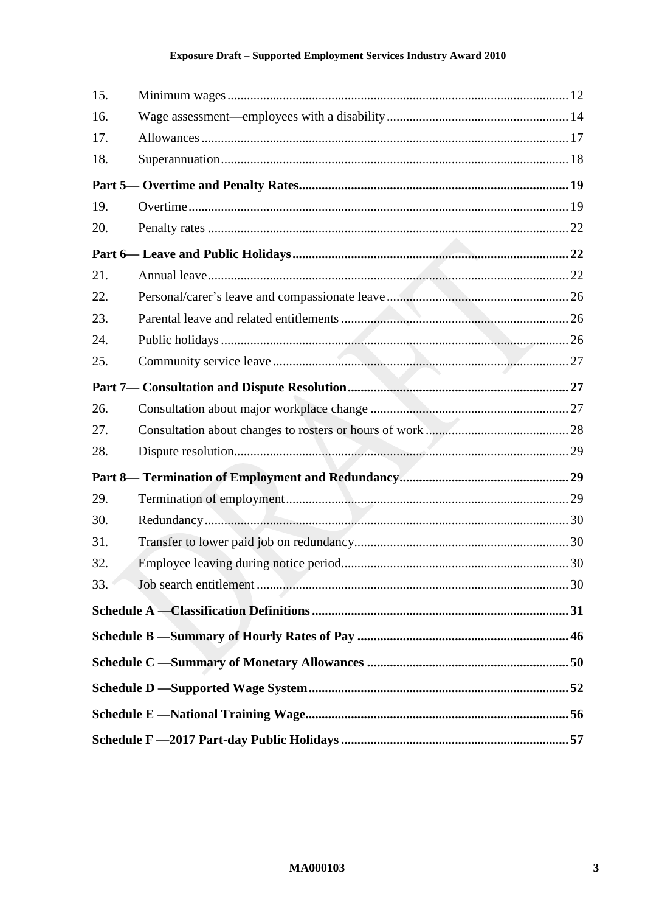| | | |
|---|---|---|
| 15. | Minimum wages | 12 |
| 16. | Wage assessment—employees with a disability | 14 |
| 17. | Allowances | 17 |
| 18. | Superannuation | 18 |
| **Part 5— Overtime and Penalty Rates** | | **19** |
| 19. | Overtime | 19 |
| 20. | Penalty rates | 22 |
| **Part 6— Leave and Public Holidays** | | **22** |
| 21. | Annual leave | 22 |
| 22. | Personal/carer's leave and compassionate leave | 26 |
| 23. | Parental leave and related entitlements | 26 |
| 24. | Public holidays | 26 |
| 25. | Community service leave | 27 |
| **Part 7— Consultation and Dispute Resolution** | | **27** |
| 26. | Consultation about major workplace change | 27 |
| 27. | Consultation about changes to rosters or hours of work | 28 |
| 28. | Dispute resolution | 29 |
| **Part 8— Termination of Employment and Redundancy** | | **29** |
| 29. | Termination of employment | 29 |
| 30. | Redundancy | 30 |
| 31. | Transfer to lower paid job on redundancy | 30 |
| 32. | Employee leaving during notice period | 30 |
| 33. | Job search entitlement | 30 |
| **Schedule A —Classification Definitions** | | **31** |
| **Schedule B —Summary of Hourly Rates of Pay** | | **46** |
| **Schedule C —Summary of Monetary Allowances** | | **50** |
| **Schedule D —Supported Wage System** | | **52** |
| **Schedule E —National Training Wage** | | **56** |
| **Schedule F —2017 Part-day Public Holidays** | | **57** |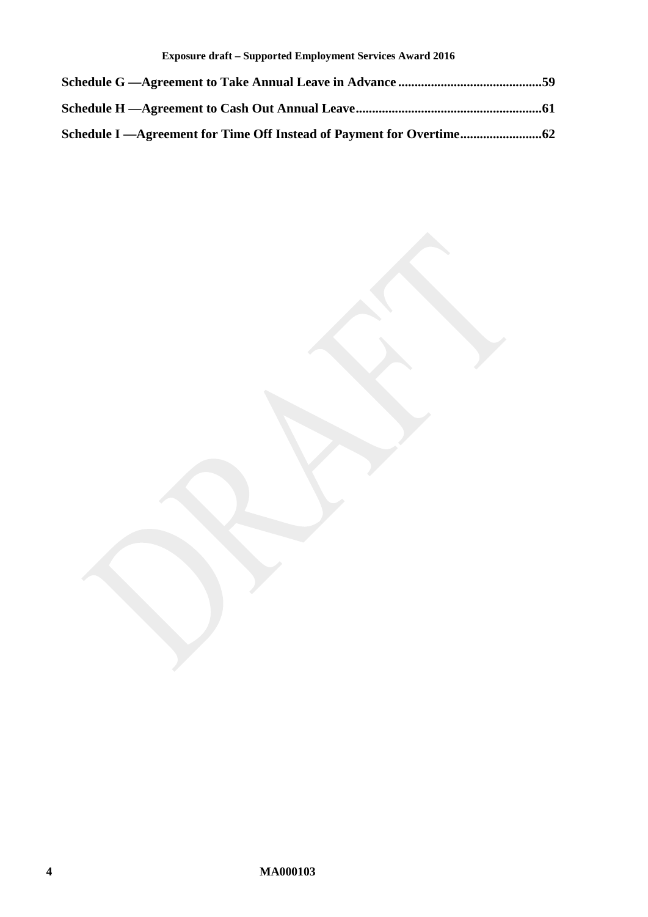**Schedule G —Agreement to Take Annual Leave in Advance ............................................59**

**Schedule H —Agreement to Cash Out Annual Leave.........................................................61**

**Schedule I —Agreement for Time Off Instead of Payment for Overtime.........................62**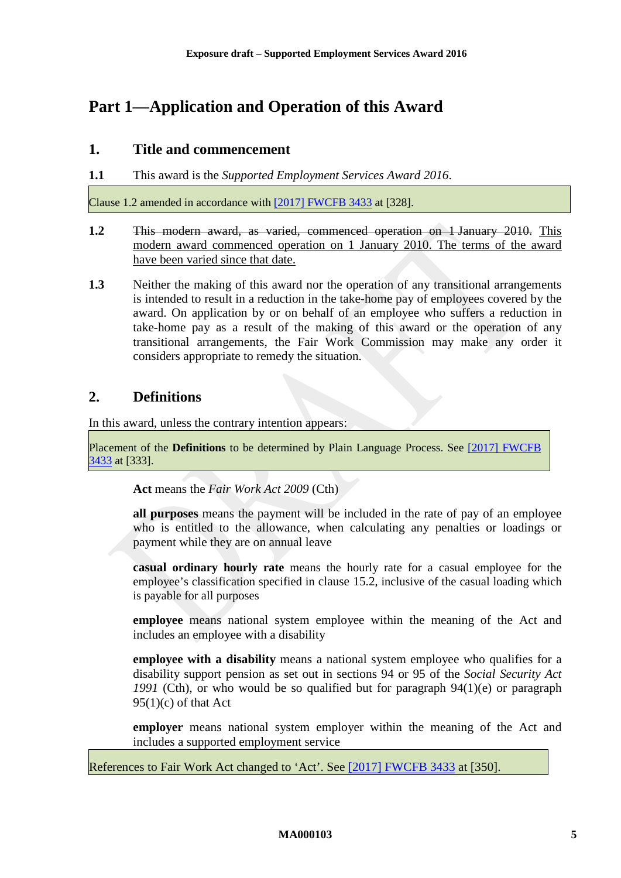# Part 1—Application and Operation of this Award

## 1. Title and commencement

**1.1** This award is the *Supported Employment Services Award 2016*.

> Clause 1.2 amended in accordance with [2017] FWCFB 3433 at [328].

**1.2** ~~This modern award, as varied, commenced operation on 1 January 2010.~~ This modern award commenced operation on 1 January 2010. The terms of the award have been varied since that date.

**1.3** Neither the making of this award nor the operation of any transitional arrangements is intended to result in a reduction in the take-home pay of employees covered by the award. On application by or on behalf of an employee who suffers a reduction in take-home pay as a result of the making of this award or the operation of any transitional arrangements, the Fair Work Commission may make any order it considers appropriate to remedy the situation.

## 2. Definitions

In this award, unless the contrary intention appears:

> Placement of the **Definitions** to be determined by Plain Language Process. See [2017] FWCFB 3433 at [333].

**Act** means the *Fair Work Act 2009* (Cth)

**all purposes** means the payment will be included in the rate of pay of an employee who is entitled to the allowance, when calculating any penalties or loadings or payment while they are on annual leave

**casual ordinary hourly rate** means the hourly rate for a casual employee for the employee's classification specified in clause 15.2, inclusive of the casual loading which is payable for all purposes

**employee** means national system employee within the meaning of the Act and includes an employee with a disability

**employee with a disability** means a national system employee who qualifies for a disability support pension as set out in sections 94 or 95 of the *Social Security Act 1991* (Cth), or who would be so qualified but for paragraph 94(1)(e) or paragraph 95(1)(c) of that Act

**employer** means national system employer within the meaning of the Act and includes a supported employment service

> References to Fair Work Act changed to 'Act'. See [2017] FWCFB 3433 at [350].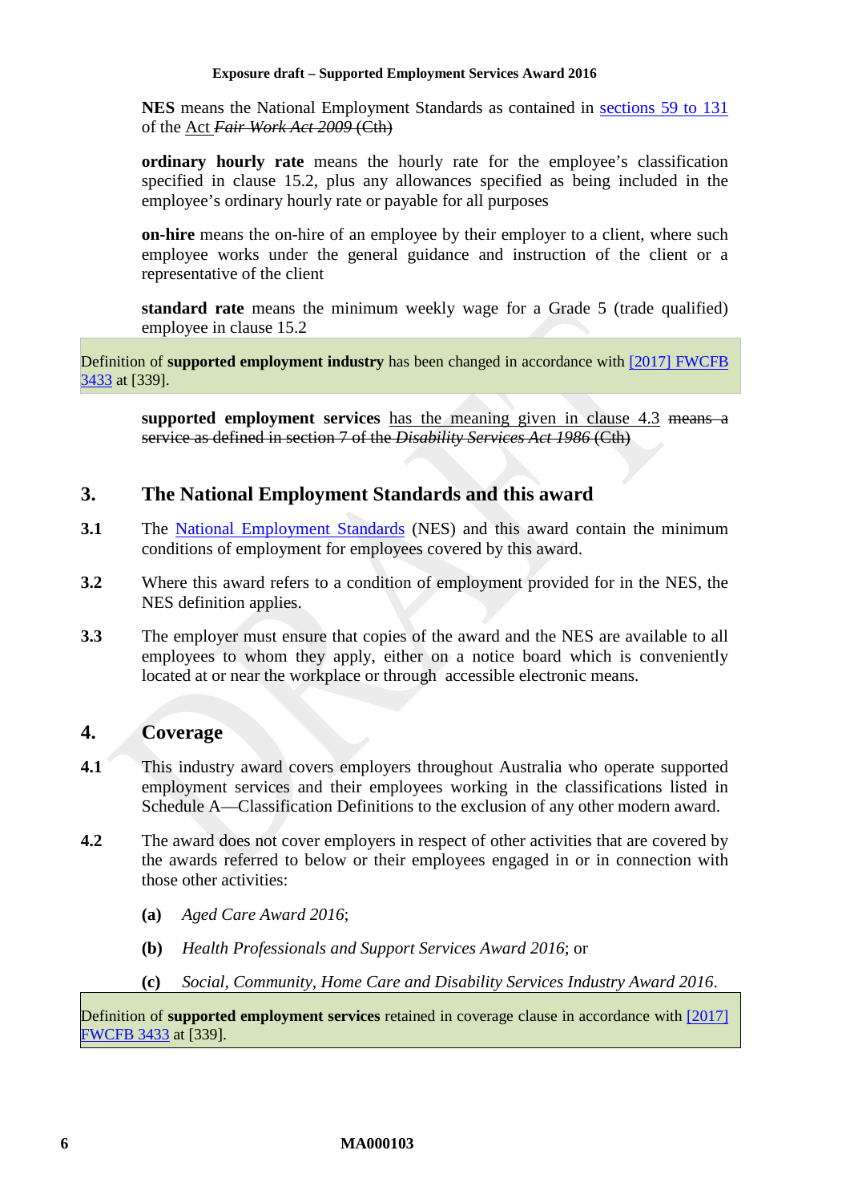**NES** means the National Employment Standards as contained in sections 59 to 131 of the Act ~~*Fair Work Act 2009* (Cth)~~

**ordinary hourly rate** means the hourly rate for the employee's classification specified in clause 15.2, plus any allowances specified as being included in the employee's ordinary hourly rate or payable for all purposes

**on-hire** means the on-hire of an employee by their employer to a client, where such employee works under the general guidance and instruction of the client or a representative of the client

**standard rate** means the minimum weekly wage for a Grade 5 (trade qualified) employee in clause 15.2

> Definition of **supported employment industry** has been changed in accordance with [2017] FWCFB 3433 at [339].

**supported employment services** has the meaning given in clause 4.3 ~~means a service as defined in section 7 of the *Disability Services Act 1986* (Cth)~~

## 3. The National Employment Standards and this award

**3.1** The National Employment Standards (NES) and this award contain the minimum conditions of employment for employees covered by this award.

**3.2** Where this award refers to a condition of employment provided for in the NES, the NES definition applies.

**3.3** The employer must ensure that copies of the award and the NES are available to all employees to whom they apply, either on a notice board which is conveniently located at or near the workplace or through accessible electronic means.

## 4. Coverage

**4.1** This industry award covers employers throughout Australia who operate supported employment services and their employees working in the classifications listed in Schedule A—Classification Definitions to the exclusion of any other modern award.

**4.2** The award does not cover employers in respect of other activities that are covered by the awards referred to below or their employees engaged in or in connection with those other activities:

- **(a)** *Aged Care Award 2016*;
- **(b)** *Health Professionals and Support Services Award 2016*; or
- **(c)** *Social, Community, Home Care and Disability Services Industry Award 2016*.

> Definition of **supported employment services** retained in coverage clause in accordance with [2017] FWCFB 3433 at [339].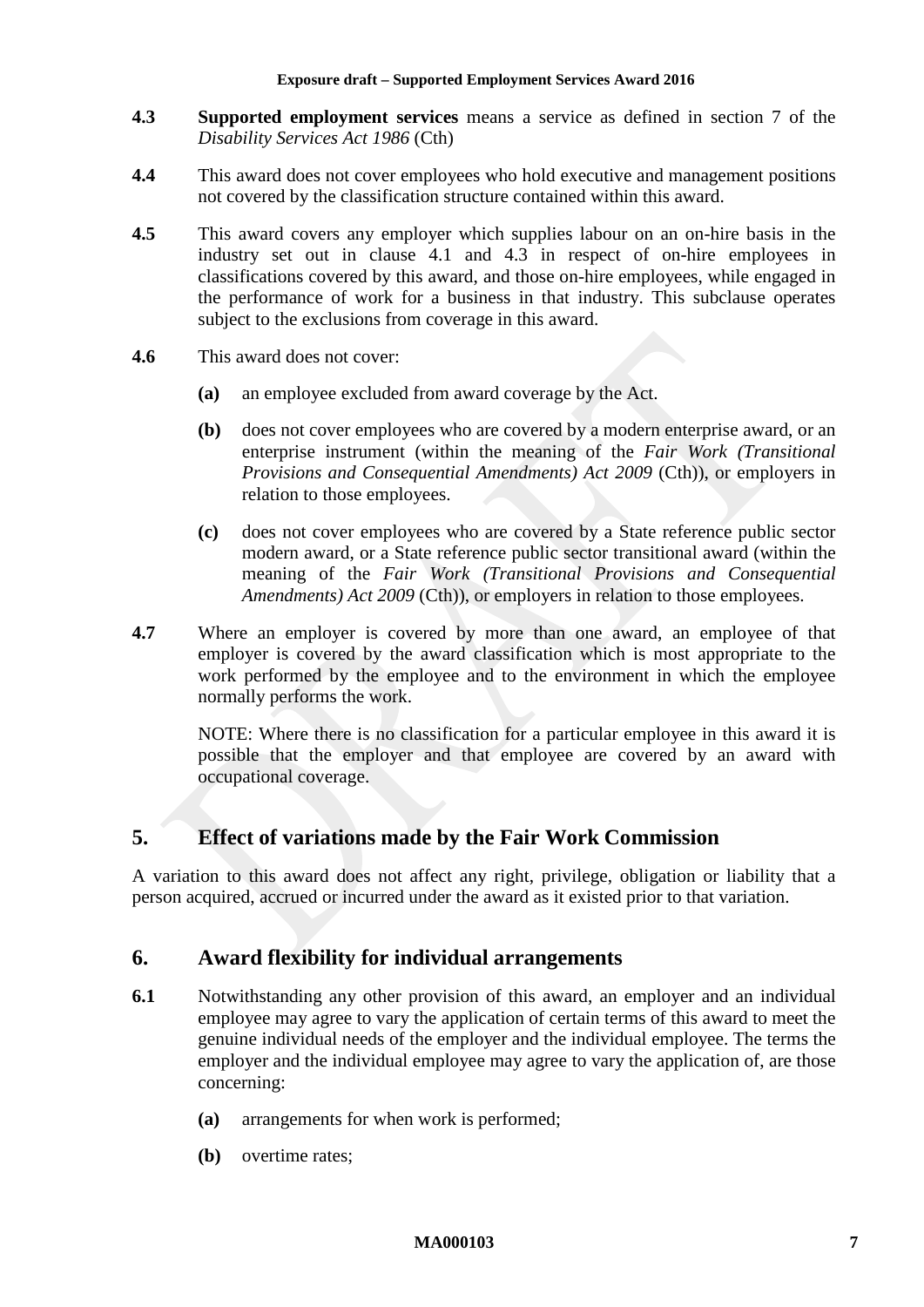**4.3** **Supported employment services** means a service as defined in section 7 of the *Disability Services Act 1986* (Cth)

**4.4** This award does not cover employees who hold executive and management positions not covered by the classification structure contained within this award.

**4.5** This award covers any employer which supplies labour on an on-hire basis in the industry set out in clause 4.1 and 4.3 in respect of on-hire employees in classifications covered by this award, and those on-hire employees, while engaged in the performance of work for a business in that industry. This subclause operates subject to the exclusions from coverage in this award.

**4.6** This award does not cover:

- **(a)** an employee excluded from award coverage by the Act.
- **(b)** does not cover employees who are covered by a modern enterprise award, or an enterprise instrument (within the meaning of the *Fair Work (Transitional Provisions and Consequential Amendments) Act 2009* (Cth)), or employers in relation to those employees.
- **(c)** does not cover employees who are covered by a State reference public sector modern award, or a State reference public sector transitional award (within the meaning of the *Fair Work (Transitional Provisions and Consequential Amendments) Act 2009* (Cth)), or employers in relation to those employees.

**4.7** Where an employer is covered by more than one award, an employee of that employer is covered by the award classification which is most appropriate to the work performed by the employee and to the environment in which the employee normally performs the work.

NOTE: Where there is no classification for a particular employee in this award it is possible that the employer and that employee are covered by an award with occupational coverage.

## 5. Effect of variations made by the Fair Work Commission

A variation to this award does not affect any right, privilege, obligation or liability that a person acquired, accrued or incurred under the award as it existed prior to that variation.

## 6. Award flexibility for individual arrangements

**6.1** Notwithstanding any other provision of this award, an employer and an individual employee may agree to vary the application of certain terms of this award to meet the genuine individual needs of the employer and the individual employee. The terms the employer and the individual employee may agree to vary the application of, are those concerning:

- **(a)** arrangements for when work is performed;
- **(b)** overtime rates;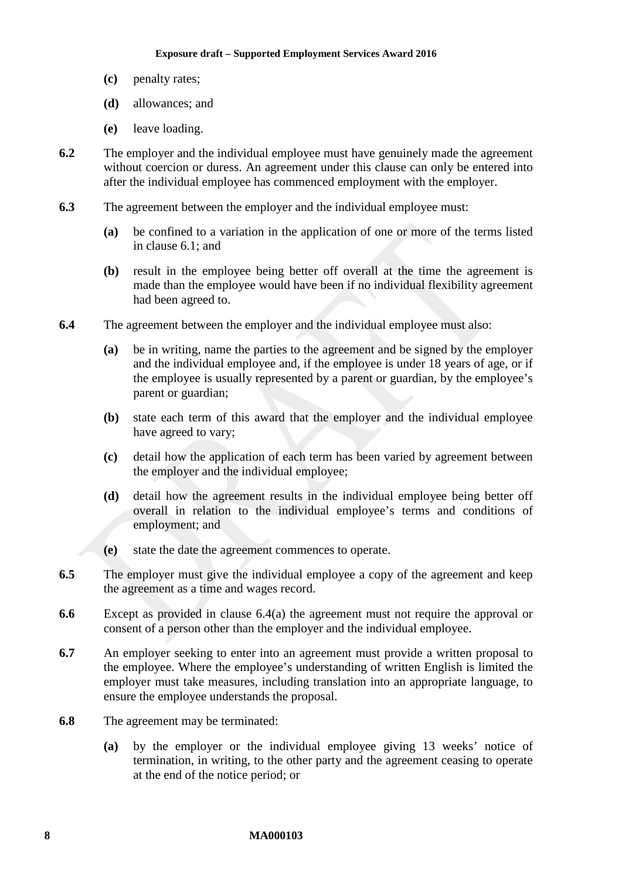**(c)** penalty rates;

**(d)** allowances; and

**(e)** leave loading.

**6.2** The employer and the individual employee must have genuinely made the agreement without coercion or duress. An agreement under this clause can only be entered into after the individual employee has commenced employment with the employer.

**6.3** The agreement between the employer and the individual employee must:

**(a)** be confined to a variation in the application of one or more of the terms listed in clause 6.1; and

**(b)** result in the employee being better off overall at the time the agreement is made than the employee would have been if no individual flexibility agreement had been agreed to.

**6.4** The agreement between the employer and the individual employee must also:

**(a)** be in writing, name the parties to the agreement and be signed by the employer and the individual employee and, if the employee is under 18 years of age, or if the employee is usually represented by a parent or guardian, by the employee's parent or guardian;

**(b)** state each term of this award that the employer and the individual employee have agreed to vary;

**(c)** detail how the application of each term has been varied by agreement between the employer and the individual employee;

**(d)** detail how the agreement results in the individual employee being better off overall in relation to the individual employee's terms and conditions of employment; and

**(e)** state the date the agreement commences to operate.

**6.5** The employer must give the individual employee a copy of the agreement and keep the agreement as a time and wages record.

**6.6** Except as provided in clause 6.4(a) the agreement must not require the approval or consent of a person other than the employer and the individual employee.

**6.7** An employer seeking to enter into an agreement must provide a written proposal to the employee. Where the employee's understanding of written English is limited the employer must take measures, including translation into an appropriate language, to ensure the employee understands the proposal.

**6.8** The agreement may be terminated:

**(a)** by the employer or the individual employee giving 13 weeks' notice of termination, in writing, to the other party and the agreement ceasing to operate at the end of the notice period; or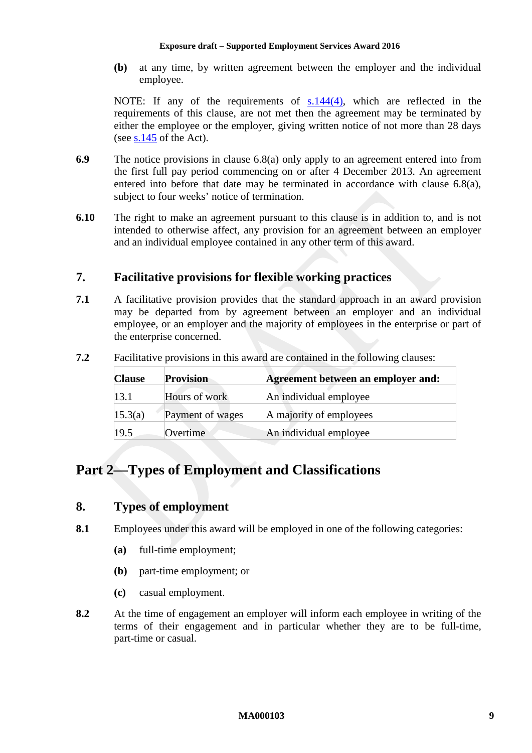**(b)** at any time, by written agreement between the employer and the individual employee.

NOTE: If any of the requirements of s.144(4), which are reflected in the requirements of this clause, are not met then the agreement may be terminated by either the employee or the employer, giving written notice of not more than 28 days (see s.145 of the Act).

**6.9** The notice provisions in clause 6.8(a) only apply to an agreement entered into from the first full pay period commencing on or after 4 December 2013. An agreement entered into before that date may be terminated in accordance with clause 6.8(a), subject to four weeks' notice of termination.

**6.10** The right to make an agreement pursuant to this clause is in addition to, and is not intended to otherwise affect, any provision for an agreement between an employer and an individual employee contained in any other term of this award.

## 7. Facilitative provisions for flexible working practices

**7.1** A facilitative provision provides that the standard approach in an award provision may be departed from by agreement between an employer and an individual employee, or an employer and the majority of employees in the enterprise or part of the enterprise concerned.

**7.2** Facilitative provisions in this award are contained in the following clauses:

| Clause | Provision | Agreement between an employer and: |
|---|---|---|
| 13.1 | Hours of work | An individual employee |
| 15.3(a) | Payment of wages | A majority of employees |
| 19.5 | Overtime | An individual employee |

# Part 2—Types of Employment and Classifications

## 8. Types of employment

**8.1** Employees under this award will be employed in one of the following categories:

**(a)** full-time employment;

**(b)** part-time employment; or

**(c)** casual employment.

**8.2** At the time of engagement an employer will inform each employee in writing of the terms of their engagement and in particular whether they are to be full-time, part-time or casual.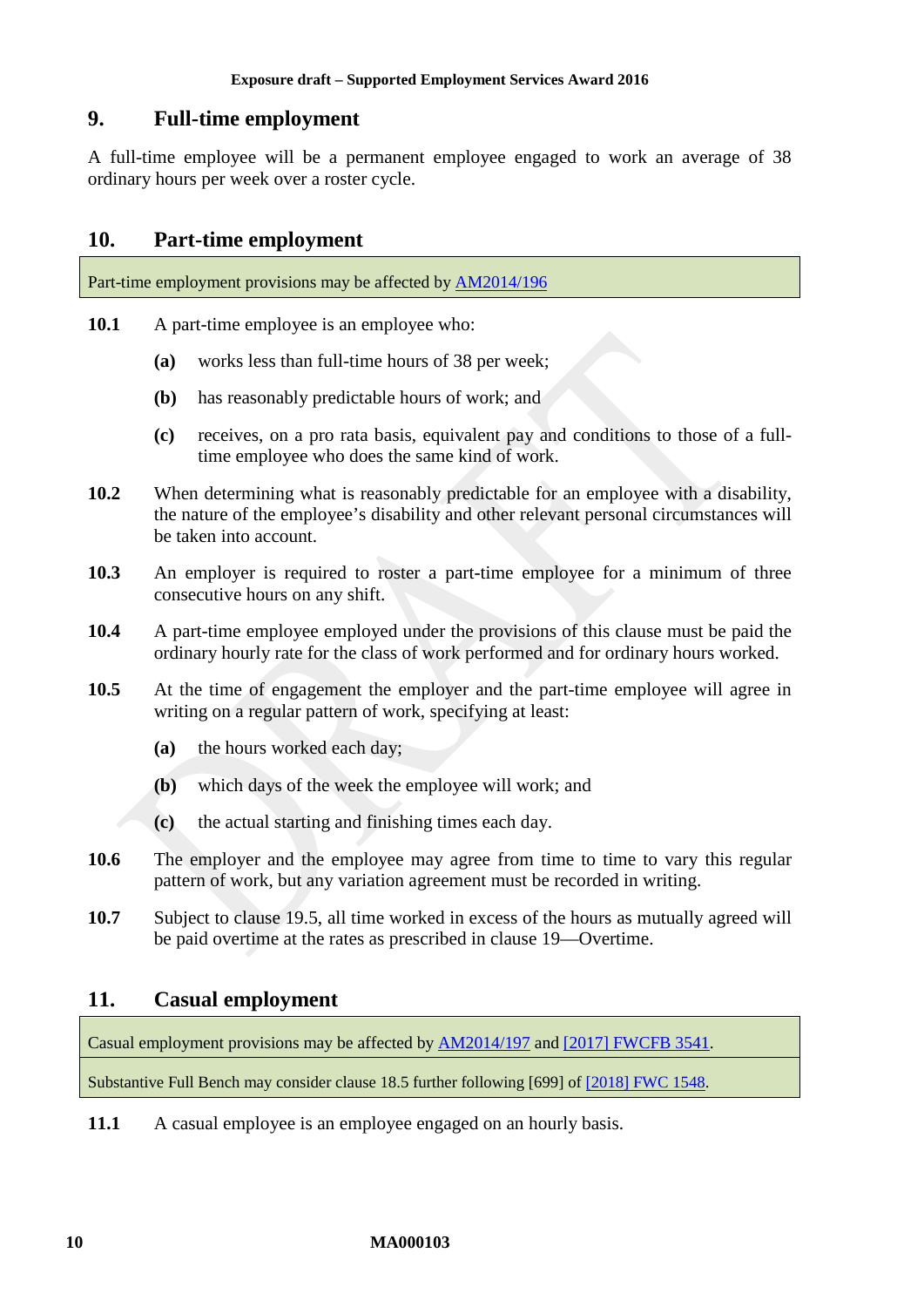## 9. Full-time employment

A full-time employee will be a permanent employee engaged to work an average of 38 ordinary hours per week over a roster cycle.

## 10. Part-time employment

| Part-time employment provisions may be affected by AM2014/196 |
| --- |

**10.1** A part-time employee is an employee who:

- **(a)** works less than full-time hours of 38 per week;
- **(b)** has reasonably predictable hours of work; and
- **(c)** receives, on a pro rata basis, equivalent pay and conditions to those of a full-time employee who does the same kind of work.

**10.2** When determining what is reasonably predictable for an employee with a disability, the nature of the employee's disability and other relevant personal circumstances will be taken into account.

**10.3** An employer is required to roster a part-time employee for a minimum of three consecutive hours on any shift.

**10.4** A part-time employee employed under the provisions of this clause must be paid the ordinary hourly rate for the class of work performed and for ordinary hours worked.

**10.5** At the time of engagement the employer and the part-time employee will agree in writing on a regular pattern of work, specifying at least:

- **(a)** the hours worked each day;
- **(b)** which days of the week the employee will work; and
- **(c)** the actual starting and finishing times each day.

**10.6** The employer and the employee may agree from time to time to vary this regular pattern of work, but any variation agreement must be recorded in writing.

**10.7** Subject to clause 19.5, all time worked in excess of the hours as mutually agreed will be paid overtime at the rates as prescribed in clause 19—Overtime.

## 11. Casual employment

| Casual employment provisions may be affected by AM2014/197 and [2017] FWCFB 3541. |
| --- |
| Substantive Full Bench may consider clause 18.5 further following [699] of [2018] FWC 1548. |

**11.1** A casual employee is an employee engaged on an hourly basis.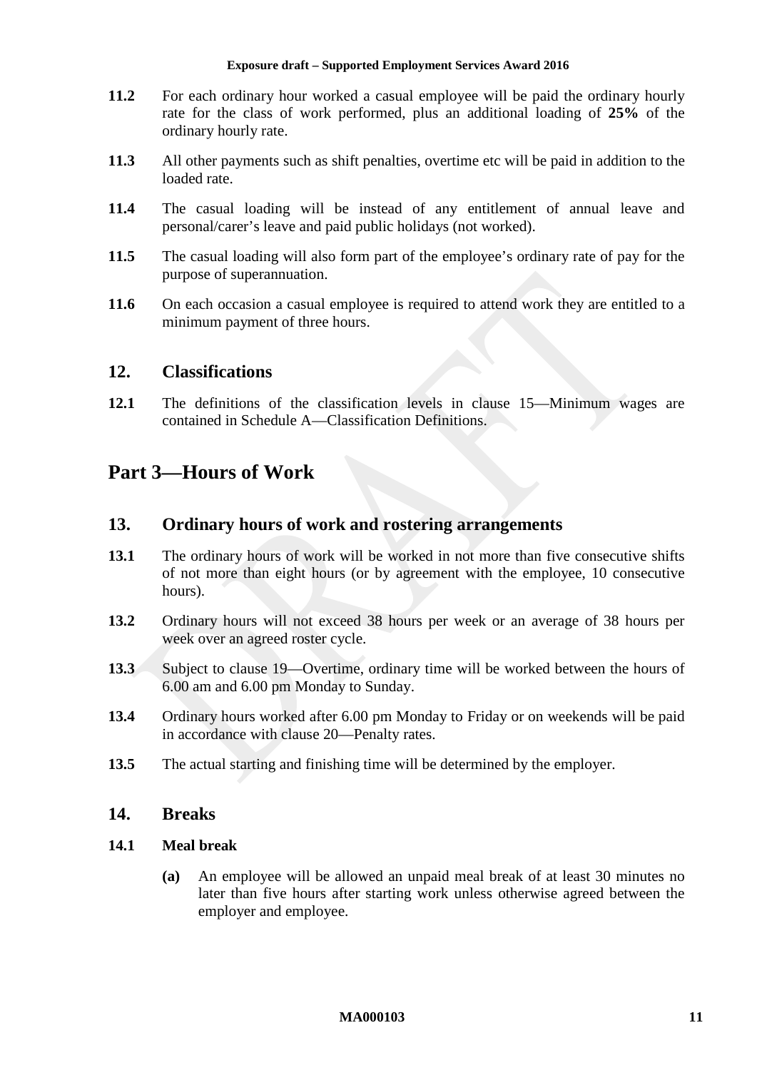**11.2** For each ordinary hour worked a casual employee will be paid the ordinary hourly rate for the class of work performed, plus an additional loading of **25%** of the ordinary hourly rate.

**11.3** All other payments such as shift penalties, overtime etc will be paid in addition to the loaded rate.

**11.4** The casual loading will be instead of any entitlement of annual leave and personal/carer's leave and paid public holidays (not worked).

**11.5** The casual loading will also form part of the employee's ordinary rate of pay for the purpose of superannuation.

**11.6** On each occasion a casual employee is required to attend work they are entitled to a minimum payment of three hours.

## 12. Classifications

**12.1** The definitions of the classification levels in clause 15—Minimum wages are contained in Schedule A—Classification Definitions.

# Part 3—Hours of Work

## 13. Ordinary hours of work and rostering arrangements

**13.1** The ordinary hours of work will be worked in not more than five consecutive shifts of not more than eight hours (or by agreement with the employee, 10 consecutive hours).

**13.2** Ordinary hours will not exceed 38 hours per week or an average of 38 hours per week over an agreed roster cycle.

**13.3** Subject to clause 19—Overtime, ordinary time will be worked between the hours of 6.00 am and 6.00 pm Monday to Sunday.

**13.4** Ordinary hours worked after 6.00 pm Monday to Friday or on weekends will be paid in accordance with clause 20—Penalty rates.

**13.5** The actual starting and finishing time will be determined by the employer.

## 14. Breaks

### 14.1 Meal break

**(a)** An employee will be allowed an unpaid meal break of at least 30 minutes no later than five hours after starting work unless otherwise agreed between the employer and employee.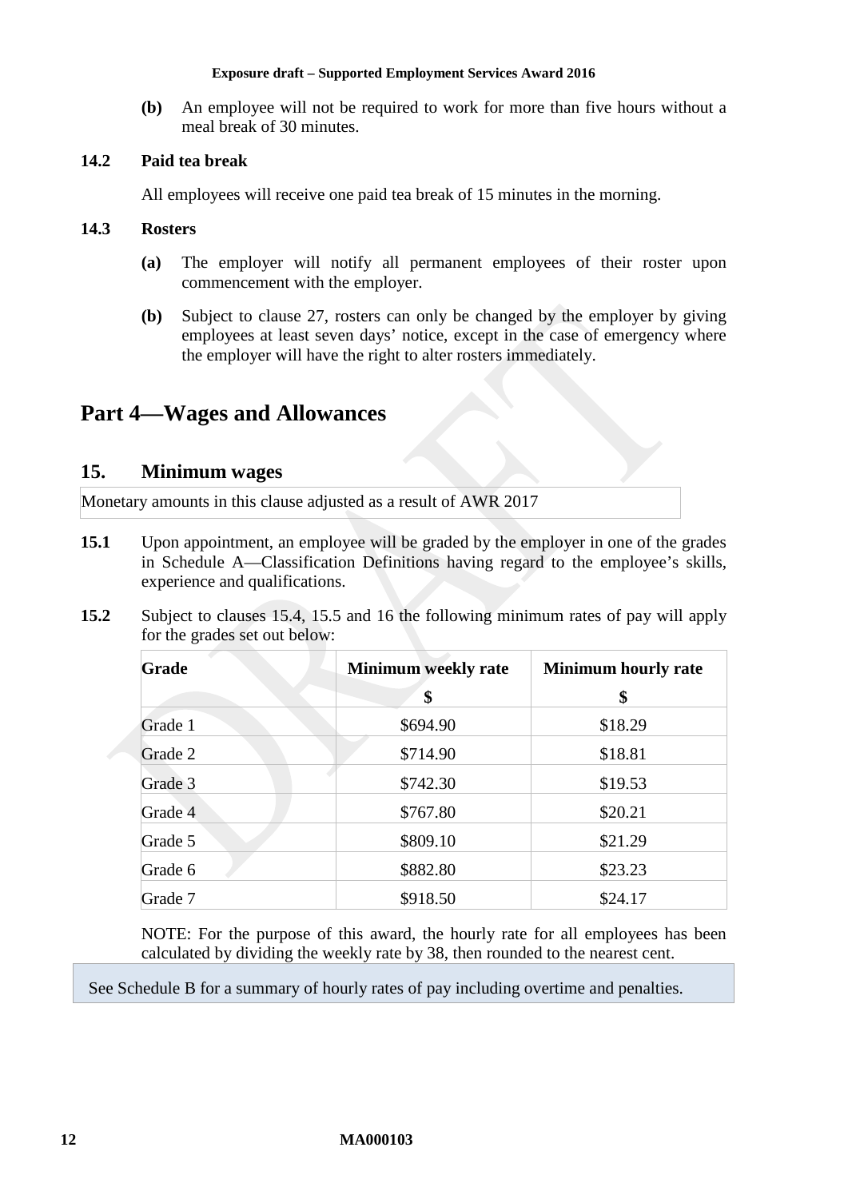**(b)** An employee will not be required to work for more than five hours without a meal break of 30 minutes.

### 14.2 Paid tea break

All employees will receive one paid tea break of 15 minutes in the morning.

### 14.3 Rosters

**(a)** The employer will notify all permanent employees of their roster upon commencement with the employer.

**(b)** Subject to clause 27, rosters can only be changed by the employer by giving employees at least seven days' notice, except in the case of emergency where the employer will have the right to alter rosters immediately.

# Part 4—Wages and Allowances

## 15. Minimum wages

Monetary amounts in this clause adjusted as a result of AWR 2017

**15.1** Upon appointment, an employee will be graded by the employer in one of the grades in Schedule A—Classification Definitions having regard to the employee's skills, experience and qualifications.

**15.2** Subject to clauses 15.4, 15.5 and 16 the following minimum rates of pay will apply for the grades set out below:

| Grade | Minimum weekly rate<br>$ | Minimum hourly rate<br>$ |
|---|---|---|
| Grade 1 | $694.90 | $18.29 |
| Grade 2 | $714.90 | $18.81 |
| Grade 3 | $742.30 | $19.53 |
| Grade 4 | $767.80 | $20.21 |
| Grade 5 | $809.10 | $21.29 |
| Grade 6 | $882.80 | $23.23 |
| Grade 7 | $918.50 | $24.17 |

NOTE: For the purpose of this award, the hourly rate for all employees has been calculated by dividing the weekly rate by 38, then rounded to the nearest cent.

See Schedule B for a summary of hourly rates of pay including overtime and penalties.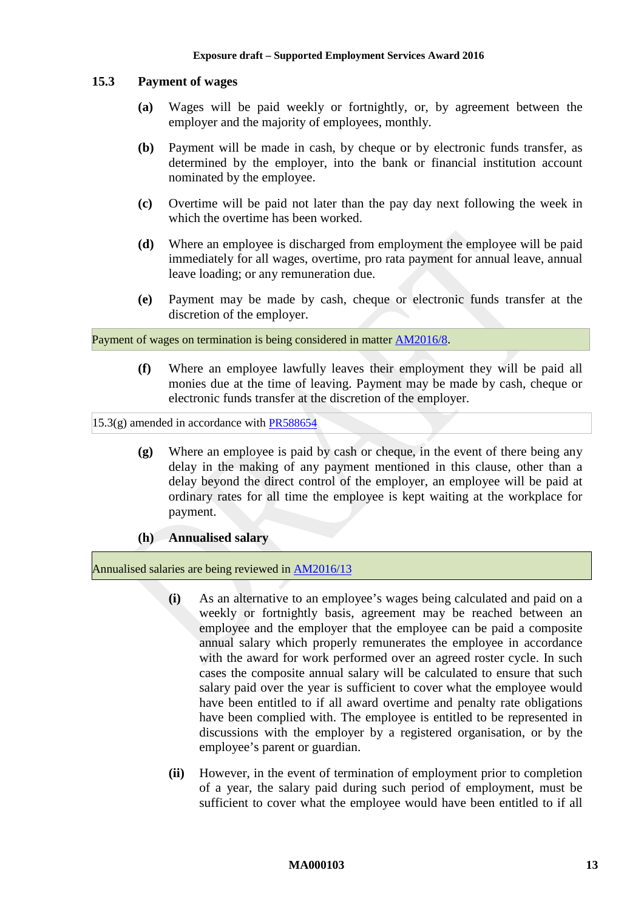### 15.3 Payment of wages

**(a)** Wages will be paid weekly or fortnightly, or, by agreement between the employer and the majority of employees, monthly.

**(b)** Payment will be made in cash, by cheque or by electronic funds transfer, as determined by the employer, into the bank or financial institution account nominated by the employee.

**(c)** Overtime will be paid not later than the pay day next following the week in which the overtime has been worked.

**(d)** Where an employee is discharged from employment the employee will be paid immediately for all wages, overtime, pro rata payment for annual leave, annual leave loading; or any remuneration due.

**(e)** Payment may be made by cash, cheque or electronic funds transfer at the discretion of the employer.

Payment of wages on termination is being considered in matter AM2016/8.

**(f)** Where an employee lawfully leaves their employment they will be paid all monies due at the time of leaving. Payment may be made by cash, cheque or electronic funds transfer at the discretion of the employer.

15.3(g) amended in accordance with PR588654

**(g)** Where an employee is paid by cash or cheque, in the event of there being any delay in the making of any payment mentioned in this clause, other than a delay beyond the direct control of the employer, an employee will be paid at ordinary rates for all time the employee is kept waiting at the workplace for payment.

**(h) Annualised salary**

Annualised salaries are being reviewed in AM2016/13

**(i)** As an alternative to an employee's wages being calculated and paid on a weekly or fortnightly basis, agreement may be reached between an employee and the employer that the employee can be paid a composite annual salary which properly remunerates the employee in accordance with the award for work performed over an agreed roster cycle. In such cases the composite annual salary will be calculated to ensure that such salary paid over the year is sufficient to cover what the employee would have been entitled to if all award overtime and penalty rate obligations have been complied with. The employee is entitled to be represented in discussions with the employer by a registered organisation, or by the employee's parent or guardian.

**(ii)** However, in the event of termination of employment prior to completion of a year, the salary paid during such period of employment, must be sufficient to cover what the employee would have been entitled to if all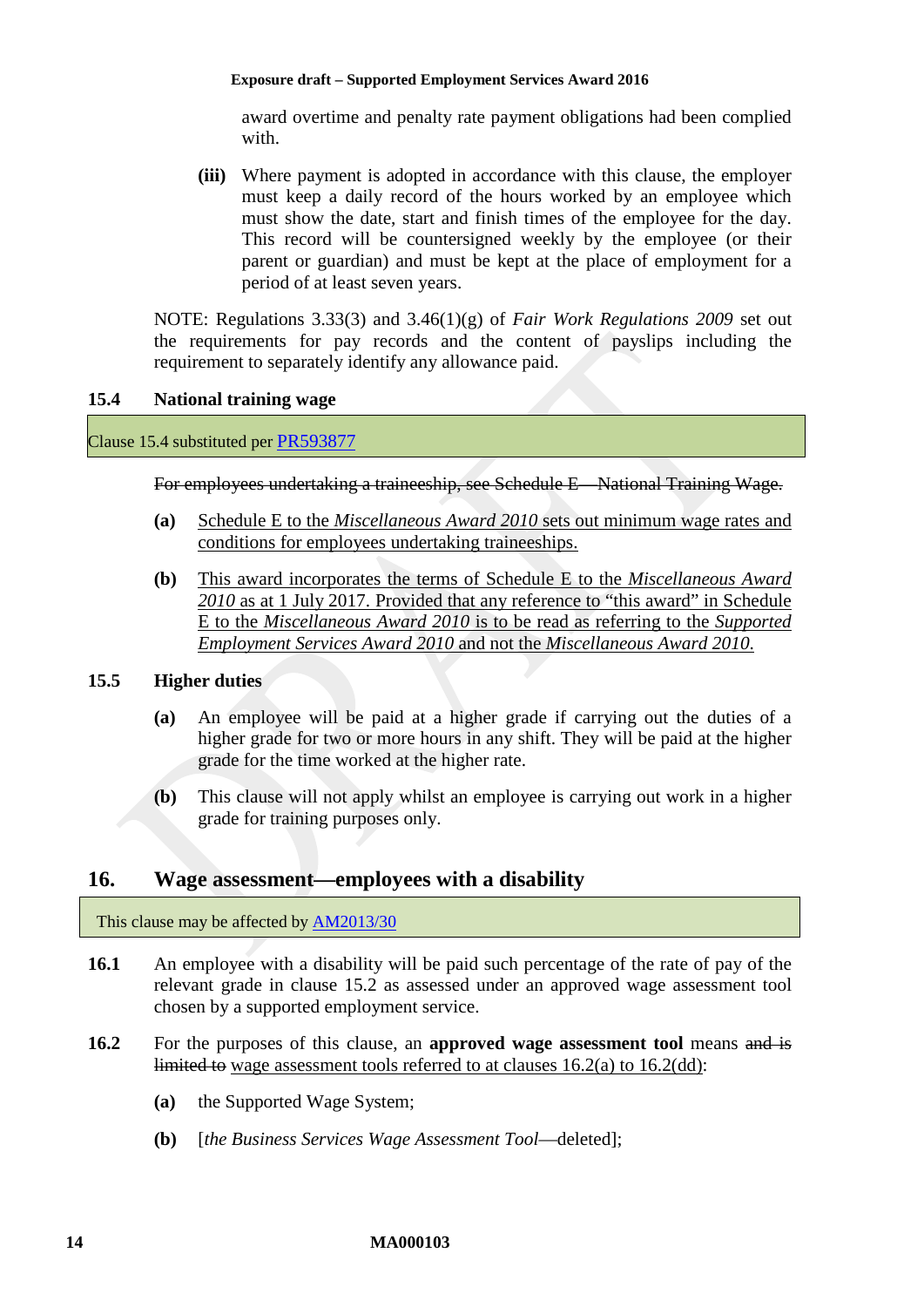award overtime and penalty rate payment obligations had been complied with.

**(iii)** Where payment is adopted in accordance with this clause, the employer must keep a daily record of the hours worked by an employee which must show the date, start and finish times of the employee for the day. This record will be countersigned weekly by the employee (or their parent or guardian) and must be kept at the place of employment for a period of at least seven years.

NOTE: Regulations 3.33(3) and 3.46(1)(g) of *Fair Work Regulations 2009* set out the requirements for pay records and the content of payslips including the requirement to separately identify any allowance paid.

### 15.4 National training wage

Clause 15.4 substituted per PR593877

~~For employees undertaking a traineeship, see Schedule E—National Training Wage.~~

**(a)** <u>Schedule E to the *Miscellaneous Award 2010* sets out minimum wage rates and conditions for employees undertaking traineeships.</u>

**(b)** <u>This award incorporates the terms of Schedule E to the *Miscellaneous Award 2010* as at 1 July 2017. Provided that any reference to "this award" in Schedule E to the *Miscellaneous Award 2010* is to be read as referring to the *Supported Employment Services Award 2010* and not the *Miscellaneous Award 2010*.</u>

### 15.5 Higher duties

**(a)** An employee will be paid at a higher grade if carrying out the duties of a higher grade for two or more hours in any shift. They will be paid at the higher grade for the time worked at the higher rate.

**(b)** This clause will not apply whilst an employee is carrying out work in a higher grade for training purposes only.

## 16. Wage assessment—employees with a disability

This clause may be affected by AM2013/30

**16.1** An employee with a disability will be paid such percentage of the rate of pay of the relevant grade in clause 15.2 as assessed under an approved wage assessment tool chosen by a supported employment service.

**16.2** For the purposes of this clause, an **approved wage assessment tool** means ~~and is limited to~~ <u>wage assessment tools referred to at clauses 16.2(a) to 16.2(dd)</u>:

**(a)** the Supported Wage System;

**(b)** [*the Business Services Wage Assessment Tool*—deleted];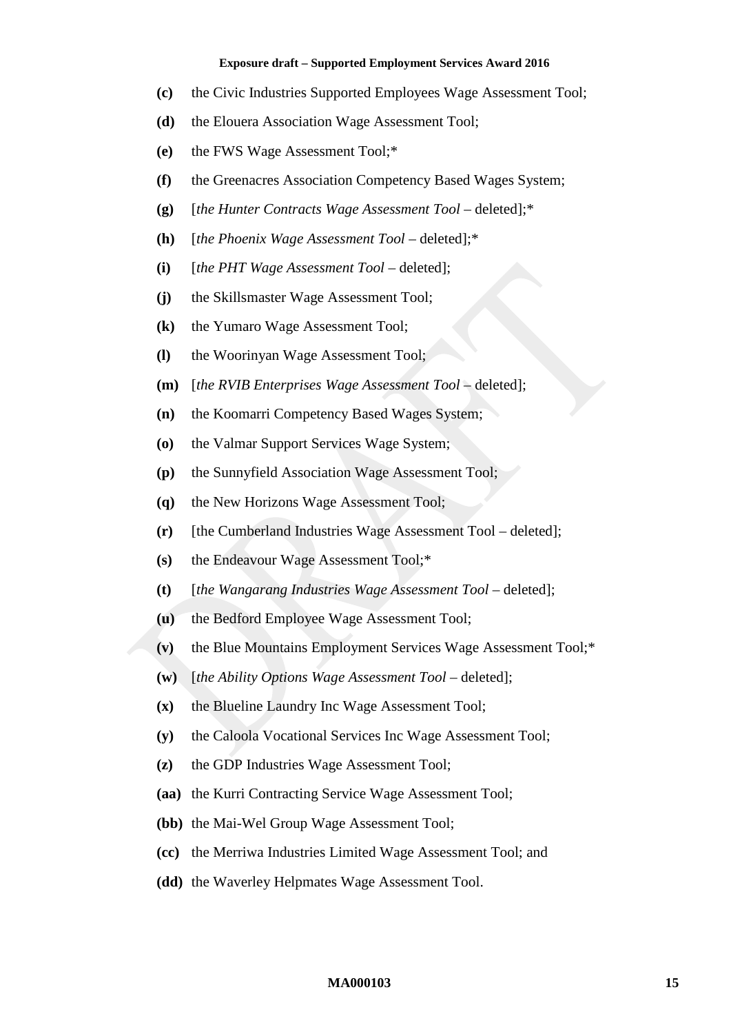**(c)** the Civic Industries Supported Employees Wage Assessment Tool;

**(d)** the Elouera Association Wage Assessment Tool;

**(e)** the FWS Wage Assessment Tool;*

**(f)** the Greenacres Association Competency Based Wages System;

**(g)** [*the Hunter Contracts Wage Assessment Tool* – deleted];*

**(h)** [*the Phoenix Wage Assessment Tool* – deleted];*

**(i)** [*the PHT Wage Assessment Tool* – deleted];

**(j)** the Skillsmaster Wage Assessment Tool;

**(k)** the Yumaro Wage Assessment Tool;

**(l)** the Woorinyan Wage Assessment Tool;

**(m)** [*the RVIB Enterprises Wage Assessment Tool* – deleted];

**(n)** the Koomarri Competency Based Wages System;

**(o)** the Valmar Support Services Wage System;

**(p)** the Sunnyfield Association Wage Assessment Tool;

**(q)** the New Horizons Wage Assessment Tool;

**(r)** [the Cumberland Industries Wage Assessment Tool – deleted];

**(s)** the Endeavour Wage Assessment Tool;*

**(t)** [*the Wangarang Industries Wage Assessment Tool* – deleted];

**(u)** the Bedford Employee Wage Assessment Tool;

**(v)** the Blue Mountains Employment Services Wage Assessment Tool;*

**(w)** [*the Ability Options Wage Assessment Tool* – deleted];

**(x)** the Blueline Laundry Inc Wage Assessment Tool;

**(y)** the Caloola Vocational Services Inc Wage Assessment Tool;

**(z)** the GDP Industries Wage Assessment Tool;

**(aa)** the Kurri Contracting Service Wage Assessment Tool;

**(bb)** the Mai-Wel Group Wage Assessment Tool;

**(cc)** the Merriwa Industries Limited Wage Assessment Tool; and

**(dd)** the Waverley Helpmates Wage Assessment Tool.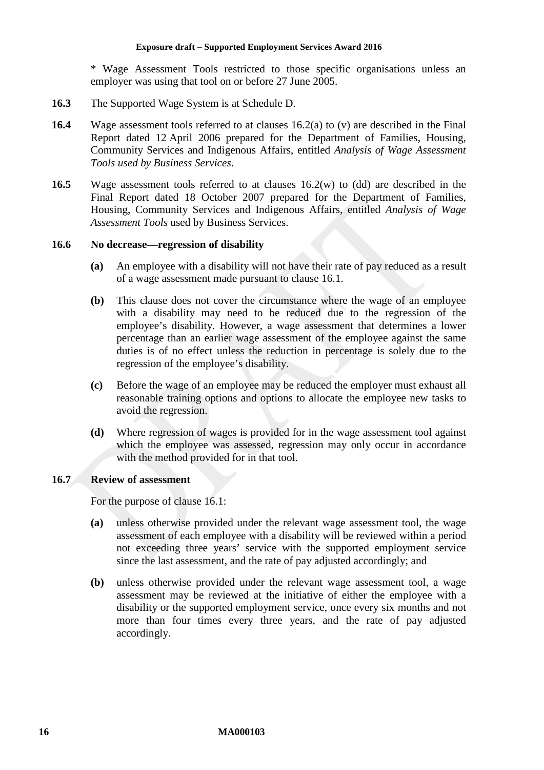\* Wage Assessment Tools restricted to those specific organisations unless an employer was using that tool on or before 27 June 2005.

**16.3** The Supported Wage System is at Schedule D.

**16.4** Wage assessment tools referred to at clauses 16.2(a) to (v) are described in the Final Report dated 12 April 2006 prepared for the Department of Families, Housing, Community Services and Indigenous Affairs, entitled *Analysis of Wage Assessment Tools used by Business Services*.

**16.5** Wage assessment tools referred to at clauses 16.2(w) to (dd) are described in the Final Report dated 18 October 2007 prepared for the Department of Families, Housing, Community Services and Indigenous Affairs, entitled *Analysis of Wage Assessment Tools* used by Business Services.

### 16.6 No decrease—regression of disability

**(a)** An employee with a disability will not have their rate of pay reduced as a result of a wage assessment made pursuant to clause 16.1.

**(b)** This clause does not cover the circumstance where the wage of an employee with a disability may need to be reduced due to the regression of the employee's disability. However, a wage assessment that determines a lower percentage than an earlier wage assessment of the employee against the same duties is of no effect unless the reduction in percentage is solely due to the regression of the employee's disability.

**(c)** Before the wage of an employee may be reduced the employer must exhaust all reasonable training options and options to allocate the employee new tasks to avoid the regression.

**(d)** Where regression of wages is provided for in the wage assessment tool against which the employee was assessed, regression may only occur in accordance with the method provided for in that tool.

### 16.7 Review of assessment

For the purpose of clause 16.1:

**(a)** unless otherwise provided under the relevant wage assessment tool, the wage assessment of each employee with a disability will be reviewed within a period not exceeding three years' service with the supported employment service since the last assessment, and the rate of pay adjusted accordingly; and

**(b)** unless otherwise provided under the relevant wage assessment tool, a wage assessment may be reviewed at the initiative of either the employee with a disability or the supported employment service, once every six months and not more than four times every three years, and the rate of pay adjusted accordingly.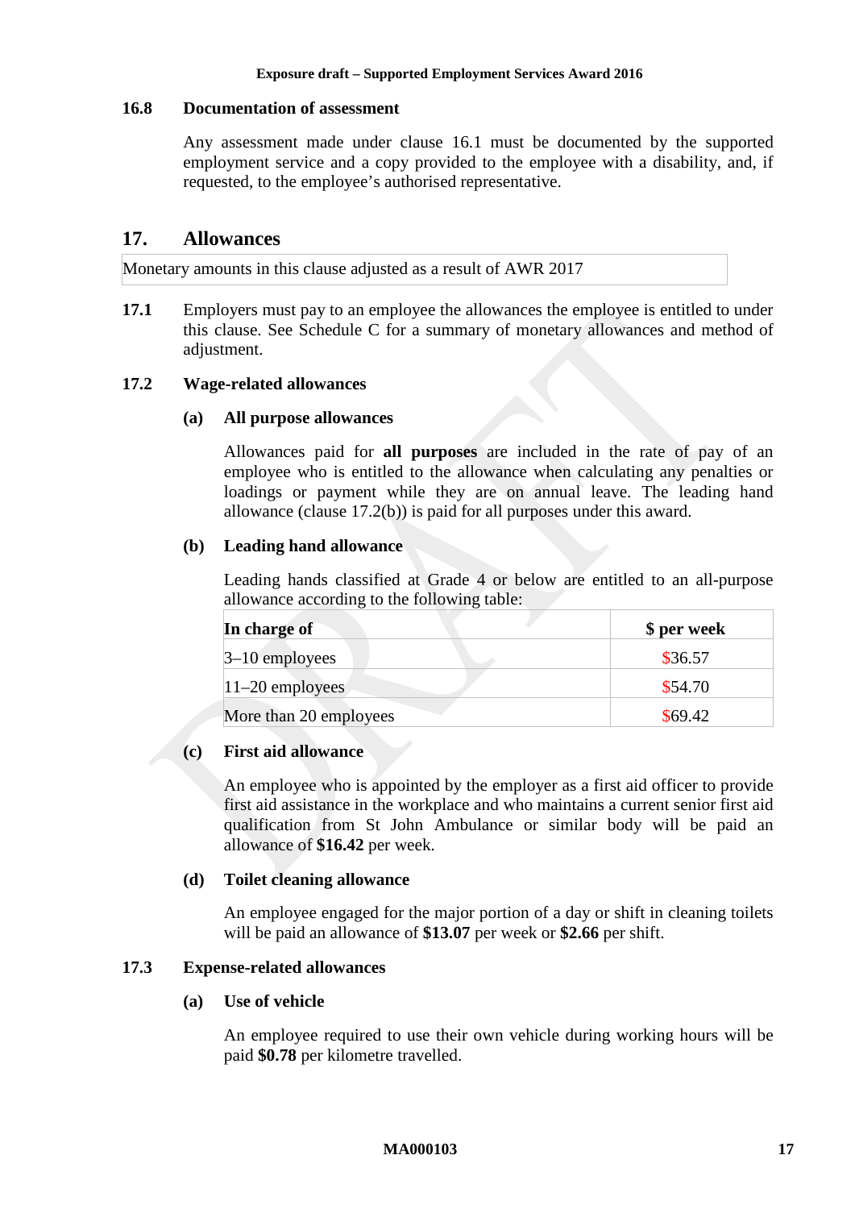### 16.8 Documentation of assessment

Any assessment made under clause 16.1 must be documented by the supported employment service and a copy provided to the employee with a disability, and, if requested, to the employee's authorised representative.

## 17. Allowances

Monetary amounts in this clause adjusted as a result of AWR 2017

**17.1** Employers must pay to an employee the allowances the employee is entitled to under this clause. See Schedule C for a summary of monetary allowances and method of adjustment.

### 17.2 Wage-related allowances

**(a) All purpose allowances**

Allowances paid for **all purposes** are included in the rate of pay of an employee who is entitled to the allowance when calculating any penalties or loadings or payment while they are on annual leave. The leading hand allowance (clause 17.2(b)) is paid for all purposes under this award.

**(b) Leading hand allowance**

Leading hands classified at Grade 4 or below are entitled to an all-purpose allowance according to the following table:

| In charge of | $ per week |
|---|---|
| 3–10 employees | $36.57 |
| 11–20 employees | $54.70 |
| More than 20 employees | $69.42 |

**(c) First aid allowance**

An employee who is appointed by the employer as a first aid officer to provide first aid assistance in the workplace and who maintains a current senior first aid qualification from St John Ambulance or similar body will be paid an allowance of **$16.42** per week.

**(d) Toilet cleaning allowance**

An employee engaged for the major portion of a day or shift in cleaning toilets will be paid an allowance of **$13.07** per week or **$2.66** per shift.

### 17.3 Expense-related allowances

**(a) Use of vehicle**

An employee required to use their own vehicle during working hours will be paid **$0.78** per kilometre travelled.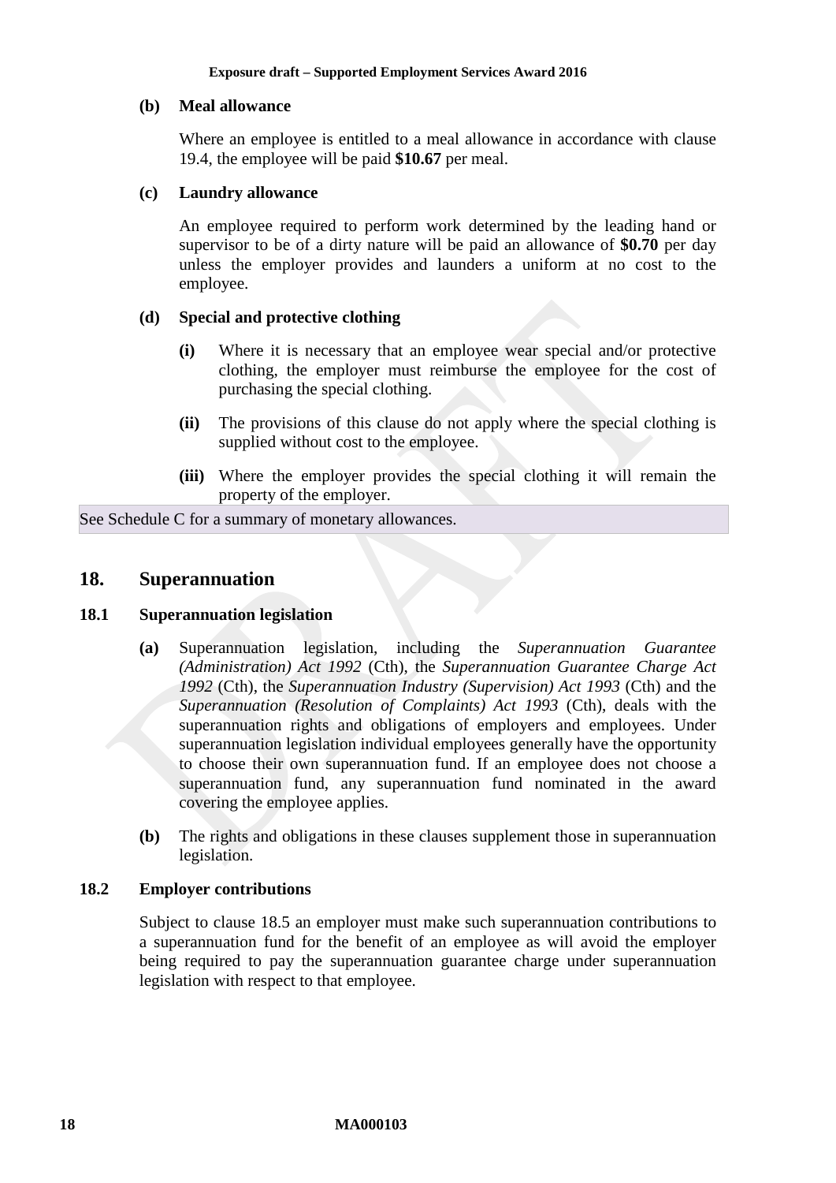**(b) Meal allowance**

Where an employee is entitled to a meal allowance in accordance with clause 19.4, the employee will be paid **$10.67** per meal.

**(c) Laundry allowance**

An employee required to perform work determined by the leading hand or supervisor to be of a dirty nature will be paid an allowance of **$0.70** per day unless the employer provides and launders a uniform at no cost to the employee.

**(d) Special and protective clothing**

**(i)** Where it is necessary that an employee wear special and/or protective clothing, the employer must reimburse the employee for the cost of purchasing the special clothing.

**(ii)** The provisions of this clause do not apply where the special clothing is supplied without cost to the employee.

**(iii)** Where the employer provides the special clothing it will remain the property of the employer.

See Schedule C for a summary of monetary allowances.

## 18. Superannuation

### 18.1 Superannuation legislation

**(a)** Superannuation legislation, including the *Superannuation Guarantee (Administration) Act 1992* (Cth), the *Superannuation Guarantee Charge Act 1992* (Cth), the *Superannuation Industry (Supervision) Act 1993* (Cth) and the *Superannuation (Resolution of Complaints) Act 1993* (Cth), deals with the superannuation rights and obligations of employers and employees. Under superannuation legislation individual employees generally have the opportunity to choose their own superannuation fund. If an employee does not choose a superannuation fund, any superannuation fund nominated in the award covering the employee applies.

**(b)** The rights and obligations in these clauses supplement those in superannuation legislation.

### 18.2 Employer contributions

Subject to clause 18.5 an employer must make such superannuation contributions to a superannuation fund for the benefit of an employee as will avoid the employer being required to pay the superannuation guarantee charge under superannuation legislation with respect to that employee.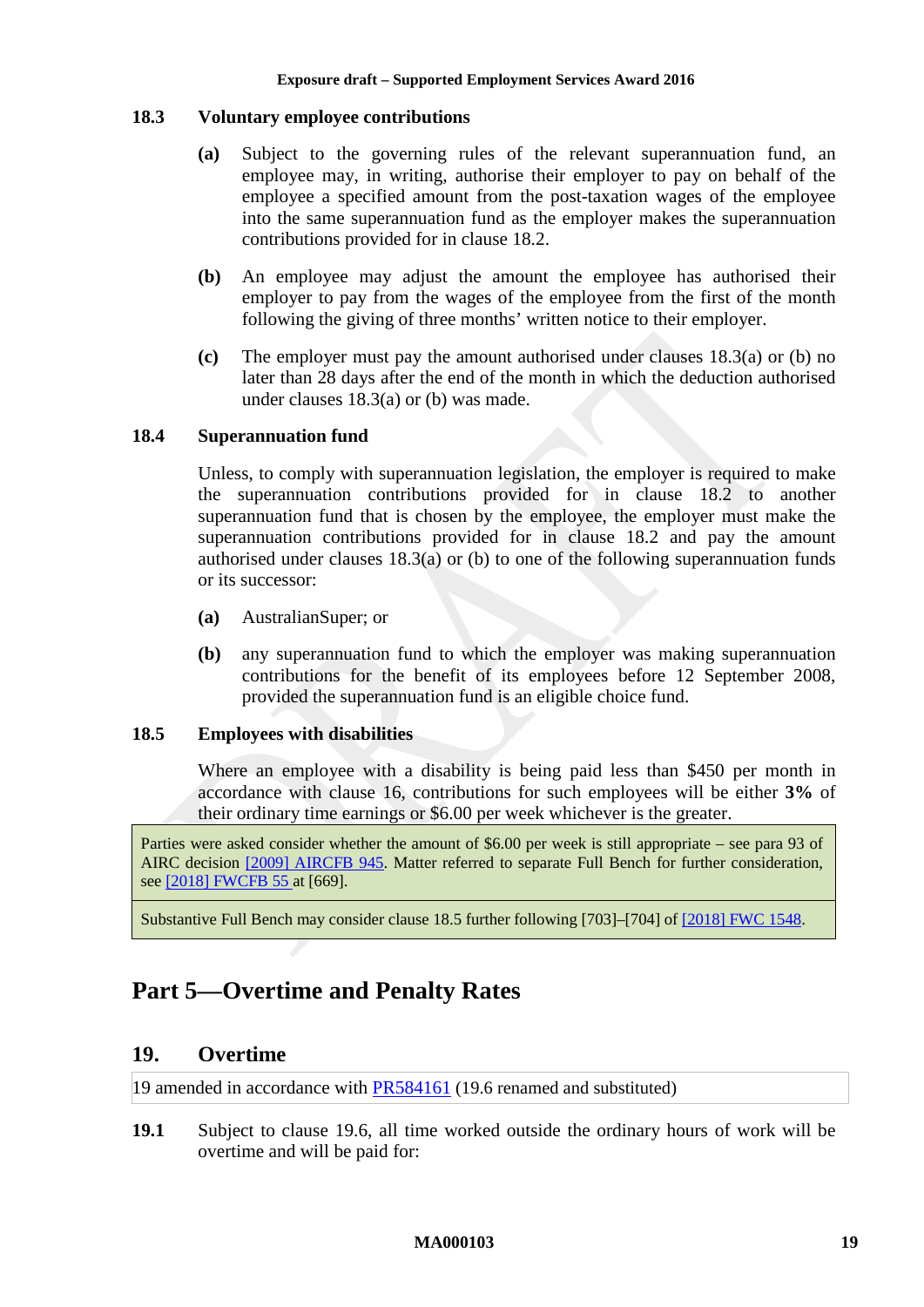### 18.3 Voluntary employee contributions

**(a)** Subject to the governing rules of the relevant superannuation fund, an employee may, in writing, authorise their employer to pay on behalf of the employee a specified amount from the post-taxation wages of the employee into the same superannuation fund as the employer makes the superannuation contributions provided for in clause 18.2.

**(b)** An employee may adjust the amount the employee has authorised their employer to pay from the wages of the employee from the first of the month following the giving of three months' written notice to their employer.

**(c)** The employer must pay the amount authorised under clauses 18.3(a) or (b) no later than 28 days after the end of the month in which the deduction authorised under clauses 18.3(a) or (b) was made.

### 18.4 Superannuation fund

Unless, to comply with superannuation legislation, the employer is required to make the superannuation contributions provided for in clause 18.2 to another superannuation fund that is chosen by the employee, the employer must make the superannuation contributions provided for in clause 18.2 and pay the amount authorised under clauses 18.3(a) or (b) to one of the following superannuation funds or its successor:

**(a)** AustralianSuper; or

**(b)** any superannuation fund to which the employer was making superannuation contributions for the benefit of its employees before 12 September 2008, provided the superannuation fund is an eligible choice fund.

### 18.5 Employees with disabilities

Where an employee with a disability is being paid less than $450 per month in accordance with clause 16, contributions for such employees will be either **3%** of their ordinary time earnings or $6.00 per week whichever is the greater.

| Parties were asked consider whether the amount of $6.00 per week is still appropriate – see para 93 of AIRC decision [2009] AIRCFB 945. Matter referred to separate Full Bench for further consideration, see [2018] FWCFB 55 at [669]. |
|---|
| Substantive Full Bench may consider clause 18.5 further following [703]–[704] of [2018] FWC 1548. |

# Part 5—Overtime and Penalty Rates

## 19. Overtime

19 amended in accordance with PR584161 (19.6 renamed and substituted)

**19.1** Subject to clause 19.6, all time worked outside the ordinary hours of work will be overtime and will be paid for: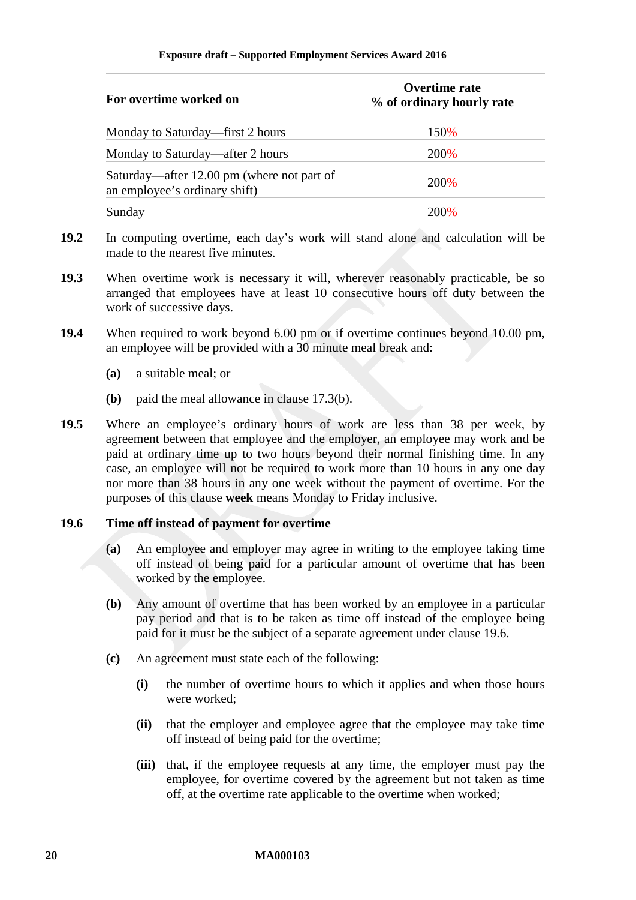| For overtime worked on | Overtime rate<br>% of ordinary hourly rate |
|---|---|
| Monday to Saturday—first 2 hours | 150% |
| Monday to Saturday—after 2 hours | 200% |
| Saturday—after 12.00 pm (where not part of an employee's ordinary shift) | 200% |
| Sunday | 200% |

**19.2** In computing overtime, each day's work will stand alone and calculation will be made to the nearest five minutes.

**19.3** When overtime work is necessary it will, wherever reasonably practicable, be so arranged that employees have at least 10 consecutive hours off duty between the work of successive days.

**19.4** When required to work beyond 6.00 pm or if overtime continues beyond 10.00 pm, an employee will be provided with a 30 minute meal break and:

- **(a)** a suitable meal; or
- **(b)** paid the meal allowance in clause 17.3(b).

**19.5** Where an employee's ordinary hours of work are less than 38 per week, by agreement between that employee and the employer, an employee may work and be paid at ordinary time up to two hours beyond their normal finishing time. In any case, an employee will not be required to work more than 10 hours in any one day nor more than 38 hours in any one week without the payment of overtime. For the purposes of this clause **week** means Monday to Friday inclusive.

**19.6** **Time off instead of payment for overtime**

- **(a)** An employee and employer may agree in writing to the employee taking time off instead of being paid for a particular amount of overtime that has been worked by the employee.
- **(b)** Any amount of overtime that has been worked by an employee in a particular pay period and that is to be taken as time off instead of the employee being paid for it must be the subject of a separate agreement under clause 19.6.
- **(c)** An agreement must state each of the following:
  - **(i)** the number of overtime hours to which it applies and when those hours were worked;
  - **(ii)** that the employer and employee agree that the employee may take time off instead of being paid for the overtime;
  - **(iii)** that, if the employee requests at any time, the employer must pay the employee, for overtime covered by the agreement but not taken as time off, at the overtime rate applicable to the overtime when worked;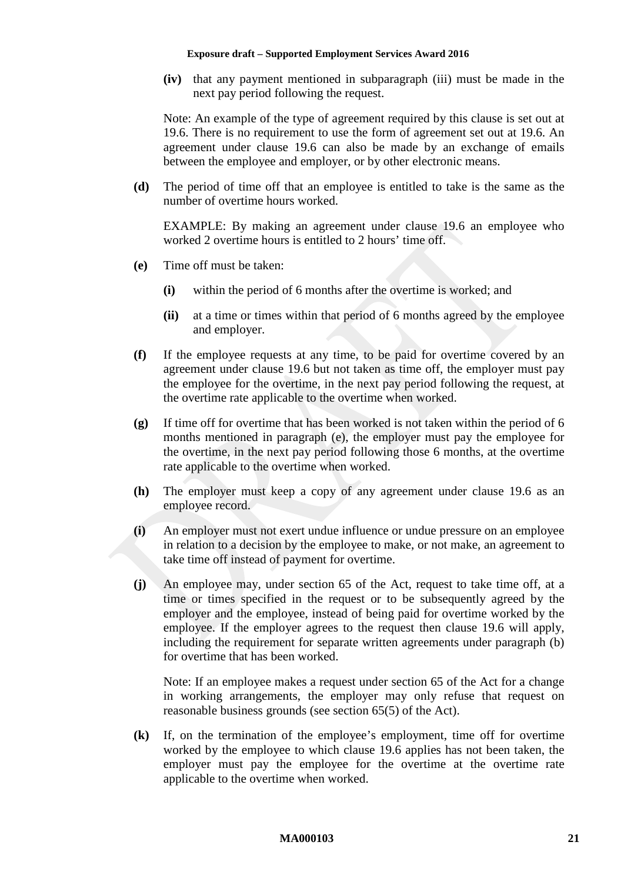**(iv)** that any payment mentioned in subparagraph (iii) must be made in the next pay period following the request.

Note: An example of the type of agreement required by this clause is set out at 19.6. There is no requirement to use the form of agreement set out at 19.6. An agreement under clause 19.6 can also be made by an exchange of emails between the employee and employer, or by other electronic means.

**(d)** The period of time off that an employee is entitled to take is the same as the number of overtime hours worked.

EXAMPLE: By making an agreement under clause 19.6 an employee who worked 2 overtime hours is entitled to 2 hours' time off.

**(e)** Time off must be taken:

**(i)** within the period of 6 months after the overtime is worked; and

**(ii)** at a time or times within that period of 6 months agreed by the employee and employer.

**(f)** If the employee requests at any time, to be paid for overtime covered by an agreement under clause 19.6 but not taken as time off, the employer must pay the employee for the overtime, in the next pay period following the request, at the overtime rate applicable to the overtime when worked.

**(g)** If time off for overtime that has been worked is not taken within the period of 6 months mentioned in paragraph (e), the employer must pay the employee for the overtime, in the next pay period following those 6 months, at the overtime rate applicable to the overtime when worked.

**(h)** The employer must keep a copy of any agreement under clause 19.6 as an employee record.

**(i)** An employer must not exert undue influence or undue pressure on an employee in relation to a decision by the employee to make, or not make, an agreement to take time off instead of payment for overtime.

**(j)** An employee may, under section 65 of the Act, request to take time off, at a time or times specified in the request or to be subsequently agreed by the employer and the employee, instead of being paid for overtime worked by the employee. If the employer agrees to the request then clause 19.6 will apply, including the requirement for separate written agreements under paragraph (b) for overtime that has been worked.

Note: If an employee makes a request under section 65 of the Act for a change in working arrangements, the employer may only refuse that request on reasonable business grounds (see section 65(5) of the Act).

**(k)** If, on the termination of the employee's employment, time off for overtime worked by the employee to which clause 19.6 applies has not been taken, the employer must pay the employee for the overtime at the overtime rate applicable to the overtime when worked.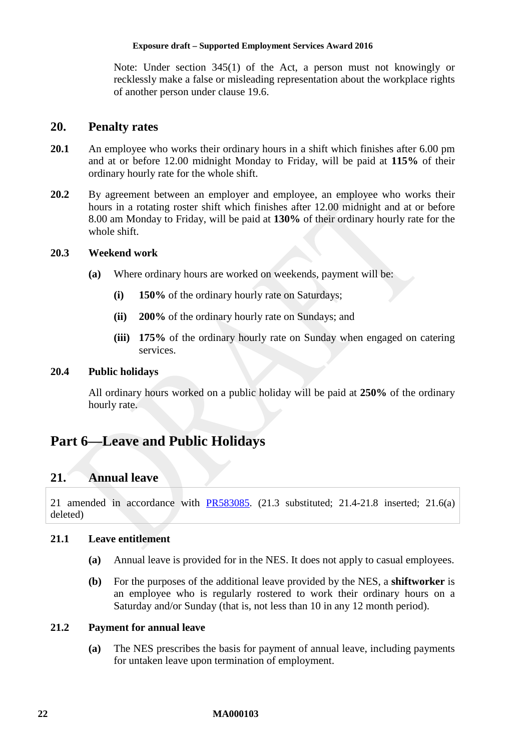Note: Under section 345(1) of the Act, a person must not knowingly or recklessly make a false or misleading representation about the workplace rights of another person under clause 19.6.

## 20. Penalty rates

**20.1** An employee who works their ordinary hours in a shift which finishes after 6.00 pm and at or before 12.00 midnight Monday to Friday, will be paid at **115%** of their ordinary hourly rate for the whole shift.

**20.2** By agreement between an employer and employee, an employee who works their hours in a rotating roster shift which finishes after 12.00 midnight and at or before 8.00 am Monday to Friday, will be paid at **130%** of their ordinary hourly rate for the whole shift.

### 20.3 Weekend work

**(a)** Where ordinary hours are worked on weekends, payment will be:

**(i)** **150%** of the ordinary hourly rate on Saturdays;

**(ii)** **200%** of the ordinary hourly rate on Sundays; and

**(iii)** **175%** of the ordinary hourly rate on Sunday when engaged on catering services.

### 20.4 Public holidays

All ordinary hours worked on a public holiday will be paid at **250%** of the ordinary hourly rate.

# Part 6—Leave and Public Holidays

## 21. Annual leave

21 amended in accordance with [PR583085](PR583085). (21.3 substituted; 21.4-21.8 inserted; 21.6(a) deleted)

### 21.1 Leave entitlement

**(a)** Annual leave is provided for in the NES. It does not apply to casual employees.

**(b)** For the purposes of the additional leave provided by the NES, a **shiftworker** is an employee who is regularly rostered to work their ordinary hours on a Saturday and/or Sunday (that is, not less than 10 in any 12 month period).

### 21.2 Payment for annual leave

**(a)** The NES prescribes the basis for payment of annual leave, including payments for untaken leave upon termination of employment.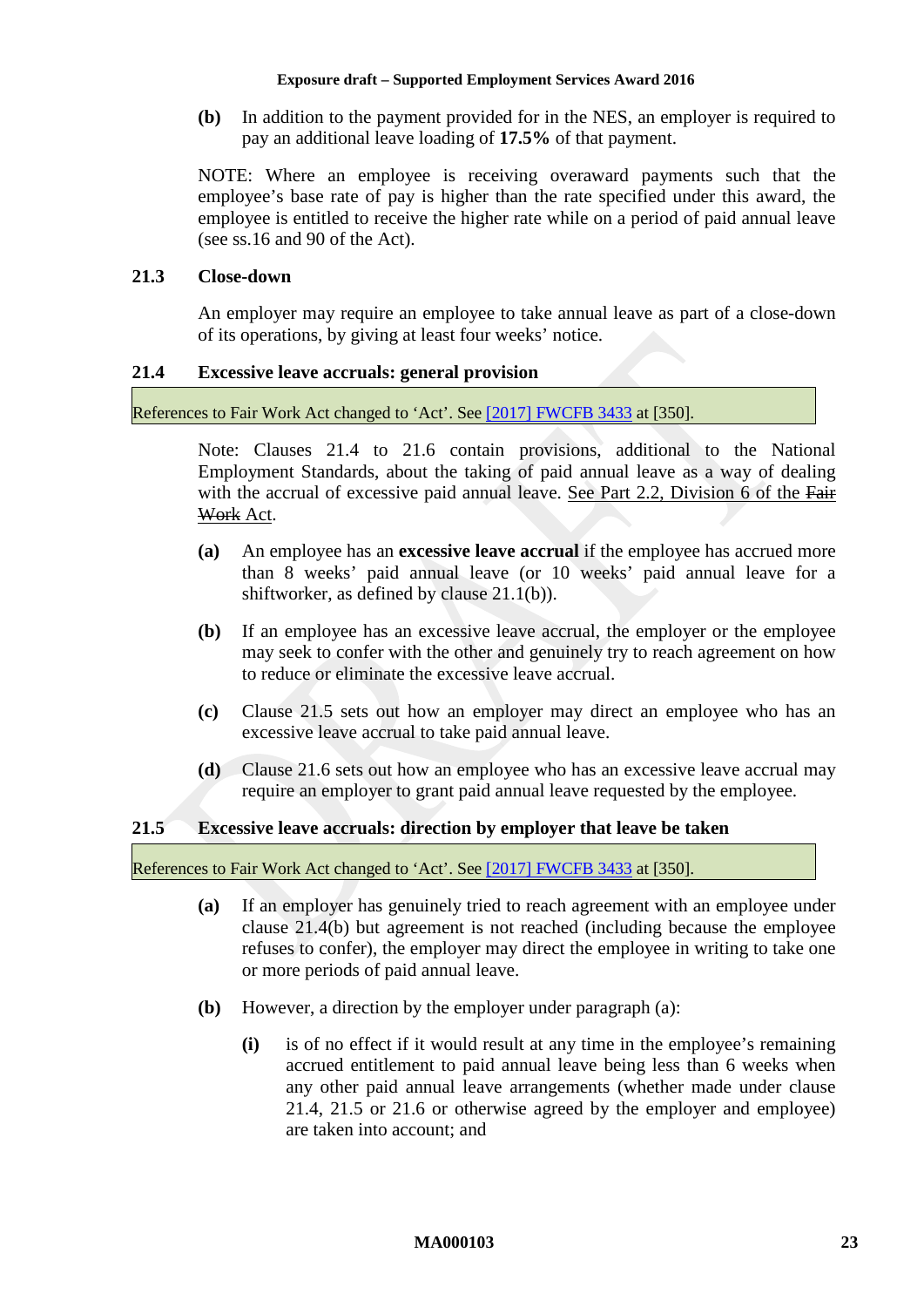**(b)** In addition to the payment provided for in the NES, an employer is required to pay an additional leave loading of **17.5%** of that payment.

NOTE: Where an employee is receiving overaward payments such that the employee's base rate of pay is higher than the rate specified under this award, the employee is entitled to receive the higher rate while on a period of paid annual leave (see ss.16 and 90 of the Act).

### 21.3 Close-down

An employer may require an employee to take annual leave as part of a close-down of its operations, by giving at least four weeks' notice.

### 21.4 Excessive leave accruals: general provision

References to Fair Work Act changed to 'Act'. See [2017] FWCFB 3433 at [350].

Note: Clauses 21.4 to 21.6 contain provisions, additional to the National Employment Standards, about the taking of paid annual leave as a way of dealing with the accrual of excessive paid annual leave. See Part 2.2, Division 6 of the ~~Fair Work~~ Act.

**(a)** An employee has an **excessive leave accrual** if the employee has accrued more than 8 weeks' paid annual leave (or 10 weeks' paid annual leave for a shiftworker, as defined by clause 21.1(b)).

**(b)** If an employee has an excessive leave accrual, the employer or the employee may seek to confer with the other and genuinely try to reach agreement on how to reduce or eliminate the excessive leave accrual.

**(c)** Clause 21.5 sets out how an employer may direct an employee who has an excessive leave accrual to take paid annual leave.

**(d)** Clause 21.6 sets out how an employee who has an excessive leave accrual may require an employer to grant paid annual leave requested by the employee.

### 21.5 Excessive leave accruals: direction by employer that leave be taken

References to Fair Work Act changed to 'Act'. See [2017] FWCFB 3433 at [350].

**(a)** If an employer has genuinely tried to reach agreement with an employee under clause 21.4(b) but agreement is not reached (including because the employee refuses to confer), the employer may direct the employee in writing to take one or more periods of paid annual leave.

**(b)** However, a direction by the employer under paragraph (a):

- **(i)** is of no effect if it would result at any time in the employee's remaining accrued entitlement to paid annual leave being less than 6 weeks when any other paid annual leave arrangements (whether made under clause 21.4, 21.5 or 21.6 or otherwise agreed by the employer and employee) are taken into account; and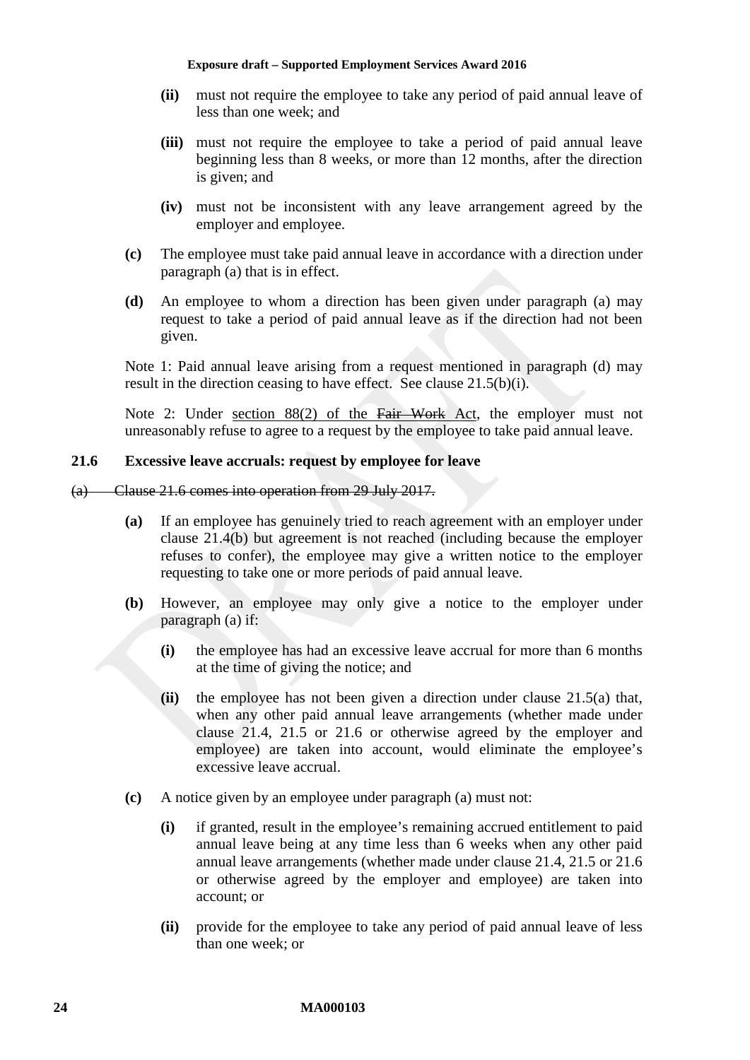- **(ii)** must not require the employee to take any period of paid annual leave of less than one week; and

- **(iii)** must not require the employee to take a period of paid annual leave beginning less than 8 weeks, or more than 12 months, after the direction is given; and

- **(iv)** must not be inconsistent with any leave arrangement agreed by the employer and employee.

**(c)** The employee must take paid annual leave in accordance with a direction under paragraph (a) that is in effect.

**(d)** An employee to whom a direction has been given under paragraph (a) may request to take a period of paid annual leave as if the direction had not been given.

Note 1: Paid annual leave arising from a request mentioned in paragraph (d) may result in the direction ceasing to have effect. See clause 21.5(b)(i).

Note 2: Under section 88(2) of the ~~Fair Work~~ Act, the employer must not unreasonably refuse to agree to a request by the employee to take paid annual leave.

### 21.6 Excessive leave accruals: request by employee for leave

~~(a) Clause 21.6 comes into operation from 29 July 2017.~~

**(a)** If an employee has genuinely tried to reach agreement with an employer under clause 21.4(b) but agreement is not reached (including because the employer refuses to confer), the employee may give a written notice to the employer requesting to take one or more periods of paid annual leave.

**(b)** However, an employee may only give a notice to the employer under paragraph (a) if:

- **(i)** the employee has had an excessive leave accrual for more than 6 months at the time of giving the notice; and

- **(ii)** the employee has not been given a direction under clause 21.5(a) that, when any other paid annual leave arrangements (whether made under clause 21.4, 21.5 or 21.6 or otherwise agreed by the employer and employee) are taken into account, would eliminate the employee's excessive leave accrual.

**(c)** A notice given by an employee under paragraph (a) must not:

- **(i)** if granted, result in the employee's remaining accrued entitlement to paid annual leave being at any time less than 6 weeks when any other paid annual leave arrangements (whether made under clause 21.4, 21.5 or 21.6 or otherwise agreed by the employer and employee) are taken into account; or

- **(ii)** provide for the employee to take any period of paid annual leave of less than one week; or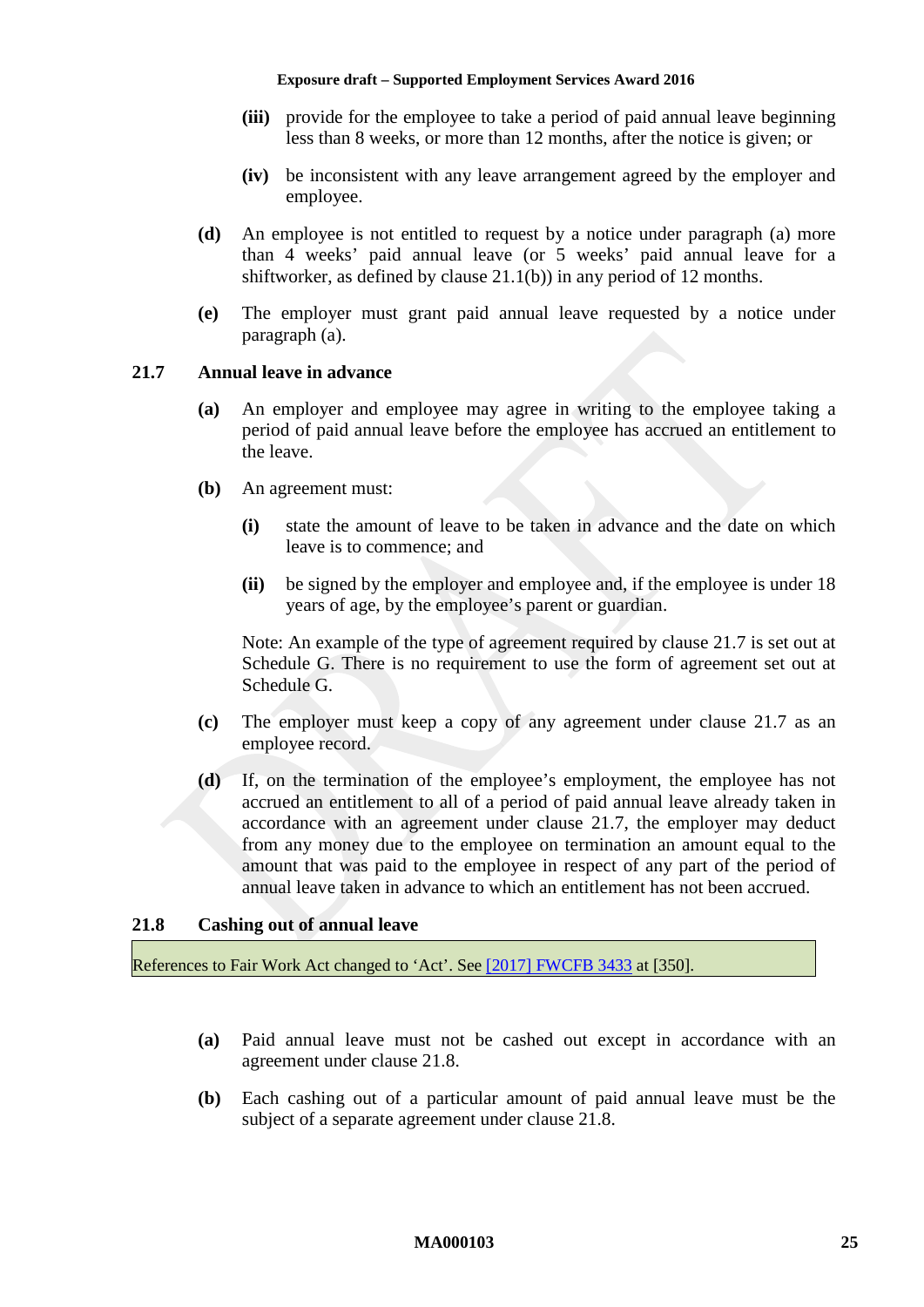- **(iii)** provide for the employee to take a period of paid annual leave beginning less than 8 weeks, or more than 12 months, after the notice is given; or
- **(iv)** be inconsistent with any leave arrangement agreed by the employer and employee.

**(d)** An employee is not entitled to request by a notice under paragraph (a) more than 4 weeks' paid annual leave (or 5 weeks' paid annual leave for a shiftworker, as defined by clause 21.1(b)) in any period of 12 months.

**(e)** The employer must grant paid annual leave requested by a notice under paragraph (a).

### 21.7 Annual leave in advance

**(a)** An employer and employee may agree in writing to the employee taking a period of paid annual leave before the employee has accrued an entitlement to the leave.

**(b)** An agreement must:

- **(i)** state the amount of leave to be taken in advance and the date on which leave is to commence; and
- **(ii)** be signed by the employer and employee and, if the employee is under 18 years of age, by the employee's parent or guardian.

Note: An example of the type of agreement required by clause 21.7 is set out at Schedule G. There is no requirement to use the form of agreement set out at Schedule G.

**(c)** The employer must keep a copy of any agreement under clause 21.7 as an employee record.

**(d)** If, on the termination of the employee's employment, the employee has not accrued an entitlement to all of a period of paid annual leave already taken in accordance with an agreement under clause 21.7, the employer may deduct from any money due to the employee on termination an amount equal to the amount that was paid to the employee in respect of any part of the period of annual leave taken in advance to which an entitlement has not been accrued.

### 21.8 Cashing out of annual leave

| References to Fair Work Act changed to 'Act'. See [2017] FWCFB 3433 at [350]. |
|---|

**(a)** Paid annual leave must not be cashed out except in accordance with an agreement under clause 21.8.

**(b)** Each cashing out of a particular amount of paid annual leave must be the subject of a separate agreement under clause 21.8.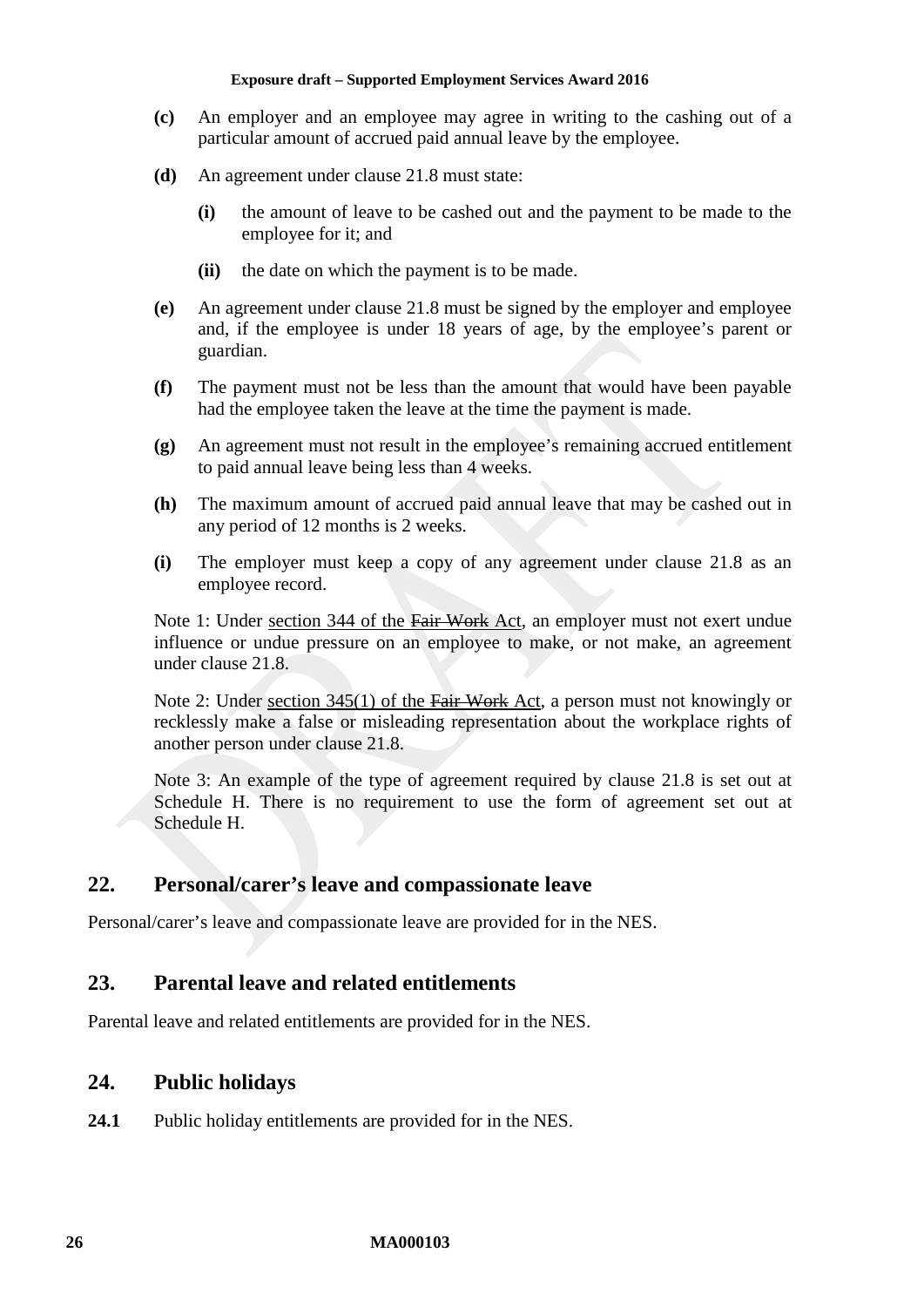**(c)** An employer and an employee may agree in writing to the cashing out of a particular amount of accrued paid annual leave by the employee.

**(d)** An agreement under clause 21.8 must state:

- **(i)** the amount of leave to be cashed out and the payment to be made to the employee for it; and
- **(ii)** the date on which the payment is to be made.

**(e)** An agreement under clause 21.8 must be signed by the employer and employee and, if the employee is under 18 years of age, by the employee's parent or guardian.

**(f)** The payment must not be less than the amount that would have been payable had the employee taken the leave at the time the payment is made.

**(g)** An agreement must not result in the employee's remaining accrued entitlement to paid annual leave being less than 4 weeks.

**(h)** The maximum amount of accrued paid annual leave that may be cashed out in any period of 12 months is 2 weeks.

**(i)** The employer must keep a copy of any agreement under clause 21.8 as an employee record.

Note 1: Under section 344 of the ~~Fair Work~~ Act, an employer must not exert undue influence or undue pressure on an employee to make, or not make, an agreement under clause 21.8.

Note 2: Under section 345(1) of the ~~Fair Work~~ Act, a person must not knowingly or recklessly make a false or misleading representation about the workplace rights of another person under clause 21.8.

Note 3: An example of the type of agreement required by clause 21.8 is set out at Schedule H. There is no requirement to use the form of agreement set out at Schedule H.

## 22. Personal/carer's leave and compassionate leave

Personal/carer's leave and compassionate leave are provided for in the NES.

## 23. Parental leave and related entitlements

Parental leave and related entitlements are provided for in the NES.

## 24. Public holidays

**24.1** Public holiday entitlements are provided for in the NES.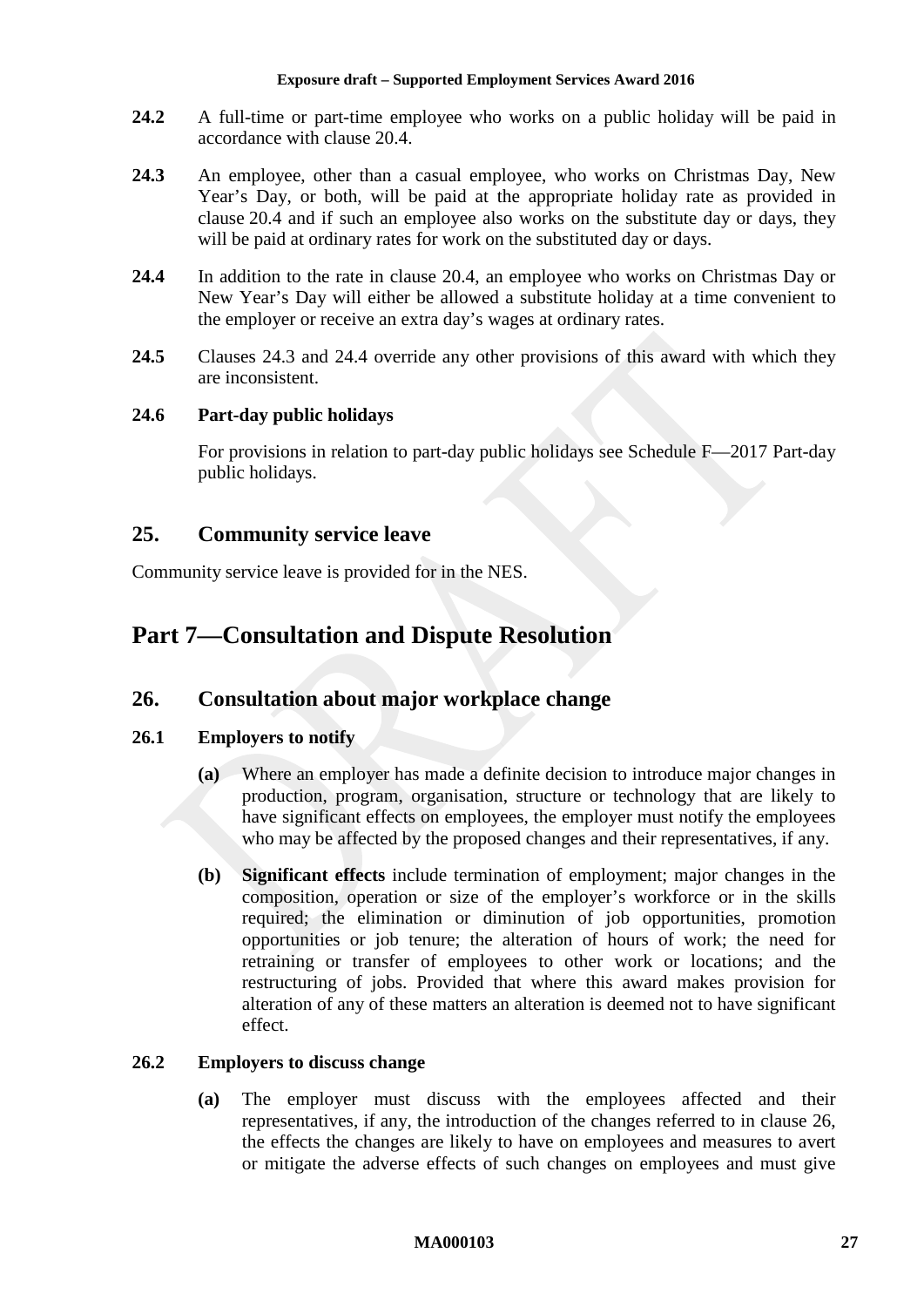**24.2** A full-time or part-time employee who works on a public holiday will be paid in accordance with clause 20.4.

**24.3** An employee, other than a casual employee, who works on Christmas Day, New Year's Day, or both, will be paid at the appropriate holiday rate as provided in clause 20.4 and if such an employee also works on the substitute day or days, they will be paid at ordinary rates for work on the substituted day or days.

**24.4** In addition to the rate in clause 20.4, an employee who works on Christmas Day or New Year's Day will either be allowed a substitute holiday at a time convenient to the employer or receive an extra day's wages at ordinary rates.

**24.5** Clauses 24.3 and 24.4 override any other provisions of this award with which they are inconsistent.

### 24.6 Part-day public holidays

For provisions in relation to part-day public holidays see Schedule F—2017 Part-day public holidays.

## 25. Community service leave

Community service leave is provided for in the NES.

# Part 7—Consultation and Dispute Resolution

## 26. Consultation about major workplace change

### 26.1 Employers to notify

**(a)** Where an employer has made a definite decision to introduce major changes in production, program, organisation, structure or technology that are likely to have significant effects on employees, the employer must notify the employees who may be affected by the proposed changes and their representatives, if any.

**(b)** **Significant effects** include termination of employment; major changes in the composition, operation or size of the employer's workforce or in the skills required; the elimination or diminution of job opportunities, promotion opportunities or job tenure; the alteration of hours of work; the need for retraining or transfer of employees to other work or locations; and the restructuring of jobs. Provided that where this award makes provision for alteration of any of these matters an alteration is deemed not to have significant effect.

### 26.2 Employers to discuss change

**(a)** The employer must discuss with the employees affected and their representatives, if any, the introduction of the changes referred to in clause 26, the effects the changes are likely to have on employees and measures to avert or mitigate the adverse effects of such changes on employees and must give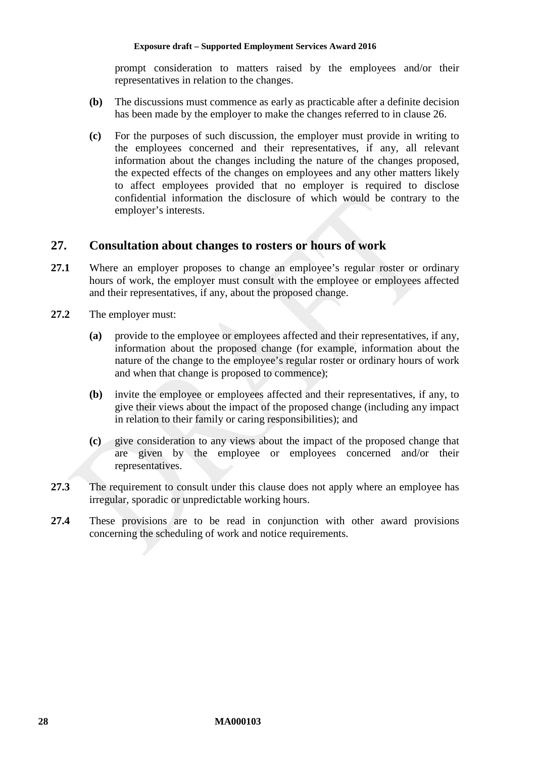prompt consideration to matters raised by the employees and/or their representatives in relation to the changes.

**(b)** The discussions must commence as early as practicable after a definite decision has been made by the employer to make the changes referred to in clause 26.

**(c)** For the purposes of such discussion, the employer must provide in writing to the employees concerned and their representatives, if any, all relevant information about the changes including the nature of the changes proposed, the expected effects of the changes on employees and any other matters likely to affect employees provided that no employer is required to disclose confidential information the disclosure of which would be contrary to the employer's interests.

## 27. Consultation about changes to rosters or hours of work

**27.1** Where an employer proposes to change an employee's regular roster or ordinary hours of work, the employer must consult with the employee or employees affected and their representatives, if any, about the proposed change.

**27.2** The employer must:

**(a)** provide to the employee or employees affected and their representatives, if any, information about the proposed change (for example, information about the nature of the change to the employee's regular roster or ordinary hours of work and when that change is proposed to commence);

**(b)** invite the employee or employees affected and their representatives, if any, to give their views about the impact of the proposed change (including any impact in relation to their family or caring responsibilities); and

**(c)** give consideration to any views about the impact of the proposed change that are given by the employee or employees concerned and/or their representatives.

**27.3** The requirement to consult under this clause does not apply where an employee has irregular, sporadic or unpredictable working hours.

**27.4** These provisions are to be read in conjunction with other award provisions concerning the scheduling of work and notice requirements.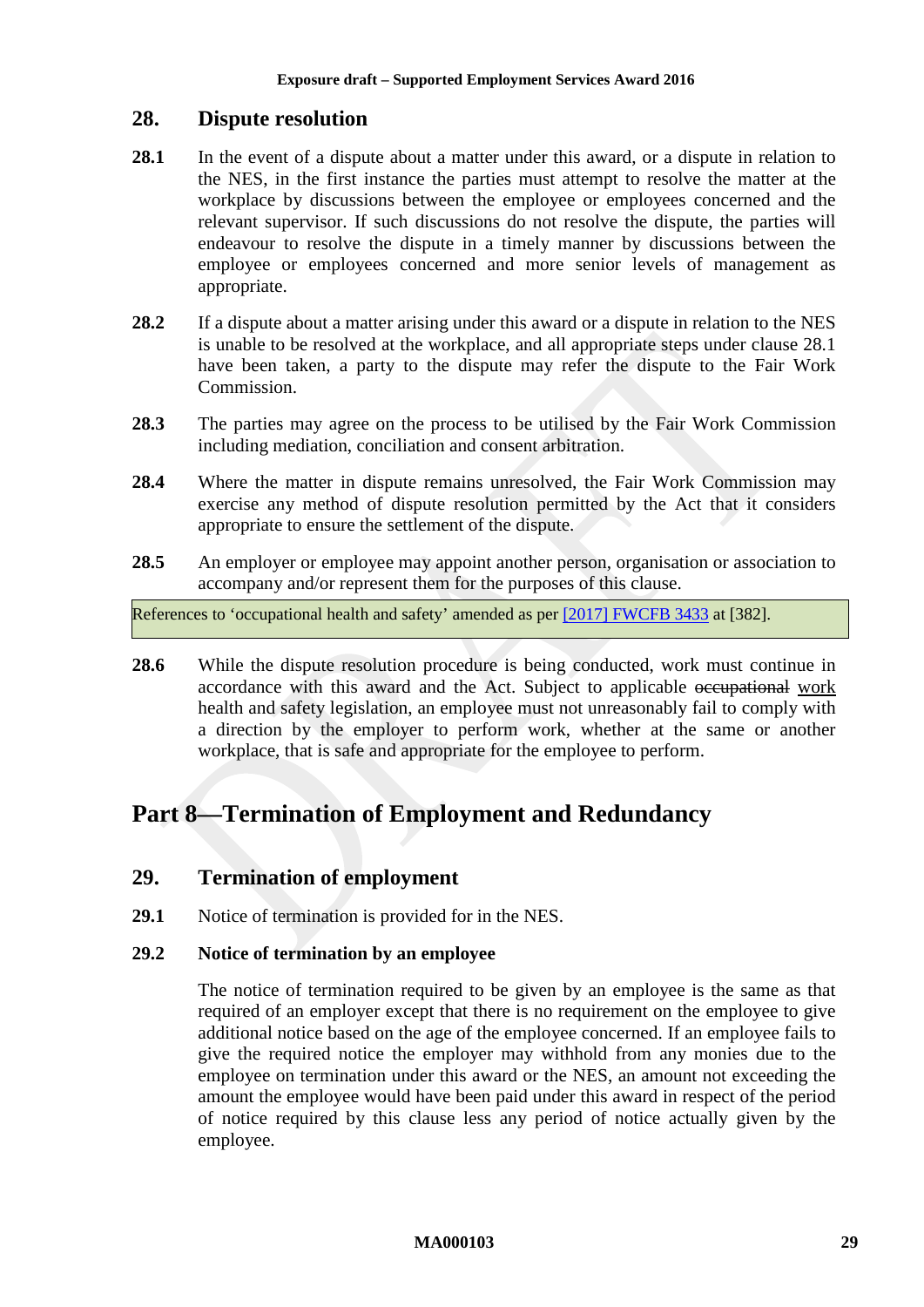## 28. Dispute resolution

**28.1** In the event of a dispute about a matter under this award, or a dispute in relation to the NES, in the first instance the parties must attempt to resolve the matter at the workplace by discussions between the employee or employees concerned and the relevant supervisor. If such discussions do not resolve the dispute, the parties will endeavour to resolve the dispute in a timely manner by discussions between the employee or employees concerned and more senior levels of management as appropriate.

**28.2** If a dispute about a matter arising under this award or a dispute in relation to the NES is unable to be resolved at the workplace, and all appropriate steps under clause 28.1 have been taken, a party to the dispute may refer the dispute to the Fair Work Commission.

**28.3** The parties may agree on the process to be utilised by the Fair Work Commission including mediation, conciliation and consent arbitration.

**28.4** Where the matter in dispute remains unresolved, the Fair Work Commission may exercise any method of dispute resolution permitted by the Act that it considers appropriate to ensure the settlement of the dispute.

**28.5** An employer or employee may appoint another person, organisation or association to accompany and/or represent them for the purposes of this clause.

References to 'occupational health and safety' amended as per [2017] FWCFB 3433 at [382].

**28.6** While the dispute resolution procedure is being conducted, work must continue in accordance with this award and the Act. Subject to applicable ~~occupational~~ work health and safety legislation, an employee must not unreasonably fail to comply with a direction by the employer to perform work, whether at the same or another workplace, that is safe and appropriate for the employee to perform.

# Part 8—Termination of Employment and Redundancy

## 29. Termination of employment

**29.1** Notice of termination is provided for in the NES.

**29.2 Notice of termination by an employee**

The notice of termination required to be given by an employee is the same as that required of an employer except that there is no requirement on the employee to give additional notice based on the age of the employee concerned. If an employee fails to give the required notice the employer may withhold from any monies due to the employee on termination under this award or the NES, an amount not exceeding the amount the employee would have been paid under this award in respect of the period of notice required by this clause less any period of notice actually given by the employee.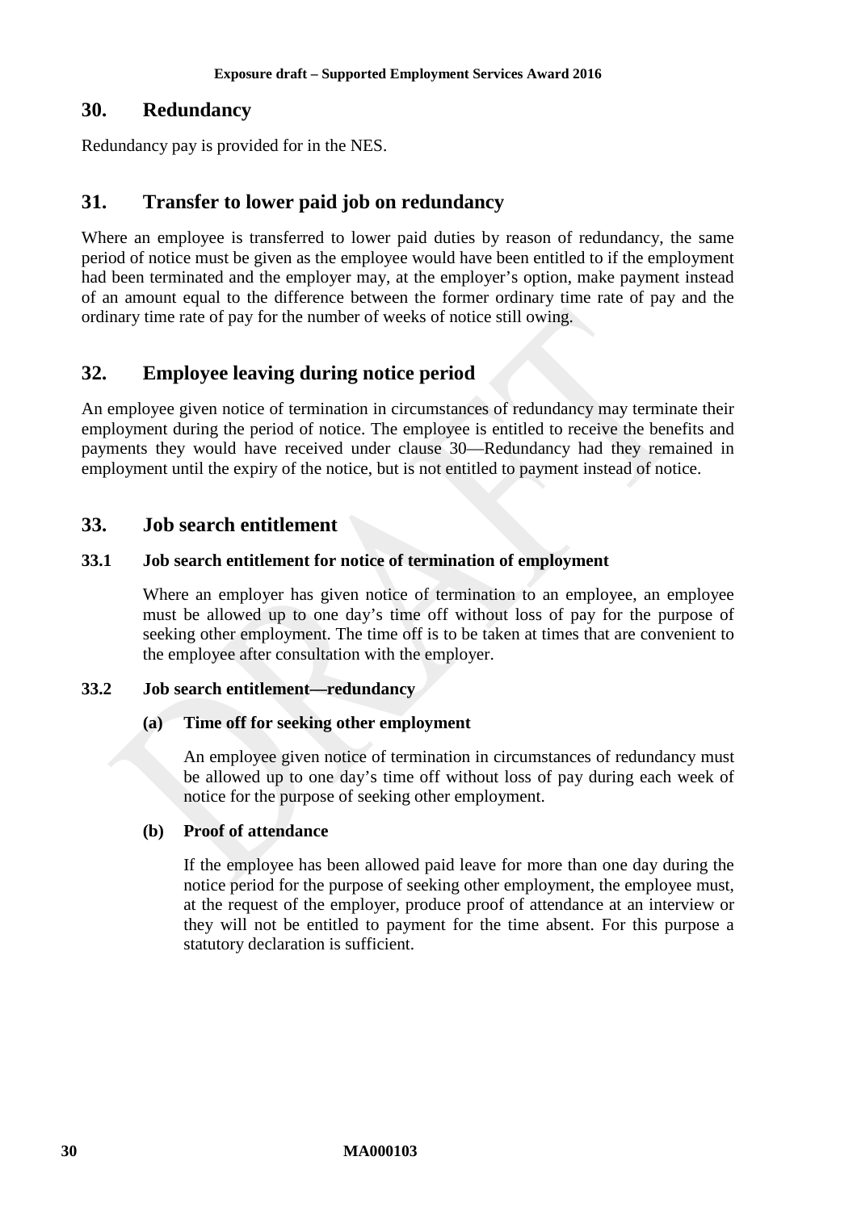## 30. Redundancy

Redundancy pay is provided for in the NES.

## 31. Transfer to lower paid job on redundancy

Where an employee is transferred to lower paid duties by reason of redundancy, the same period of notice must be given as the employee would have been entitled to if the employment had been terminated and the employer may, at the employer's option, make payment instead of an amount equal to the difference between the former ordinary time rate of pay and the ordinary time rate of pay for the number of weeks of notice still owing.

## 32. Employee leaving during notice period

An employee given notice of termination in circumstances of redundancy may terminate their employment during the period of notice. The employee is entitled to receive the benefits and payments they would have received under clause 30—Redundancy had they remained in employment until the expiry of the notice, but is not entitled to payment instead of notice.

## 33. Job search entitlement

### 33.1 Job search entitlement for notice of termination of employment

Where an employer has given notice of termination to an employee, an employee must be allowed up to one day's time off without loss of pay for the purpose of seeking other employment. The time off is to be taken at times that are convenient to the employee after consultation with the employer.

### 33.2 Job search entitlement—redundancy

**(a) Time off for seeking other employment**

An employee given notice of termination in circumstances of redundancy must be allowed up to one day's time off without loss of pay during each week of notice for the purpose of seeking other employment.

**(b) Proof of attendance**

If the employee has been allowed paid leave for more than one day during the notice period for the purpose of seeking other employment, the employee must, at the request of the employer, produce proof of attendance at an interview or they will not be entitled to payment for the time absent. For this purpose a statutory declaration is sufficient.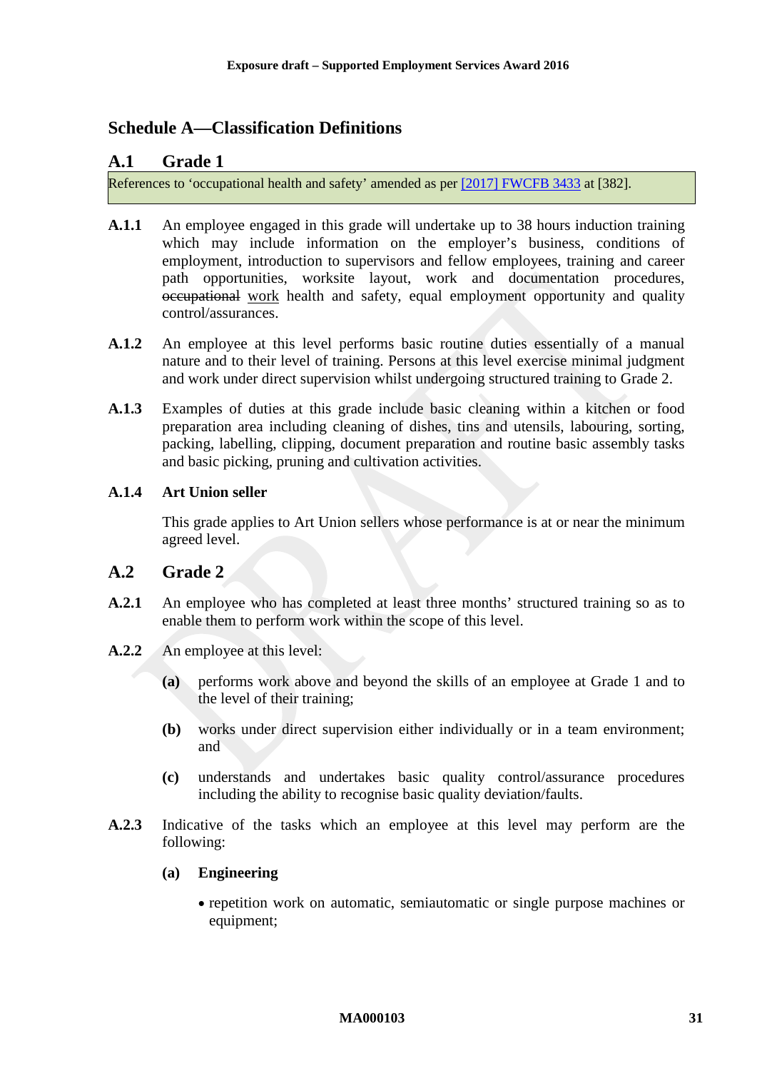## Schedule A—Classification Definitions

### A.1 Grade 1

References to 'occupational health and safety' amended as per [2017] FWCFB 3433 at [382].

**A.1.1** An employee engaged in this grade will undertake up to 38 hours induction training which may include information on the employer's business, conditions of employment, introduction to supervisors and fellow employees, training and career path opportunities, worksite layout, work and documentation procedures, ~~occupational~~ work health and safety, equal employment opportunity and quality control/assurances.

**A.1.2** An employee at this level performs basic routine duties essentially of a manual nature and to their level of training. Persons at this level exercise minimal judgment and work under direct supervision whilst undergoing structured training to Grade 2.

**A.1.3** Examples of duties at this grade include basic cleaning within a kitchen or food preparation area including cleaning of dishes, tins and utensils, labouring, sorting, packing, labelling, clipping, document preparation and routine basic assembly tasks and basic picking, pruning and cultivation activities.

**A.1.4 Art Union seller**

This grade applies to Art Union sellers whose performance is at or near the minimum agreed level.

### A.2 Grade 2

**A.2.1** An employee who has completed at least three months' structured training so as to enable them to perform work within the scope of this level.

**A.2.2** An employee at this level:

**(a)** performs work above and beyond the skills of an employee at Grade 1 and to the level of their training;

**(b)** works under direct supervision either individually or in a team environment; and

**(c)** understands and undertakes basic quality control/assurance procedures including the ability to recognise basic quality deviation/faults.

**A.2.3** Indicative of the tasks which an employee at this level may perform are the following:

**(a) Engineering**

- repetition work on automatic, semiautomatic or single purpose machines or equipment;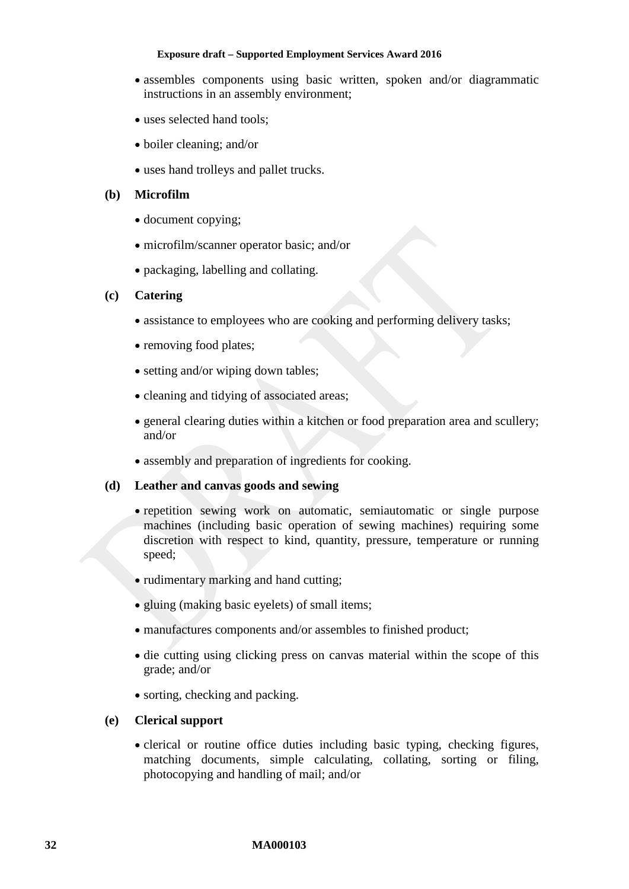- assembles components using basic written, spoken and/or diagrammatic instructions in an assembly environment;
- uses selected hand tools;
- boiler cleaning; and/or
- uses hand trolleys and pallet trucks.

**(b) Microfilm**

- document copying;
- microfilm/scanner operator basic; and/or
- packaging, labelling and collating.

**(c) Catering**

- assistance to employees who are cooking and performing delivery tasks;
- removing food plates;
- setting and/or wiping down tables;
- cleaning and tidying of associated areas;
- general clearing duties within a kitchen or food preparation area and scullery; and/or
- assembly and preparation of ingredients for cooking.

**(d) Leather and canvas goods and sewing**

- repetition sewing work on automatic, semiautomatic or single purpose machines (including basic operation of sewing machines) requiring some discretion with respect to kind, quantity, pressure, temperature or running speed;
- rudimentary marking and hand cutting;
- gluing (making basic eyelets) of small items;
- manufactures components and/or assembles to finished product;
- die cutting using clicking press on canvas material within the scope of this grade; and/or
- sorting, checking and packing.

**(e) Clerical support**

- clerical or routine office duties including basic typing, checking figures, matching documents, simple calculating, collating, sorting or filing, photocopying and handling of mail; and/or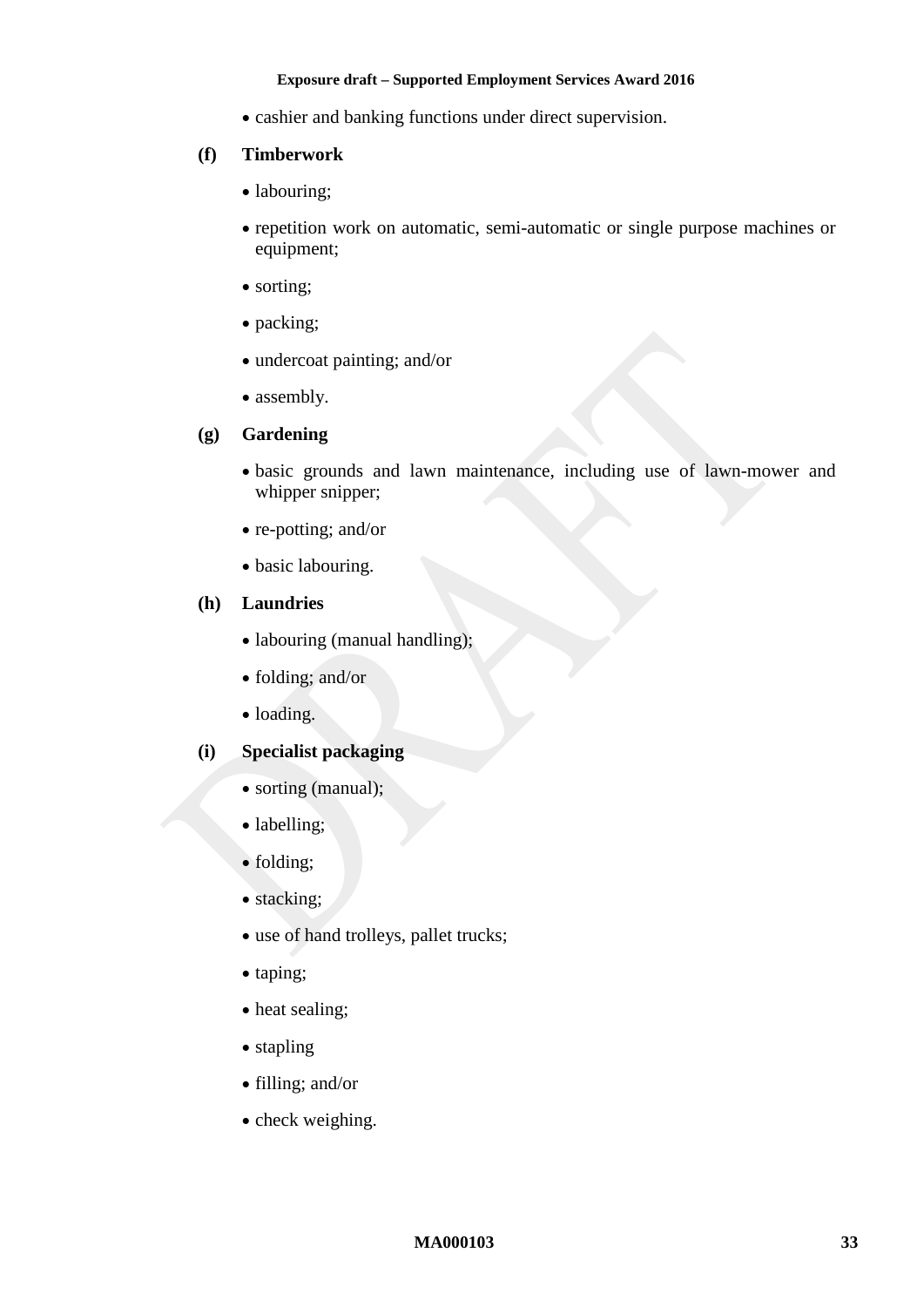- cashier and banking functions under direct supervision.

**(f) Timberwork**

- labouring;
- repetition work on automatic, semi-automatic or single purpose machines or equipment;
- sorting;
- packing;
- undercoat painting; and/or
- assembly.

**(g) Gardening**

- basic grounds and lawn maintenance, including use of lawn-mower and whipper snipper;
- re-potting; and/or
- basic labouring.

**(h) Laundries**

- labouring (manual handling);
- folding; and/or
- loading.

**(i) Specialist packaging**

- sorting (manual);
- labelling;
- folding;
- stacking;
- use of hand trolleys, pallet trucks;
- taping;
- heat sealing;
- stapling
- filling; and/or
- check weighing.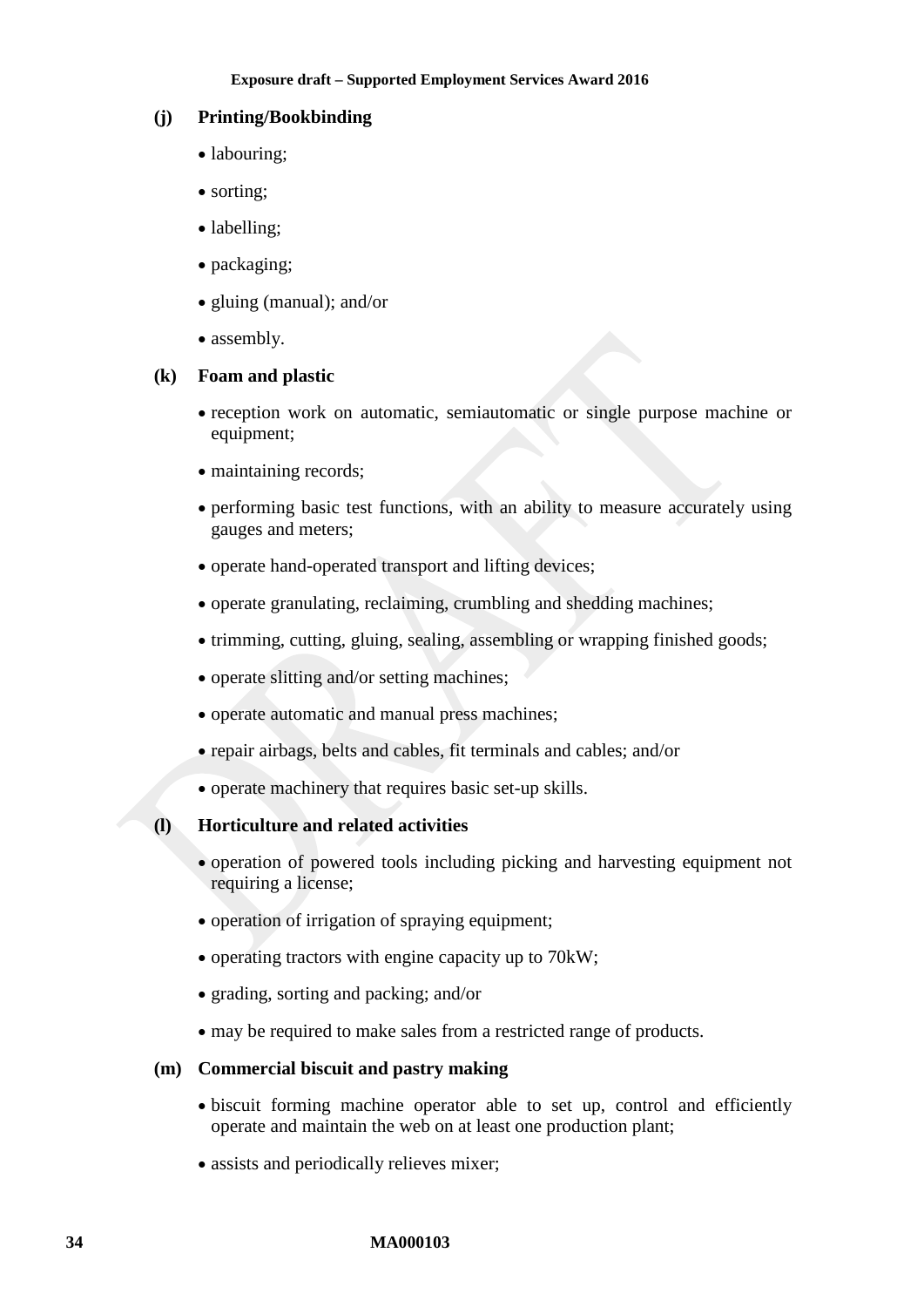**(j) Printing/Bookbinding**

- labouring;
- sorting;
- labelling;
- packaging;
- gluing (manual); and/or
- assembly.

**(k) Foam and plastic**

- reception work on automatic, semiautomatic or single purpose machine or equipment;
- maintaining records;
- performing basic test functions, with an ability to measure accurately using gauges and meters;
- operate hand-operated transport and lifting devices;
- operate granulating, reclaiming, crumbling and shedding machines;
- trimming, cutting, gluing, sealing, assembling or wrapping finished goods;
- operate slitting and/or setting machines;
- operate automatic and manual press machines;
- repair airbags, belts and cables, fit terminals and cables; and/or
- operate machinery that requires basic set-up skills.

**(l) Horticulture and related activities**

- operation of powered tools including picking and harvesting equipment not requiring a license;
- operation of irrigation of spraying equipment;
- operating tractors with engine capacity up to 70kW;
- grading, sorting and packing; and/or
- may be required to make sales from a restricted range of products.

**(m) Commercial biscuit and pastry making**

- biscuit forming machine operator able to set up, control and efficiently operate and maintain the web on at least one production plant;
- assists and periodically relieves mixer;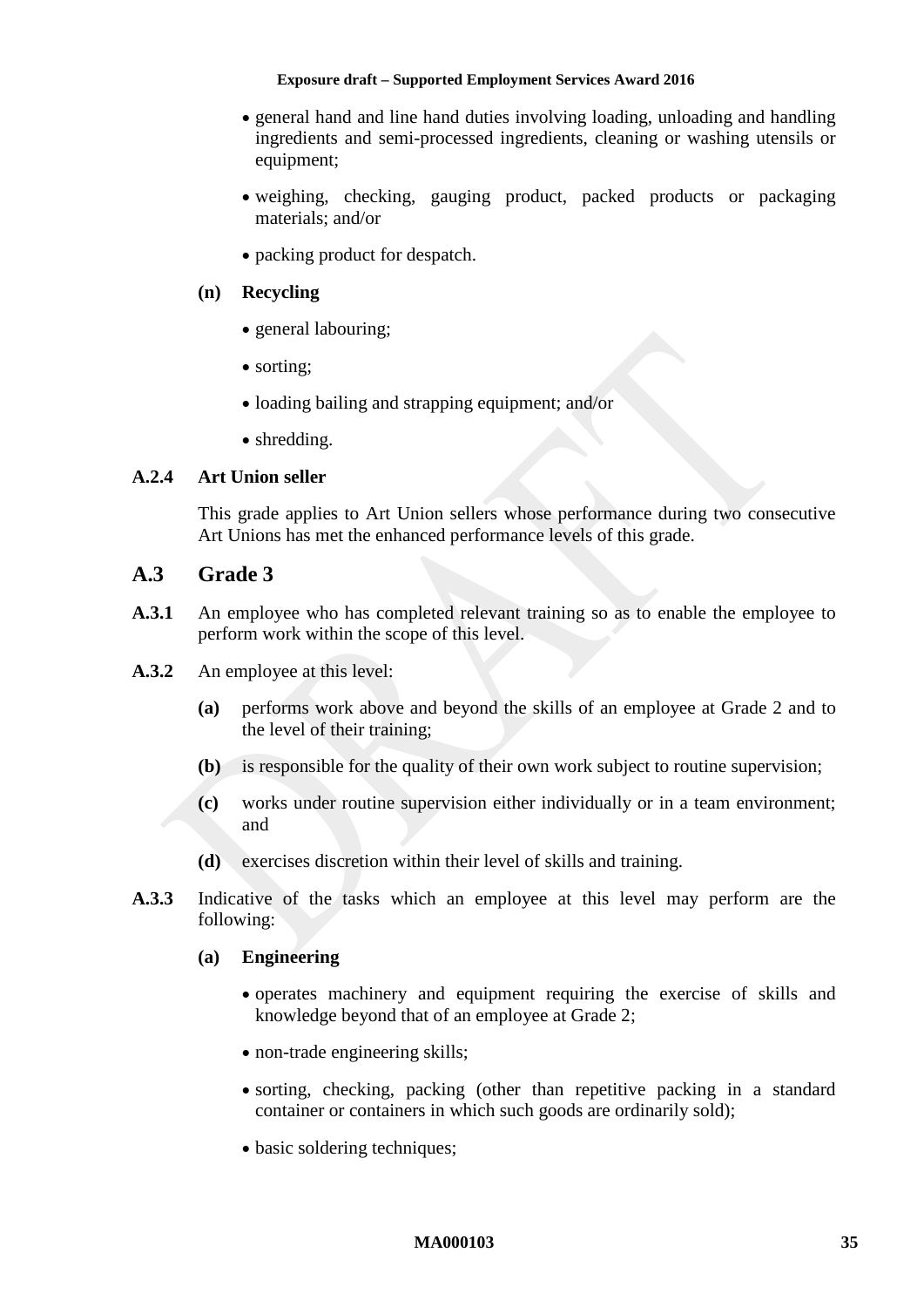- general hand and line hand duties involving loading, unloading and handling ingredients and semi-processed ingredients, cleaning or washing utensils or equipment;
- weighing, checking, gauging product, packed products or packaging materials; and/or
- packing product for despatch.

**(n) Recycling**

- general labouring;
- sorting;
- loading bailing and strapping equipment; and/or
- shredding.

**A.2.4 Art Union seller**

This grade applies to Art Union sellers whose performance during two consecutive Art Unions has met the enhanced performance levels of this grade.

## A.3 Grade 3

**A.3.1** An employee who has completed relevant training so as to enable the employee to perform work within the scope of this level.

**A.3.2** An employee at this level:

**(a)** performs work above and beyond the skills of an employee at Grade 2 and to the level of their training;

**(b)** is responsible for the quality of their own work subject to routine supervision;

**(c)** works under routine supervision either individually or in a team environment; and

**(d)** exercises discretion within their level of skills and training.

**A.3.3** Indicative of the tasks which an employee at this level may perform are the following:

**(a) Engineering**

- operates machinery and equipment requiring the exercise of skills and knowledge beyond that of an employee at Grade 2;
- non-trade engineering skills;
- sorting, checking, packing (other than repetitive packing in a standard container or containers in which such goods are ordinarily sold);
- basic soldering techniques;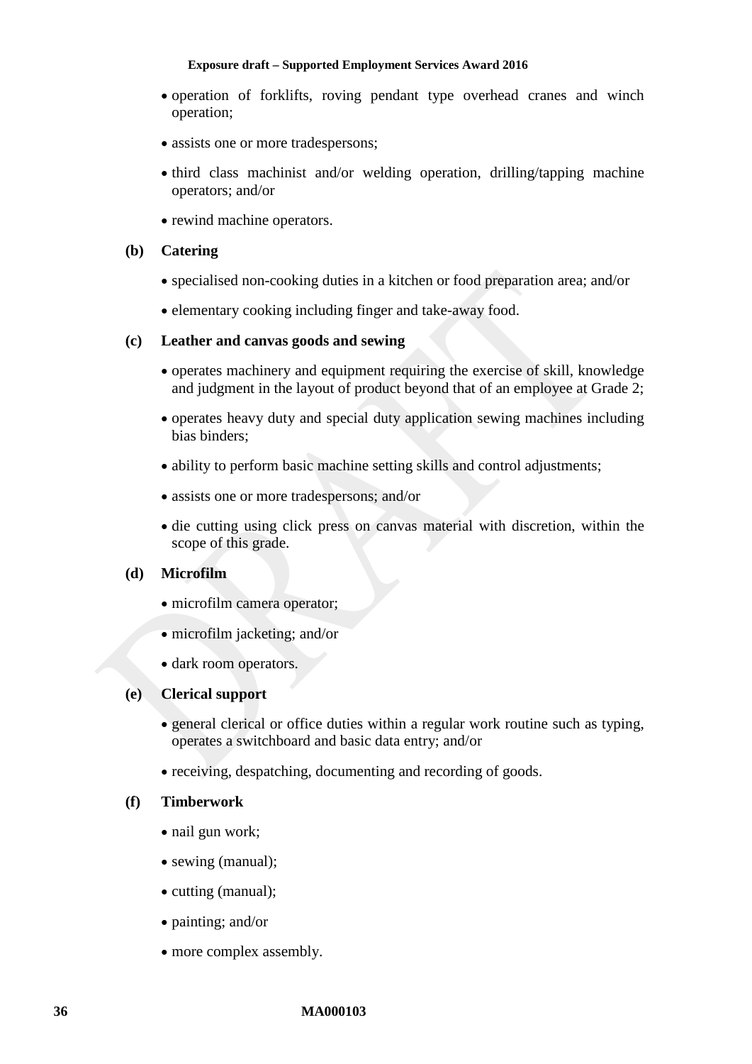- operation of forklifts, roving pendant type overhead cranes and winch operation;
- assists one or more tradespersons;
- third class machinist and/or welding operation, drilling/tapping machine operators; and/or
- rewind machine operators.

**(b) Catering**

- specialised non-cooking duties in a kitchen or food preparation area; and/or
- elementary cooking including finger and take-away food.

**(c) Leather and canvas goods and sewing**

- operates machinery and equipment requiring the exercise of skill, knowledge and judgment in the layout of product beyond that of an employee at Grade 2;
- operates heavy duty and special duty application sewing machines including bias binders;
- ability to perform basic machine setting skills and control adjustments;
- assists one or more tradespersons; and/or
- die cutting using click press on canvas material with discretion, within the scope of this grade.

**(d) Microfilm**

- microfilm camera operator;
- microfilm jacketing; and/or
- dark room operators.

**(e) Clerical support**

- general clerical or office duties within a regular work routine such as typing, operates a switchboard and basic data entry; and/or
- receiving, despatching, documenting and recording of goods.

**(f) Timberwork**

- nail gun work;
- sewing (manual);
- cutting (manual);
- painting; and/or
- more complex assembly.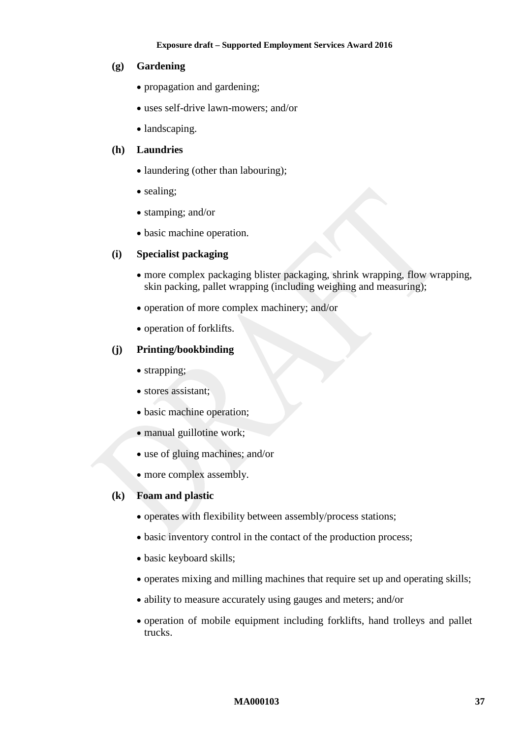**(g) Gardening**

- propagation and gardening;
- uses self-drive lawn-mowers; and/or
- landscaping.

**(h) Laundries**

- laundering (other than labouring);
- sealing;
- stamping; and/or
- basic machine operation.

**(i) Specialist packaging**

- more complex packaging blister packaging, shrink wrapping, flow wrapping, skin packing, pallet wrapping (including weighing and measuring);
- operation of more complex machinery; and/or
- operation of forklifts.

**(j) Printing/bookbinding**

- strapping;
- stores assistant;
- basic machine operation;
- manual guillotine work;
- use of gluing machines; and/or
- more complex assembly.

**(k) Foam and plastic**

- operates with flexibility between assembly/process stations;
- basic inventory control in the contact of the production process;
- basic keyboard skills;
- operates mixing and milling machines that require set up and operating skills;
- ability to measure accurately using gauges and meters; and/or
- operation of mobile equipment including forklifts, hand trolleys and pallet trucks.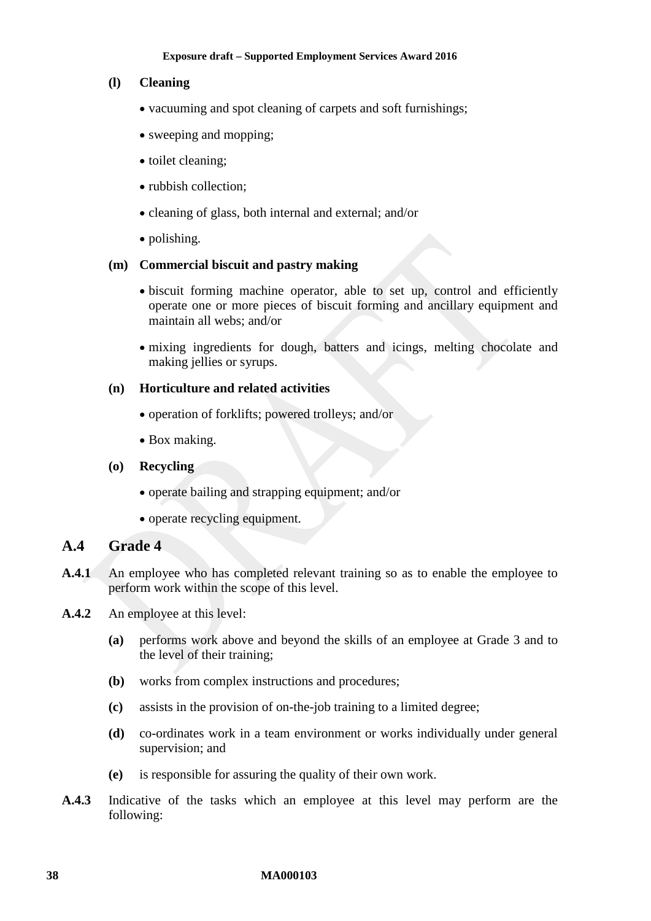**(l) Cleaning**

- vacuuming and spot cleaning of carpets and soft furnishings;
- sweeping and mopping;
- toilet cleaning;
- rubbish collection;
- cleaning of glass, both internal and external; and/or
- polishing.

**(m) Commercial biscuit and pastry making**

- biscuit forming machine operator, able to set up, control and efficiently operate one or more pieces of biscuit forming and ancillary equipment and maintain all webs; and/or
- mixing ingredients for dough, batters and icings, melting chocolate and making jellies or syrups.

**(n) Horticulture and related activities**

- operation of forklifts; powered trolleys; and/or
- Box making.

**(o) Recycling**

- operate bailing and strapping equipment; and/or
- operate recycling equipment.

## A.4 Grade 4

**A.4.1** An employee who has completed relevant training so as to enable the employee to perform work within the scope of this level.

**A.4.2** An employee at this level:

**(a)** performs work above and beyond the skills of an employee at Grade 3 and to the level of their training;

**(b)** works from complex instructions and procedures;

**(c)** assists in the provision of on-the-job training to a limited degree;

**(d)** co-ordinates work in a team environment or works individually under general supervision; and

**(e)** is responsible for assuring the quality of their own work.

**A.4.3** Indicative of the tasks which an employee at this level may perform are the following: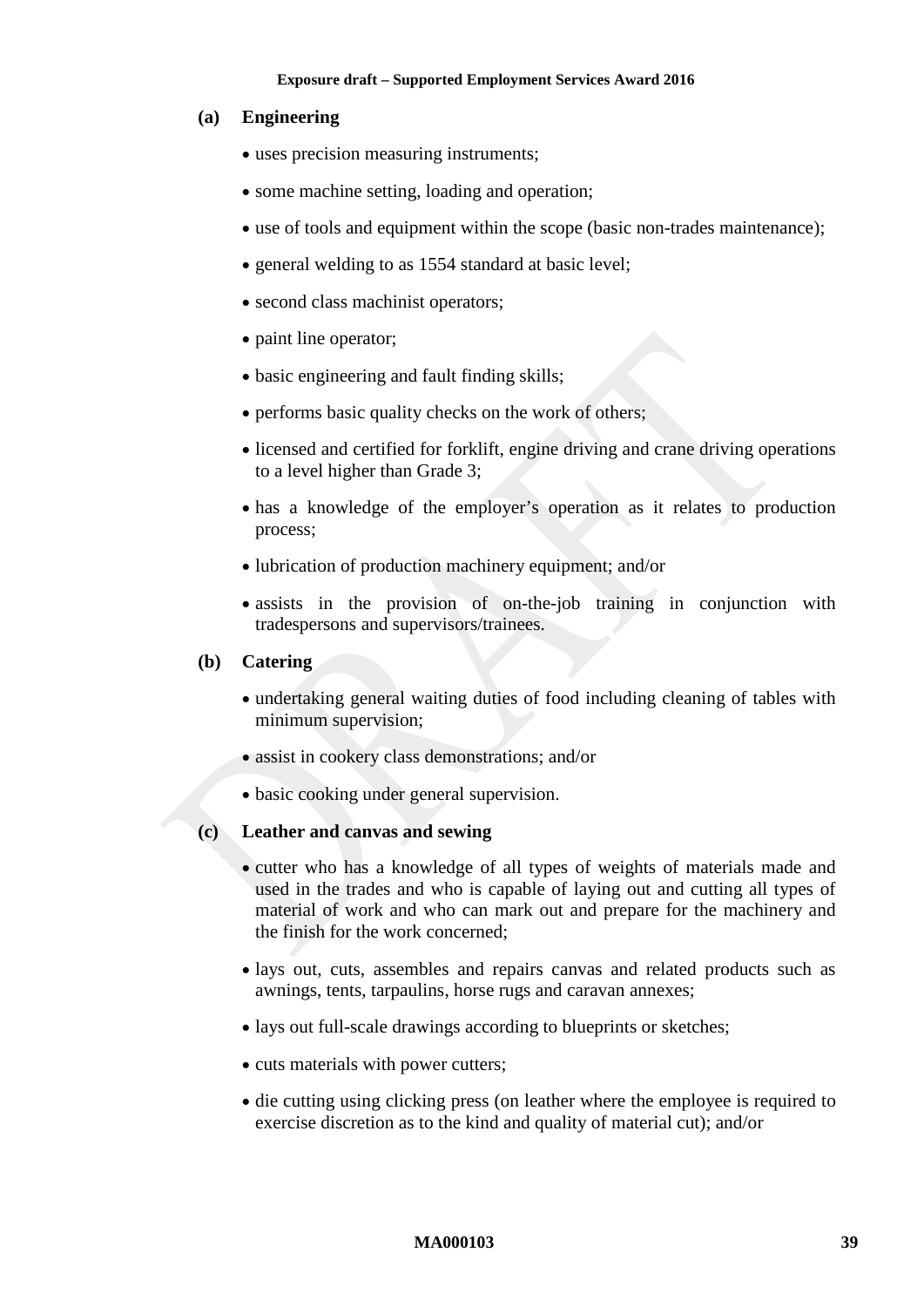**(a) Engineering**

- uses precision measuring instruments;
- some machine setting, loading and operation;
- use of tools and equipment within the scope (basic non-trades maintenance);
- general welding to as 1554 standard at basic level;
- second class machinist operators;
- paint line operator;
- basic engineering and fault finding skills;
- performs basic quality checks on the work of others;
- licensed and certified for forklift, engine driving and crane driving operations to a level higher than Grade 3;
- has a knowledge of the employer's operation as it relates to production process;
- lubrication of production machinery equipment; and/or
- assists in the provision of on-the-job training in conjunction with tradespersons and supervisors/trainees.

**(b) Catering**

- undertaking general waiting duties of food including cleaning of tables with minimum supervision;
- assist in cookery class demonstrations; and/or
- basic cooking under general supervision.

**(c) Leather and canvas and sewing**

- cutter who has a knowledge of all types of weights of materials made and used in the trades and who is capable of laying out and cutting all types of material of work and who can mark out and prepare for the machinery and the finish for the work concerned;
- lays out, cuts, assembles and repairs canvas and related products such as awnings, tents, tarpaulins, horse rugs and caravan annexes;
- lays out full-scale drawings according to blueprints or sketches;
- cuts materials with power cutters;
- die cutting using clicking press (on leather where the employee is required to exercise discretion as to the kind and quality of material cut); and/or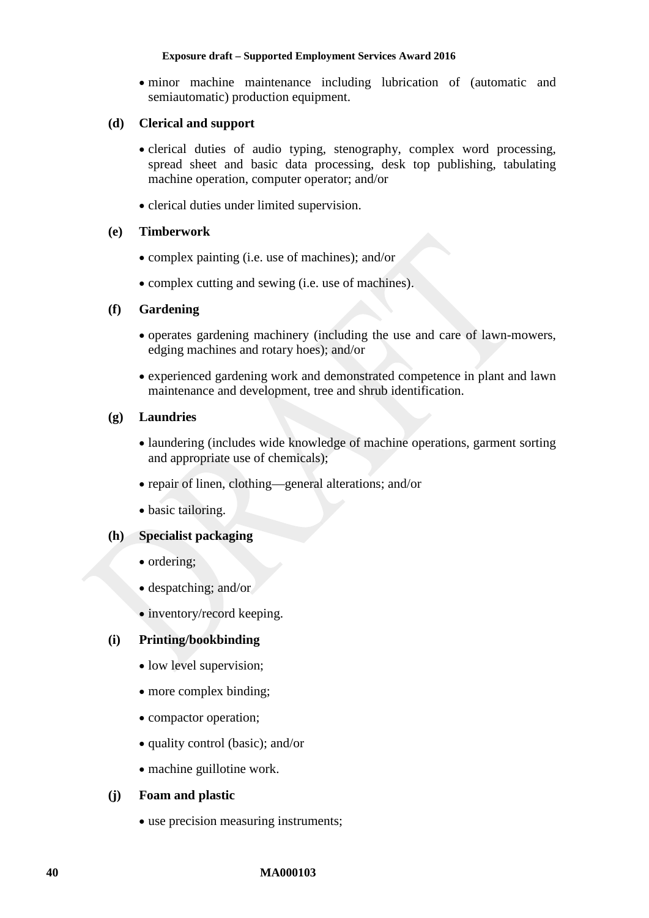- minor machine maintenance including lubrication of (automatic and semiautomatic) production equipment.

**(d) Clerical and support**

- clerical duties of audio typing, stenography, complex word processing, spread sheet and basic data processing, desk top publishing, tabulating machine operation, computer operator; and/or
- clerical duties under limited supervision.

**(e) Timberwork**

- complex painting (i.e. use of machines); and/or
- complex cutting and sewing (i.e. use of machines).

**(f) Gardening**

- operates gardening machinery (including the use and care of lawn-mowers, edging machines and rotary hoes); and/or
- experienced gardening work and demonstrated competence in plant and lawn maintenance and development, tree and shrub identification.

**(g) Laundries**

- laundering (includes wide knowledge of machine operations, garment sorting and appropriate use of chemicals);
- repair of linen, clothing—general alterations; and/or
- basic tailoring.

**(h) Specialist packaging**

- ordering;
- despatching; and/or
- inventory/record keeping.

**(i) Printing/bookbinding**

- low level supervision;
- more complex binding;
- compactor operation;
- quality control (basic); and/or
- machine guillotine work.

**(j) Foam and plastic**

- use precision measuring instruments;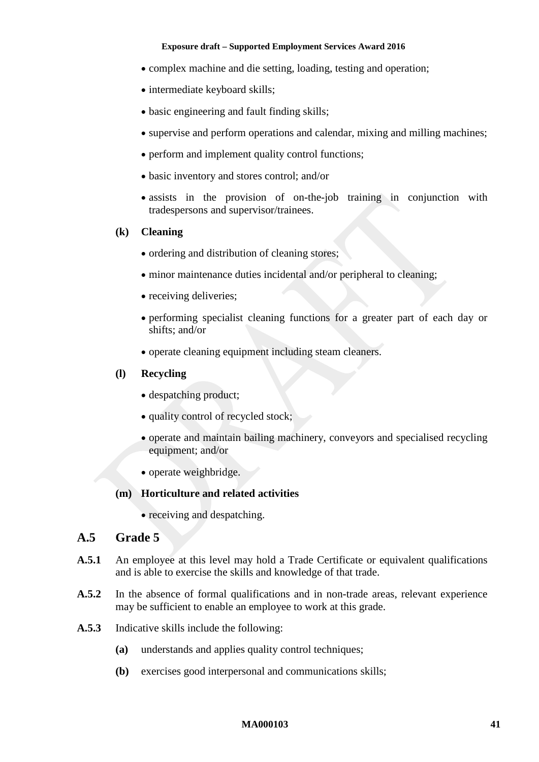- complex machine and die setting, loading, testing and operation;
- intermediate keyboard skills;
- basic engineering and fault finding skills;
- supervise and perform operations and calendar, mixing and milling machines;
- perform and implement quality control functions;
- basic inventory and stores control; and/or
- assists in the provision of on-the-job training in conjunction with tradespersons and supervisor/trainees.

**(k) Cleaning**

- ordering and distribution of cleaning stores;
- minor maintenance duties incidental and/or peripheral to cleaning;
- receiving deliveries;
- performing specialist cleaning functions for a greater part of each day or shifts; and/or
- operate cleaning equipment including steam cleaners.

**(l) Recycling**

- despatching product;
- quality control of recycled stock;
- operate and maintain bailing machinery, conveyors and specialised recycling equipment; and/or
- operate weighbridge.

**(m) Horticulture and related activities**

- receiving and despatching.

## A.5 Grade 5

**A.5.1** An employee at this level may hold a Trade Certificate or equivalent qualifications and is able to exercise the skills and knowledge of that trade.

**A.5.2** In the absence of formal qualifications and in non-trade areas, relevant experience may be sufficient to enable an employee to work at this grade.

**A.5.3** Indicative skills include the following:

**(a)** understands and applies quality control techniques;

**(b)** exercises good interpersonal and communications skills;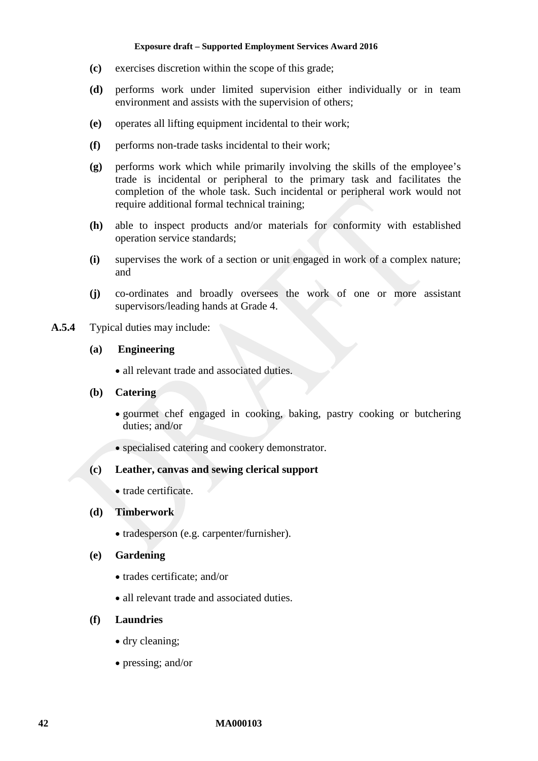**(c)** exercises discretion within the scope of this grade;

**(d)** performs work under limited supervision either individually or in team environment and assists with the supervision of others;

**(e)** operates all lifting equipment incidental to their work;

**(f)** performs non-trade tasks incidental to their work;

**(g)** performs work which while primarily involving the skills of the employee's trade is incidental or peripheral to the primary task and facilitates the completion of the whole task. Such incidental or peripheral work would not require additional formal technical training;

**(h)** able to inspect products and/or materials for conformity with established operation service standards;

**(i)** supervises the work of a section or unit engaged in work of a complex nature; and

**(j)** co-ordinates and broadly oversees the work of one or more assistant supervisors/leading hands at Grade 4.

**A.5.4** Typical duties may include:

**(a) Engineering**

- all relevant trade and associated duties.

**(b) Catering**

- gourmet chef engaged in cooking, baking, pastry cooking or butchering duties; and/or
- specialised catering and cookery demonstrator.

**(c) Leather, canvas and sewing clerical support**

- trade certificate.

**(d) Timberwork**

- tradesperson (e.g. carpenter/furnisher).

**(e) Gardening**

- trades certificate; and/or
- all relevant trade and associated duties.

**(f) Laundries**

- dry cleaning;
- pressing; and/or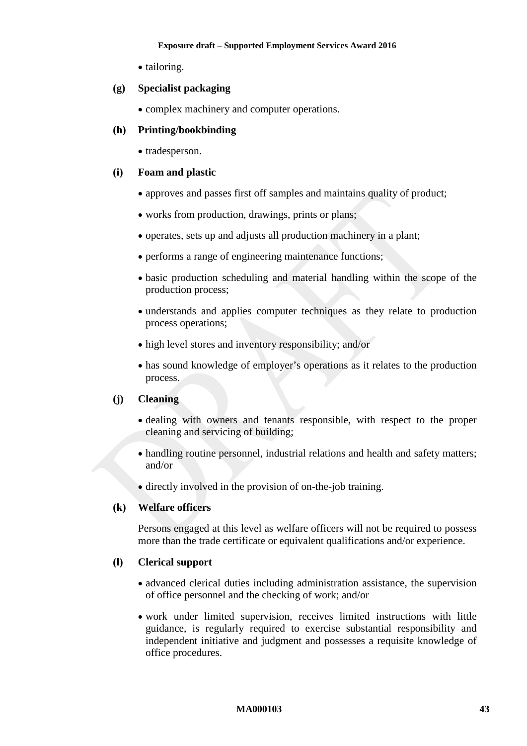- tailoring.

**(g) Specialist packaging**

- complex machinery and computer operations.

**(h) Printing/bookbinding**

- tradesperson.

**(i) Foam and plastic**

- approves and passes first off samples and maintains quality of product;
- works from production, drawings, prints or plans;
- operates, sets up and adjusts all production machinery in a plant;
- performs a range of engineering maintenance functions;
- basic production scheduling and material handling within the scope of the production process;
- understands and applies computer techniques as they relate to production process operations;
- high level stores and inventory responsibility; and/or
- has sound knowledge of employer's operations as it relates to the production process.

**(j) Cleaning**

- dealing with owners and tenants responsible, with respect to the proper cleaning and servicing of building;
- handling routine personnel, industrial relations and health and safety matters; and/or
- directly involved in the provision of on-the-job training.

**(k) Welfare officers**

Persons engaged at this level as welfare officers will not be required to possess more than the trade certificate or equivalent qualifications and/or experience.

**(l) Clerical support**

- advanced clerical duties including administration assistance, the supervision of office personnel and the checking of work; and/or
- work under limited supervision, receives limited instructions with little guidance, is regularly required to exercise substantial responsibility and independent initiative and judgment and possesses a requisite knowledge of office procedures.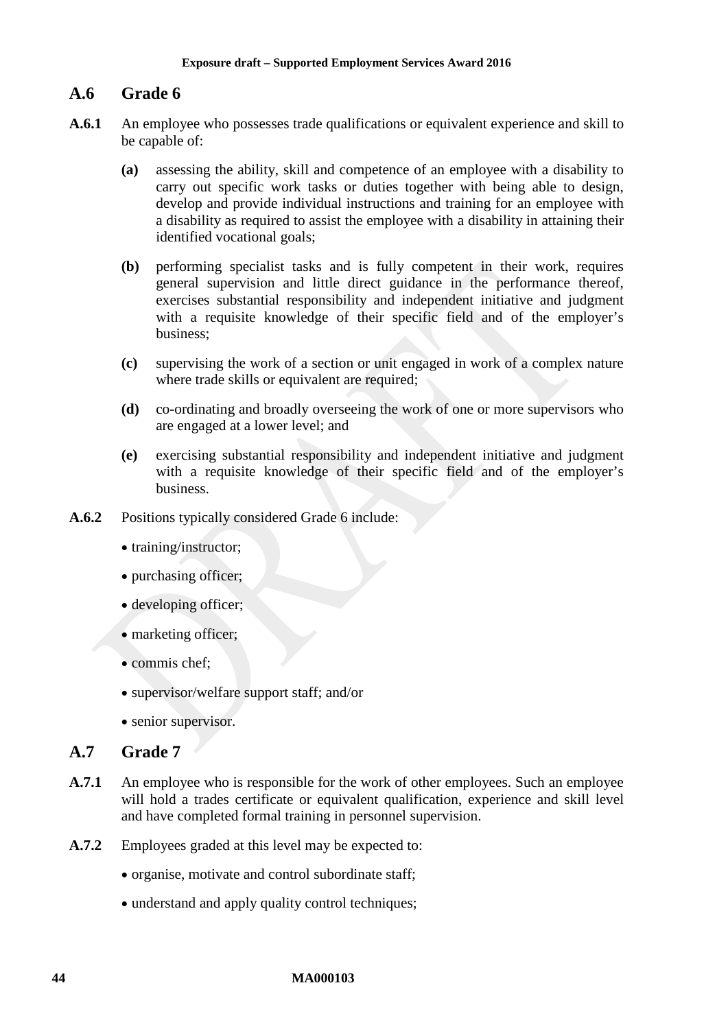## A.6 Grade 6

**A.6.1** An employee who possesses trade qualifications or equivalent experience and skill to be capable of:

**(a)** assessing the ability, skill and competence of an employee with a disability to carry out specific work tasks or duties together with being able to design, develop and provide individual instructions and training for an employee with a disability as required to assist the employee with a disability in attaining their identified vocational goals;

**(b)** performing specialist tasks and is fully competent in their work, requires general supervision and little direct guidance in the performance thereof, exercises substantial responsibility and independent initiative and judgment with a requisite knowledge of their specific field and of the employer's business;

**(c)** supervising the work of a section or unit engaged in work of a complex nature where trade skills or equivalent are required;

**(d)** co-ordinating and broadly overseeing the work of one or more supervisors who are engaged at a lower level; and

**(e)** exercising substantial responsibility and independent initiative and judgment with a requisite knowledge of their specific field and of the employer's business.

**A.6.2** Positions typically considered Grade 6 include:

- training/instructor;
- purchasing officer;
- developing officer;
- marketing officer;
- commis chef;
- supervisor/welfare support staff; and/or
- senior supervisor.

## A.7 Grade 7

**A.7.1** An employee who is responsible for the work of other employees. Such an employee will hold a trades certificate or equivalent qualification, experience and skill level and have completed formal training in personnel supervision.

**A.7.2** Employees graded at this level may be expected to:

- organise, motivate and control subordinate staff;
- understand and apply quality control techniques;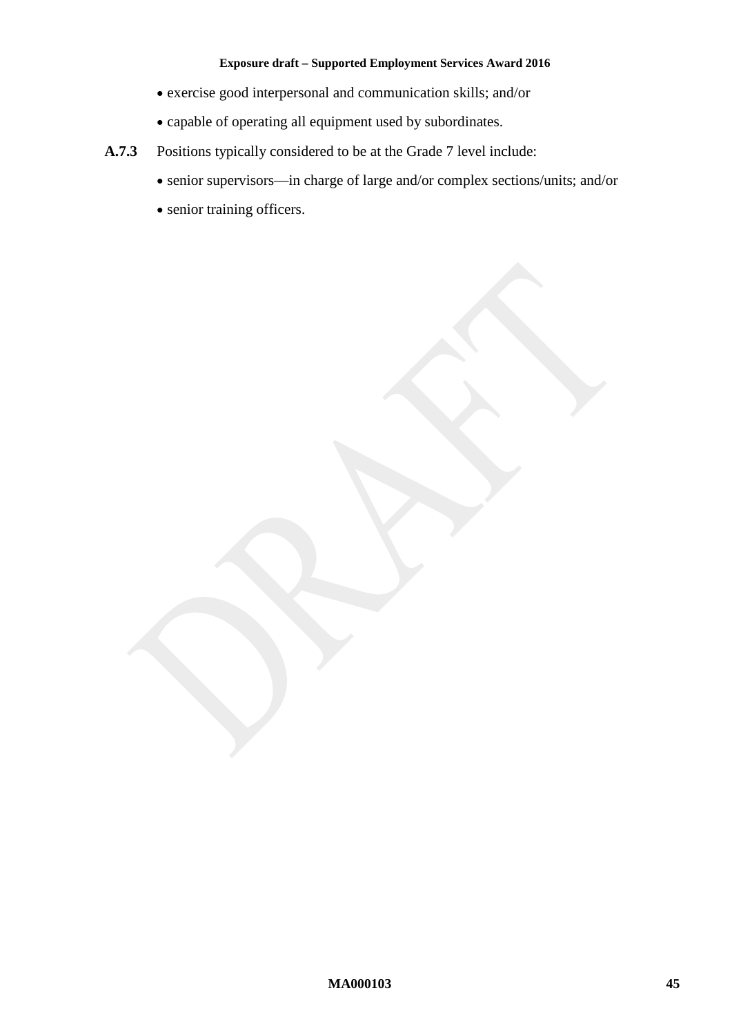- exercise good interpersonal and communication skills; and/or
- capable of operating all equipment used by subordinates.

**A.7.3** Positions typically considered to be at the Grade 7 level include:

- senior supervisors—in charge of large and/or complex sections/units; and/or
- senior training officers.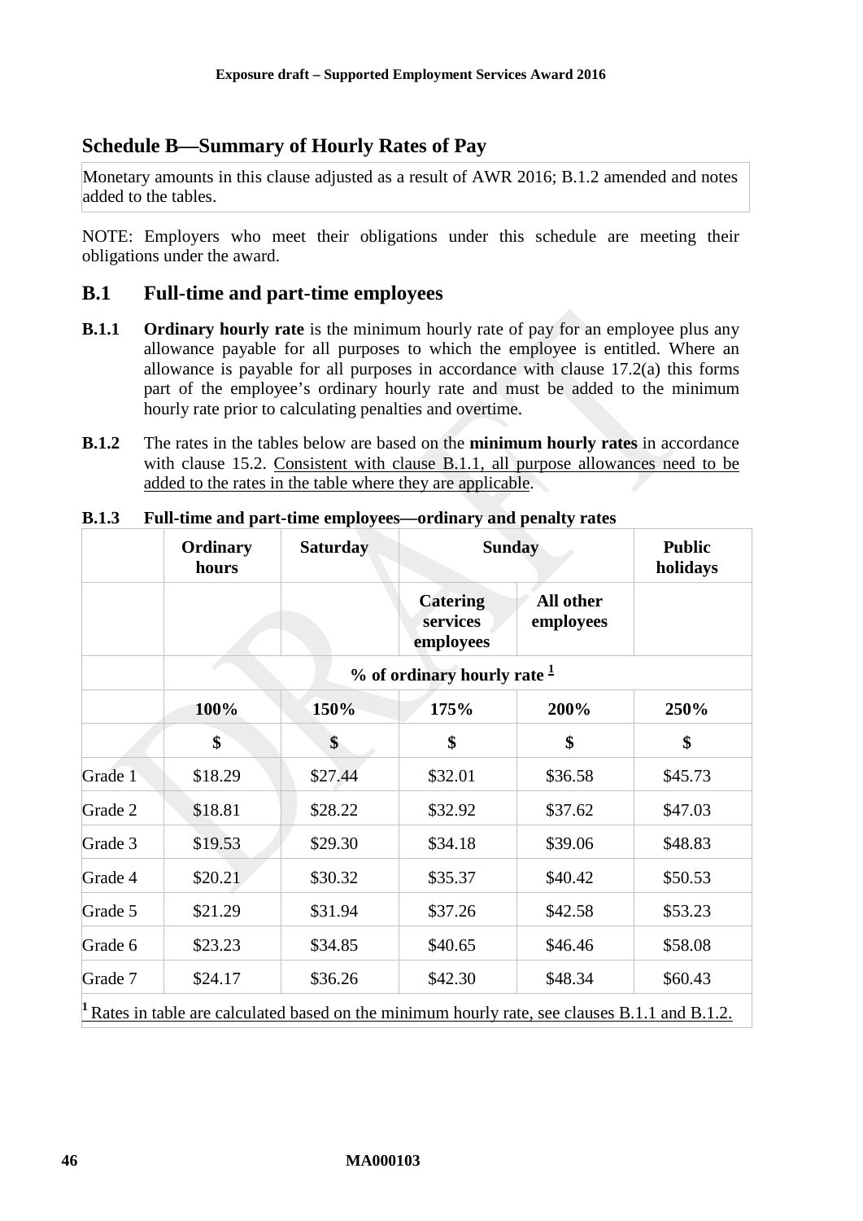## Schedule B—Summary of Hourly Rates of Pay

Monetary amounts in this clause adjusted as a result of AWR 2016; B.1.2 amended and notes added to the tables.

NOTE: Employers who meet their obligations under this schedule are meeting their obligations under the award.

### B.1 Full-time and part-time employees

**B.1.1** **Ordinary hourly rate** is the minimum hourly rate of pay for an employee plus any allowance payable for all purposes to which the employee is entitled. Where an allowance is payable for all purposes in accordance with clause 17.2(a) this forms part of the employee's ordinary hourly rate and must be added to the minimum hourly rate prior to calculating penalties and overtime.

**B.1.2** The rates in the tables below are based on the **minimum hourly rates** in accordance with clause 15.2. Consistent with clause B.1.1, all purpose allowances need to be added to the rates in the table where they are applicable.

**B.1.3 Full-time and part-time employees—ordinary and penalty rates**

| | Ordinary hours | Saturday | Sunday | | Public holidays |
|---|---|---|---|---|---|
| | | | Catering services employees | All other employees | |
| | % of ordinary hourly rate [1] | | | | |
| | 100% | 150% | 175% | 200% | 250% |
| | $ | $ | $ | $ | $ |
| Grade 1 | $18.29 | $27.44 | $32.01 | $36.58 | $45.73 |
| Grade 2 | $18.81 | $28.22 | $32.92 | $37.62 | $47.03 |
| Grade 3 | $19.53 | $29.30 | $34.18 | $39.06 | $48.83 |
| Grade 4 | $20.21 | $30.32 | $35.37 | $40.42 | $50.53 |
| Grade 5 | $21.29 | $31.94 | $37.26 | $42.58 | $53.23 |
| Grade 6 | $23.23 | $34.85 | $40.65 | $46.46 | $58.08 |
| Grade 7 | $24.17 | $36.26 | $42.30 | $48.34 | $60.43 |

[1] Rates in table are calculated based on the minimum hourly rate, see clauses B.1.1 and B.1.2.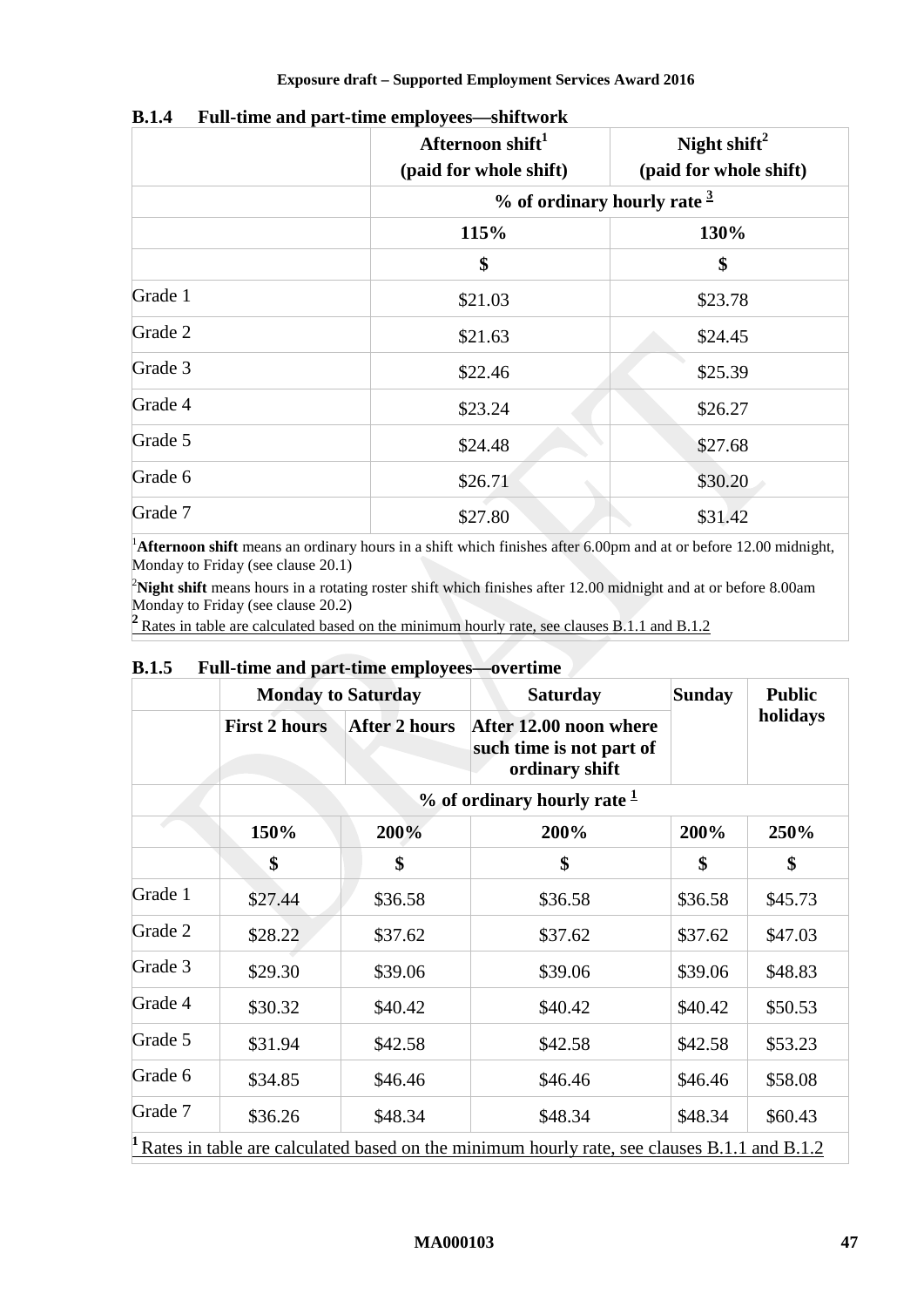### B.1.4 Full-time and part-time employees—shiftwork

| | Afternoon shift[1] (paid for whole shift) | Night shift[2] (paid for whole shift) |
|---|---|---|
| | % of ordinary hourly rate [3] | |
| | 115% | 130% |
| | $ | $ |
| Grade 1 | $21.03 | $23.78 |
| Grade 2 | $21.63 | $24.45 |
| Grade 3 | $22.46 | $25.39 |
| Grade 4 | $23.24 | $26.27 |
| Grade 5 | $24.48 | $27.68 |
| Grade 6 | $26.71 | $30.20 |
| Grade 7 | $27.80 | $31.42 |

[1]**Afternoon shift** means an ordinary hours in a shift which finishes after 6.00pm and at or before 12.00 midnight, Monday to Friday (see clause 20.1)

[2]**Night shift** means hours in a rotating roster shift which finishes after 12.00 midnight and at or before 8.00am Monday to Friday (see clause 20.2)

[2] Rates in table are calculated based on the minimum hourly rate, see clauses B.1.1 and B.1.2

### B.1.5 Full-time and part-time employees—overtime

| | Monday to Saturday | | Saturday | Sunday | Public holidays |
|---|---|---|---|---|---|
| | First 2 hours | After 2 hours | After 12.00 noon where such time is not part of ordinary shift | | |
| | % of ordinary hourly rate [1] | | | | |
| | 150% | 200% | 200% | 200% | 250% |
| | $ | $ | $ | $ | $ |
| Grade 1 | $27.44 | $36.58 | $36.58 | $36.58 | $45.73 |
| Grade 2 | $28.22 | $37.62 | $37.62 | $37.62 | $47.03 |
| Grade 3 | $29.30 | $39.06 | $39.06 | $39.06 | $48.83 |
| Grade 4 | $30.32 | $40.42 | $40.42 | $40.42 | $50.53 |
| Grade 5 | $31.94 | $42.58 | $42.58 | $42.58 | $53.23 |
| Grade 6 | $34.85 | $46.46 | $46.46 | $46.46 | $58.08 |
| Grade 7 | $36.26 | $48.34 | $48.34 | $48.34 | $60.43 |

[1] Rates in table are calculated based on the minimum hourly rate, see clauses B.1.1 and B.1.2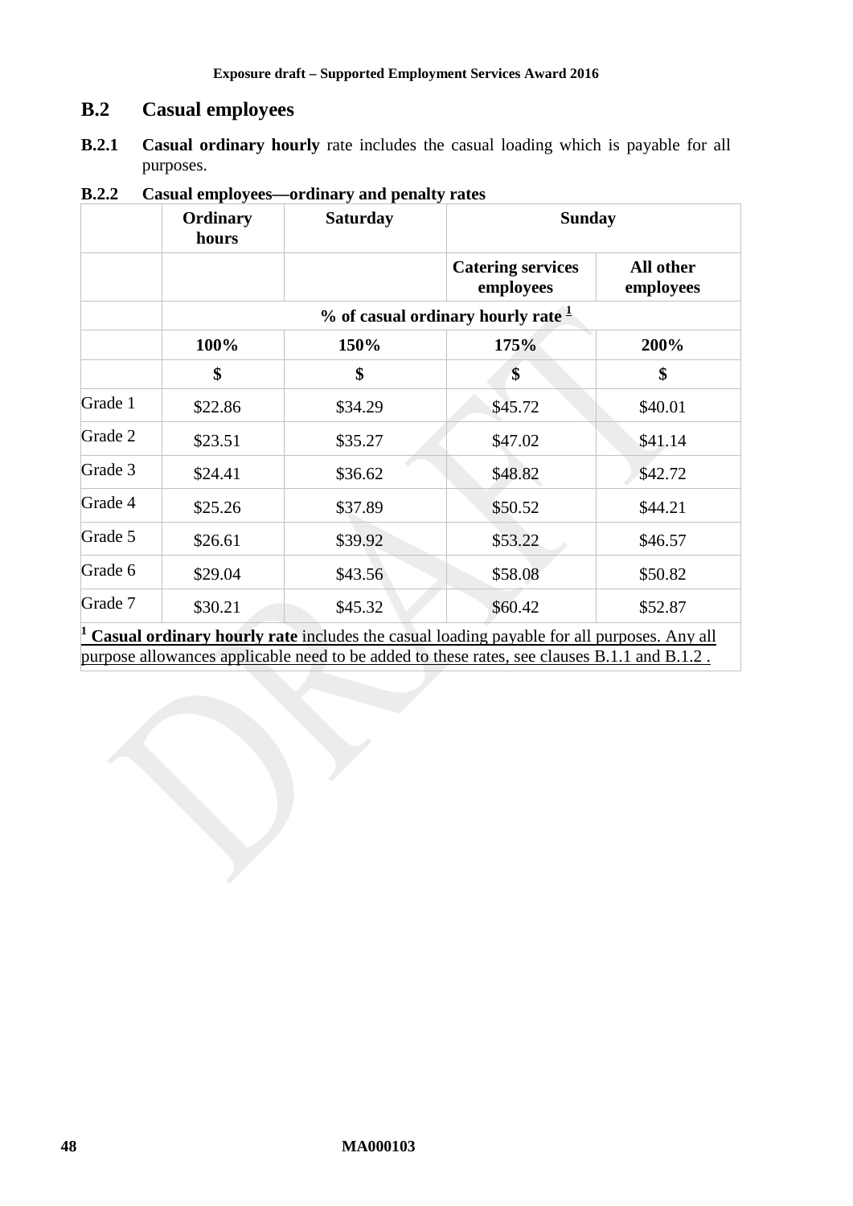## B.2 Casual employees

**B.2.1** **Casual ordinary hourly** rate includes the casual loading which is payable for all purposes.

**B.2.2 Casual employees—ordinary and penalty rates**

| | Ordinary hours | Saturday | Sunday | |
|---|---|---|---|---|
| | | | Catering services employees | All other employees |
| | % of casual ordinary hourly rate [1] | | | |
| | 100% | 150% | 175% | 200% |
| | $ | $ | $ | $ |
| Grade 1 | $22.86 | $34.29 | $45.72 | $40.01 |
| Grade 2 | $23.51 | $35.27 | $47.02 | $41.14 |
| Grade 3 | $24.41 | $36.62 | $48.82 | $42.72 |
| Grade 4 | $25.26 | $37.89 | $50.52 | $44.21 |
| Grade 5 | $26.61 | $39.92 | $53.22 | $46.57 |
| Grade 6 | $29.04 | $43.56 | $58.08 | $50.82 |
| Grade 7 | $30.21 | $45.32 | $60.42 | $52.87 |

[1] **Casual ordinary hourly rate** includes the casual loading payable for all purposes. Any all purpose allowances applicable need to be added to these rates, see clauses B.1.1 and B.1.2 .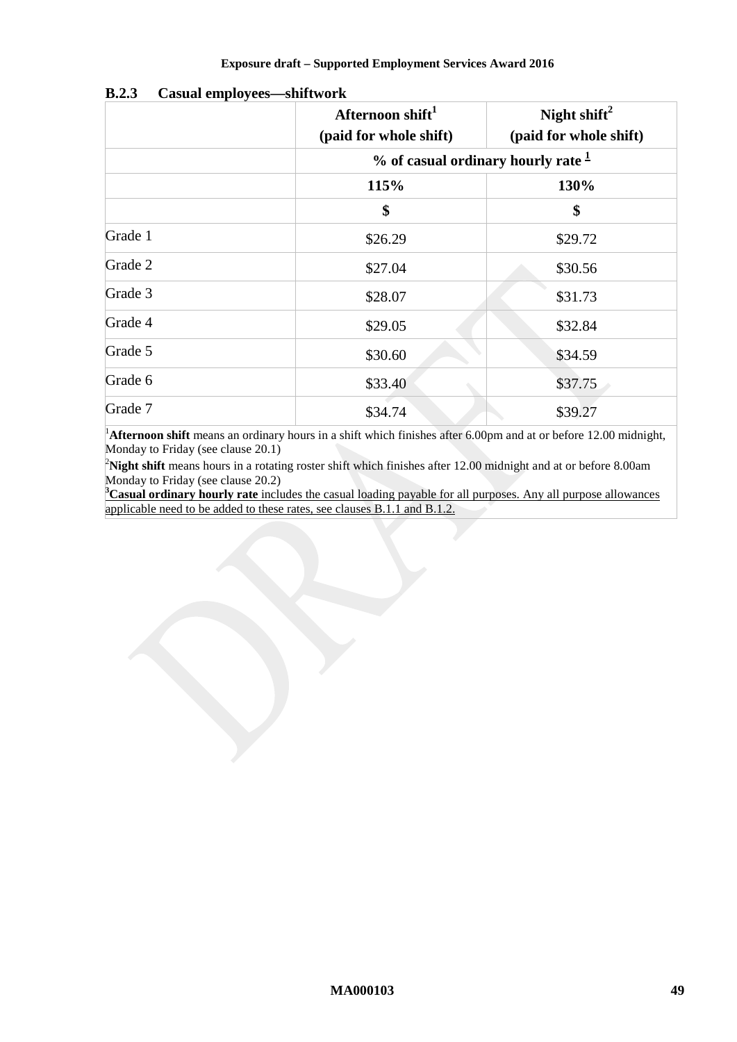### B.2.3 Casual employees—shiftwork

| | Afternoon shift[1] (paid for whole shift) | Night shift[2] (paid for whole shift) |
|---|---|---|
| | % of casual ordinary hourly rate [1] | |
| | 115% | 130% |
| | $ | $ |
| Grade 1 | $26.29 | $29.72 |
| Grade 2 | $27.04 | $30.56 |
| Grade 3 | $28.07 | $31.73 |
| Grade 4 | $29.05 | $32.84 |
| Grade 5 | $30.60 | $34.59 |
| Grade 6 | $33.40 | $37.75 |
| Grade 7 | $34.74 | $39.27 |

[1]**Afternoon shift** means an ordinary hours in a shift which finishes after 6.00pm and at or before 12.00 midnight, Monday to Friday (see clause 20.1)

[2]**Night shift** means hours in a rotating roster shift which finishes after 12.00 midnight and at or before 8.00am Monday to Friday (see clause 20.2)

[3]**Casual ordinary hourly rate** includes the casual loading payable for all purposes. Any all purpose allowances applicable need to be added to these rates, see clauses B.1.1 and B.1.2.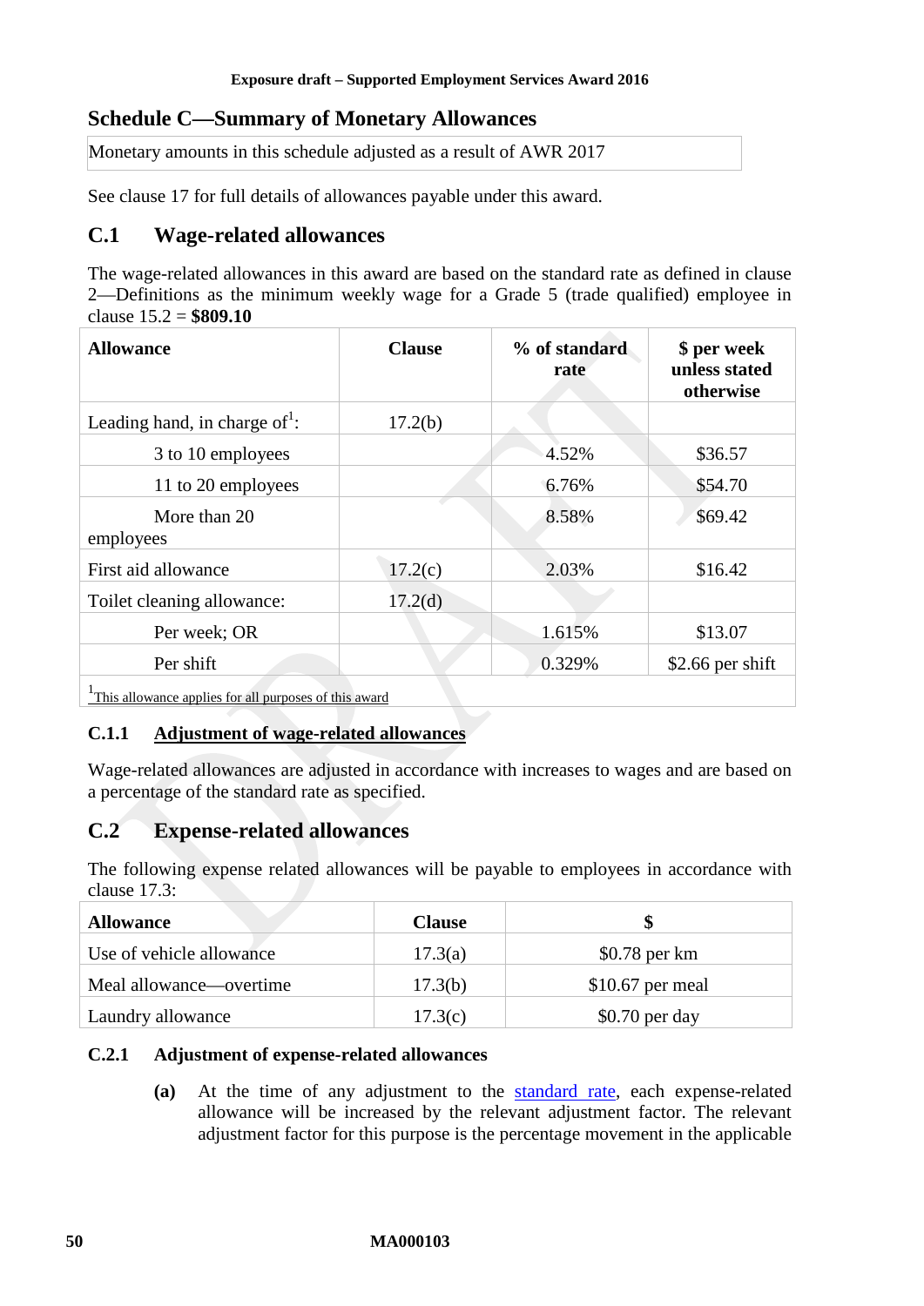## Schedule C—Summary of Monetary Allowances

Monetary amounts in this schedule adjusted as a result of AWR 2017

See clause 17 for full details of allowances payable under this award.

## C.1 Wage-related allowances

The wage-related allowances in this award are based on the standard rate as defined in clause 2—Definitions as the minimum weekly wage for a Grade 5 (trade qualified) employee in clause 15.2 = **$809.10**

| Allowance | Clause | % of standard rate | $ per week unless stated otherwise |
|---|---|---|---|
| Leading hand, in charge of[1]: | 17.2(b) | | |
| 3 to 10 employees | | 4.52% | $36.57 |
| 11 to 20 employees | | 6.76% | $54.70 |
| More than 20 employees | | 8.58% | $69.42 |
| First aid allowance | 17.2(c) | 2.03% | $16.42 |
| Toilet cleaning allowance: | 17.2(d) | | |
| Per week; OR | | 1.615% | $13.07 |
| Per shift | | 0.329% | $2.66 per shift |

[1] This allowance applies for all purposes of this award

### C.1.1 Adjustment of wage-related allowances

Wage-related allowances are adjusted in accordance with increases to wages and are based on a percentage of the standard rate as specified.

## C.2 Expense-related allowances

The following expense related allowances will be payable to employees in accordance with clause 17.3:

| Allowance | Clause | $ |
|---|---|---|
| Use of vehicle allowance | 17.3(a) | $0.78 per km |
| Meal allowance—overtime | 17.3(b) | $10.67 per meal |
| Laundry allowance | 17.3(c) | $0.70 per day |

### C.2.1 Adjustment of expense-related allowances

**(a)** At the time of any adjustment to the standard rate, each expense-related allowance will be increased by the relevant adjustment factor. The relevant adjustment factor for this purpose is the percentage movement in the applicable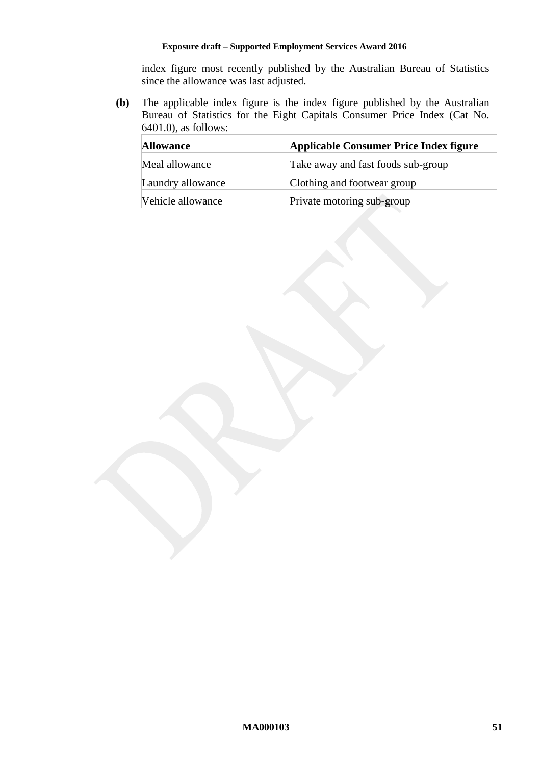index figure most recently published by the Australian Bureau of Statistics since the allowance was last adjusted.

**(b)** The applicable index figure is the index figure published by the Australian Bureau of Statistics for the Eight Capitals Consumer Price Index (Cat No. 6401.0), as follows:

| **Allowance** | **Applicable Consumer Price Index figure** |
|---|---|
| Meal allowance | Take away and fast foods sub-group |
| Laundry allowance | Clothing and footwear group |
| Vehicle allowance | Private motoring sub-group |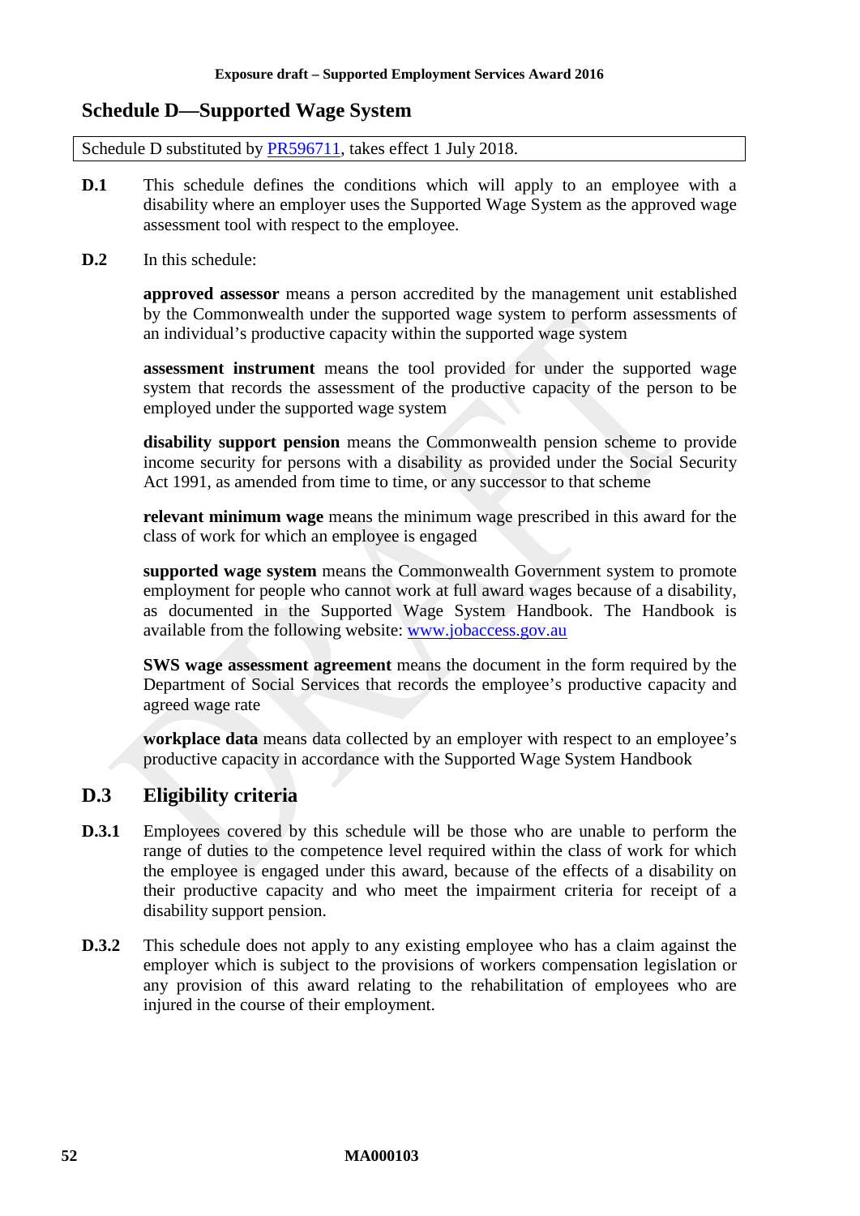## Schedule D—Supported Wage System

Schedule D substituted by [PR596711](PR596711), takes effect 1 July 2018.

**D.1** This schedule defines the conditions which will apply to an employee with a disability where an employer uses the Supported Wage System as the approved wage assessment tool with respect to the employee.

**D.2** In this schedule:

**approved assessor** means a person accredited by the management unit established by the Commonwealth under the supported wage system to perform assessments of an individual's productive capacity within the supported wage system

**assessment instrument** means the tool provided for under the supported wage system that records the assessment of the productive capacity of the person to be employed under the supported wage system

**disability support pension** means the Commonwealth pension scheme to provide income security for persons with a disability as provided under the Social Security Act 1991, as amended from time to time, or any successor to that scheme

**relevant minimum wage** means the minimum wage prescribed in this award for the class of work for which an employee is engaged

**supported wage system** means the Commonwealth Government system to promote employment for people who cannot work at full award wages because of a disability, as documented in the Supported Wage System Handbook. The Handbook is available from the following website: [www.jobaccess.gov.au](www.jobaccess.gov.au)

**SWS wage assessment agreement** means the document in the form required by the Department of Social Services that records the employee's productive capacity and agreed wage rate

**workplace data** means data collected by an employer with respect to an employee's productive capacity in accordance with the Supported Wage System Handbook

### D.3 Eligibility criteria

**D.3.1** Employees covered by this schedule will be those who are unable to perform the range of duties to the competence level required within the class of work for which the employee is engaged under this award, because of the effects of a disability on their productive capacity and who meet the impairment criteria for receipt of a disability support pension.

**D.3.2** This schedule does not apply to any existing employee who has a claim against the employer which is subject to the provisions of workers compensation legislation or any provision of this award relating to the rehabilitation of employees who are injured in the course of their employment.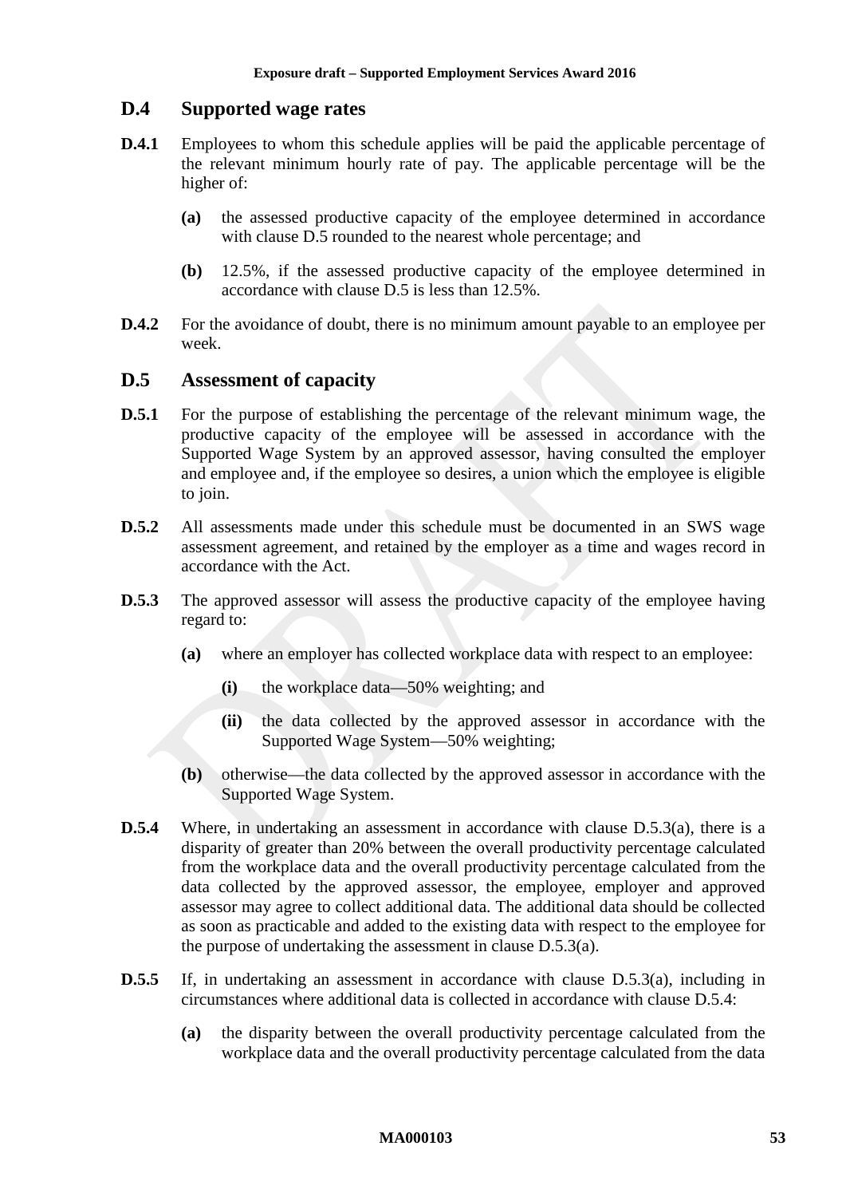## D.4 Supported wage rates

**D.4.1** Employees to whom this schedule applies will be paid the applicable percentage of the relevant minimum hourly rate of pay. The applicable percentage will be the higher of:

- **(a)** the assessed productive capacity of the employee determined in accordance with clause D.5 rounded to the nearest whole percentage; and
- **(b)** 12.5%, if the assessed productive capacity of the employee determined in accordance with clause D.5 is less than 12.5%.

**D.4.2** For the avoidance of doubt, there is no minimum amount payable to an employee per week.

## D.5 Assessment of capacity

**D.5.1** For the purpose of establishing the percentage of the relevant minimum wage, the productive capacity of the employee will be assessed in accordance with the Supported Wage System by an approved assessor, having consulted the employer and employee and, if the employee so desires, a union which the employee is eligible to join.

**D.5.2** All assessments made under this schedule must be documented in an SWS wage assessment agreement, and retained by the employer as a time and wages record in accordance with the Act.

**D.5.3** The approved assessor will assess the productive capacity of the employee having regard to:

- **(a)** where an employer has collected workplace data with respect to an employee:
  - **(i)** the workplace data—50% weighting; and
  - **(ii)** the data collected by the approved assessor in accordance with the Supported Wage System—50% weighting;
- **(b)** otherwise—the data collected by the approved assessor in accordance with the Supported Wage System.

**D.5.4** Where, in undertaking an assessment in accordance with clause D.5.3(a), there is a disparity of greater than 20% between the overall productivity percentage calculated from the workplace data and the overall productivity percentage calculated from the data collected by the approved assessor, the employee, employer and approved assessor may agree to collect additional data. The additional data should be collected as soon as practicable and added to the existing data with respect to the employee for the purpose of undertaking the assessment in clause D.5.3(a).

**D.5.5** If, in undertaking an assessment in accordance with clause D.5.3(a), including in circumstances where additional data is collected in accordance with clause D.5.4:

- **(a)** the disparity between the overall productivity percentage calculated from the workplace data and the overall productivity percentage calculated from the data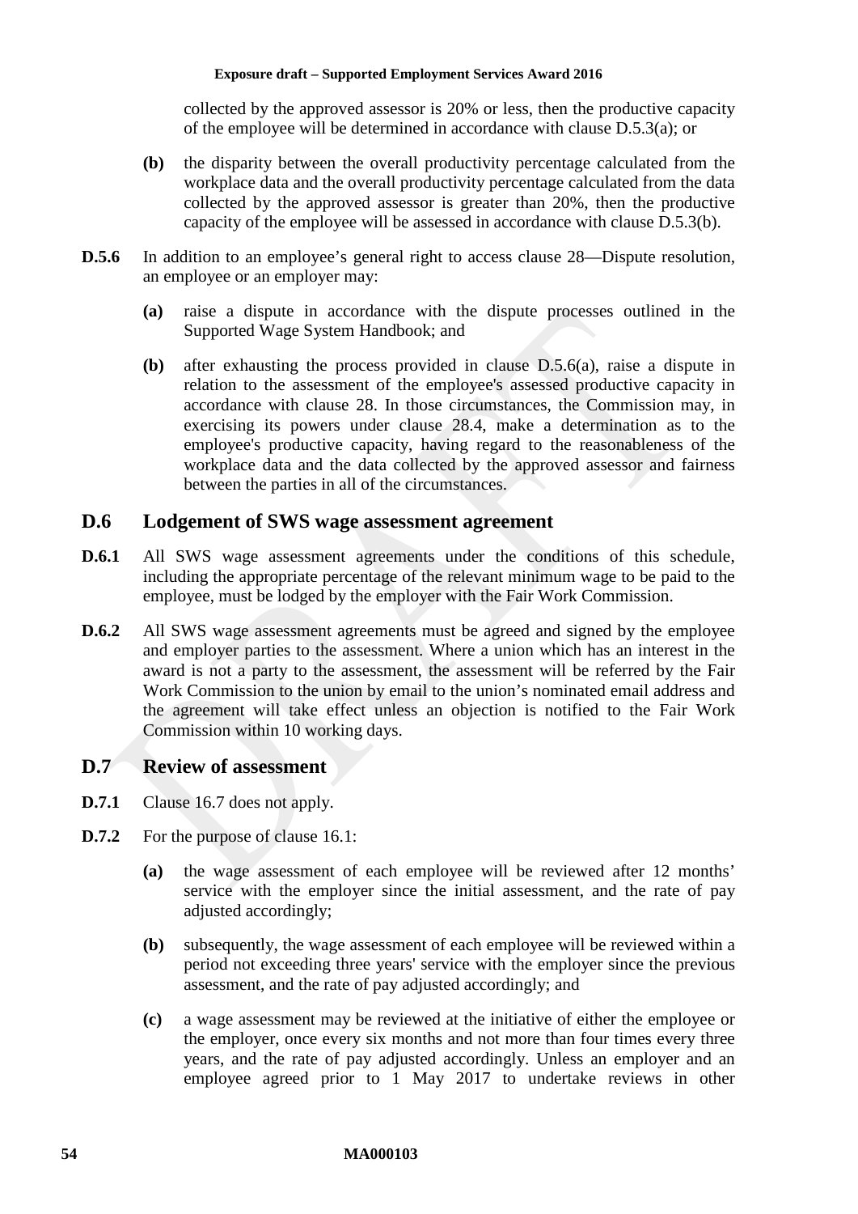collected by the approved assessor is 20% or less, then the productive capacity of the employee will be determined in accordance with clause D.5.3(a); or

**(b)** the disparity between the overall productivity percentage calculated from the workplace data and the overall productivity percentage calculated from the data collected by the approved assessor is greater than 20%, then the productive capacity of the employee will be assessed in accordance with clause D.5.3(b).

**D.5.6** In addition to an employee's general right to access clause 28—Dispute resolution, an employee or an employer may:

**(a)** raise a dispute in accordance with the dispute processes outlined in the Supported Wage System Handbook; and

**(b)** after exhausting the process provided in clause D.5.6(a), raise a dispute in relation to the assessment of the employee's assessed productive capacity in accordance with clause 28. In those circumstances, the Commission may, in exercising its powers under clause 28.4, make a determination as to the employee's productive capacity, having regard to the reasonableness of the workplace data and the data collected by the approved assessor and fairness between the parties in all of the circumstances.

## D.6 Lodgement of SWS wage assessment agreement

**D.6.1** All SWS wage assessment agreements under the conditions of this schedule, including the appropriate percentage of the relevant minimum wage to be paid to the employee, must be lodged by the employer with the Fair Work Commission.

**D.6.2** All SWS wage assessment agreements must be agreed and signed by the employee and employer parties to the assessment. Where a union which has an interest in the award is not a party to the assessment, the assessment will be referred by the Fair Work Commission to the union by email to the union's nominated email address and the agreement will take effect unless an objection is notified to the Fair Work Commission within 10 working days.

## D.7 Review of assessment

**D.7.1** Clause 16.7 does not apply.

**D.7.2** For the purpose of clause 16.1:

**(a)** the wage assessment of each employee will be reviewed after 12 months' service with the employer since the initial assessment, and the rate of pay adjusted accordingly;

**(b)** subsequently, the wage assessment of each employee will be reviewed within a period not exceeding three years' service with the employer since the previous assessment, and the rate of pay adjusted accordingly; and

**(c)** a wage assessment may be reviewed at the initiative of either the employee or the employer, once every six months and not more than four times every three years, and the rate of pay adjusted accordingly. Unless an employer and an employee agreed prior to 1 May 2017 to undertake reviews in other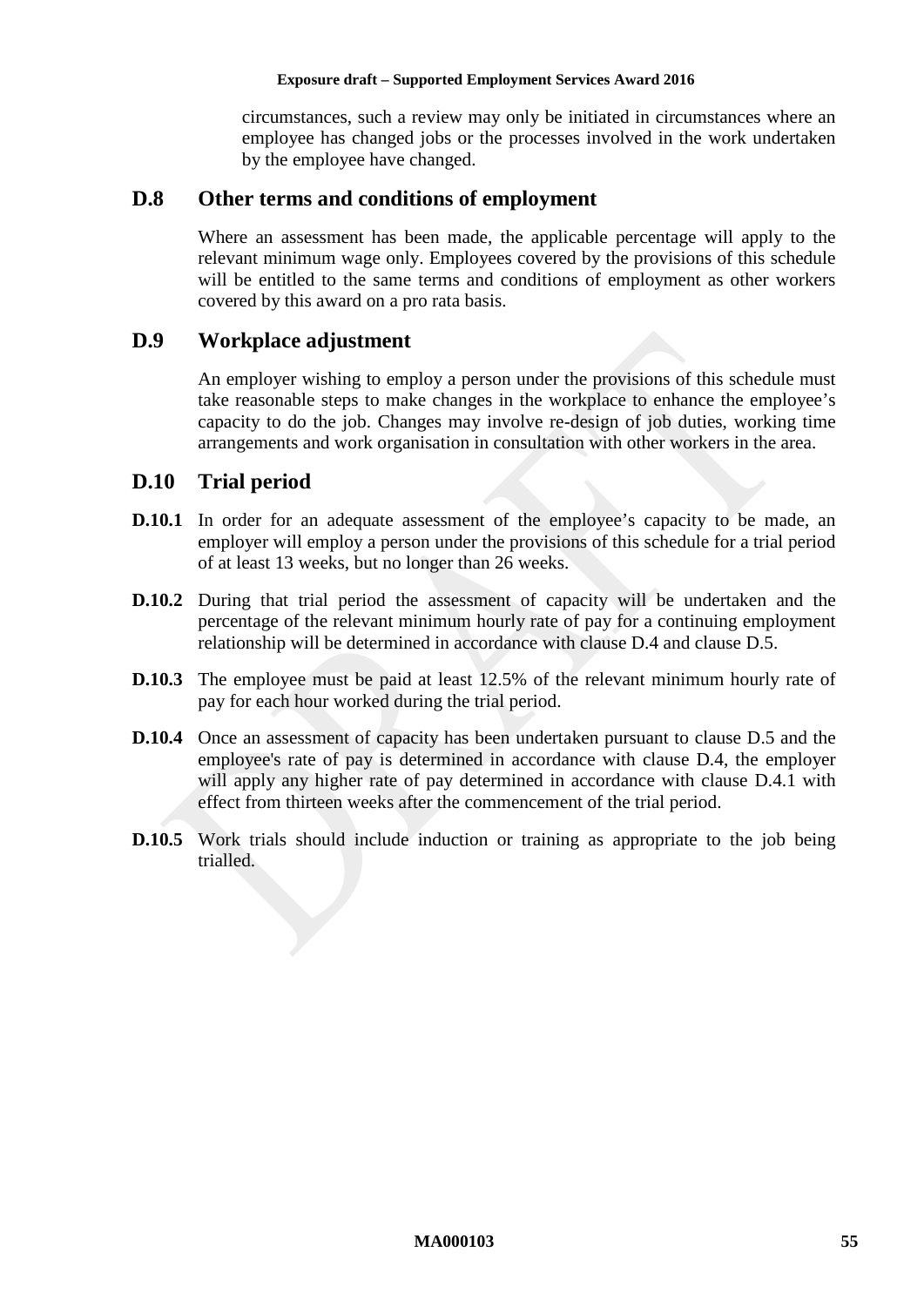circumstances, such a review may only be initiated in circumstances where an employee has changed jobs or the processes involved in the work undertaken by the employee have changed.

## D.8 Other terms and conditions of employment

Where an assessment has been made, the applicable percentage will apply to the relevant minimum wage only. Employees covered by the provisions of this schedule will be entitled to the same terms and conditions of employment as other workers covered by this award on a pro rata basis.

## D.9 Workplace adjustment

An employer wishing to employ a person under the provisions of this schedule must take reasonable steps to make changes in the workplace to enhance the employee's capacity to do the job. Changes may involve re-design of job duties, working time arrangements and work organisation in consultation with other workers in the area.

## D.10 Trial period

**D.10.1** In order for an adequate assessment of the employee's capacity to be made, an employer will employ a person under the provisions of this schedule for a trial period of at least 13 weeks, but no longer than 26 weeks.

**D.10.2** During that trial period the assessment of capacity will be undertaken and the percentage of the relevant minimum hourly rate of pay for a continuing employment relationship will be determined in accordance with clause D.4 and clause D.5.

**D.10.3** The employee must be paid at least 12.5% of the relevant minimum hourly rate of pay for each hour worked during the trial period.

**D.10.4** Once an assessment of capacity has been undertaken pursuant to clause D.5 and the employee's rate of pay is determined in accordance with clause D.4, the employer will apply any higher rate of pay determined in accordance with clause D.4.1 with effect from thirteen weeks after the commencement of the trial period.

**D.10.5** Work trials should include induction or training as appropriate to the job being trialled.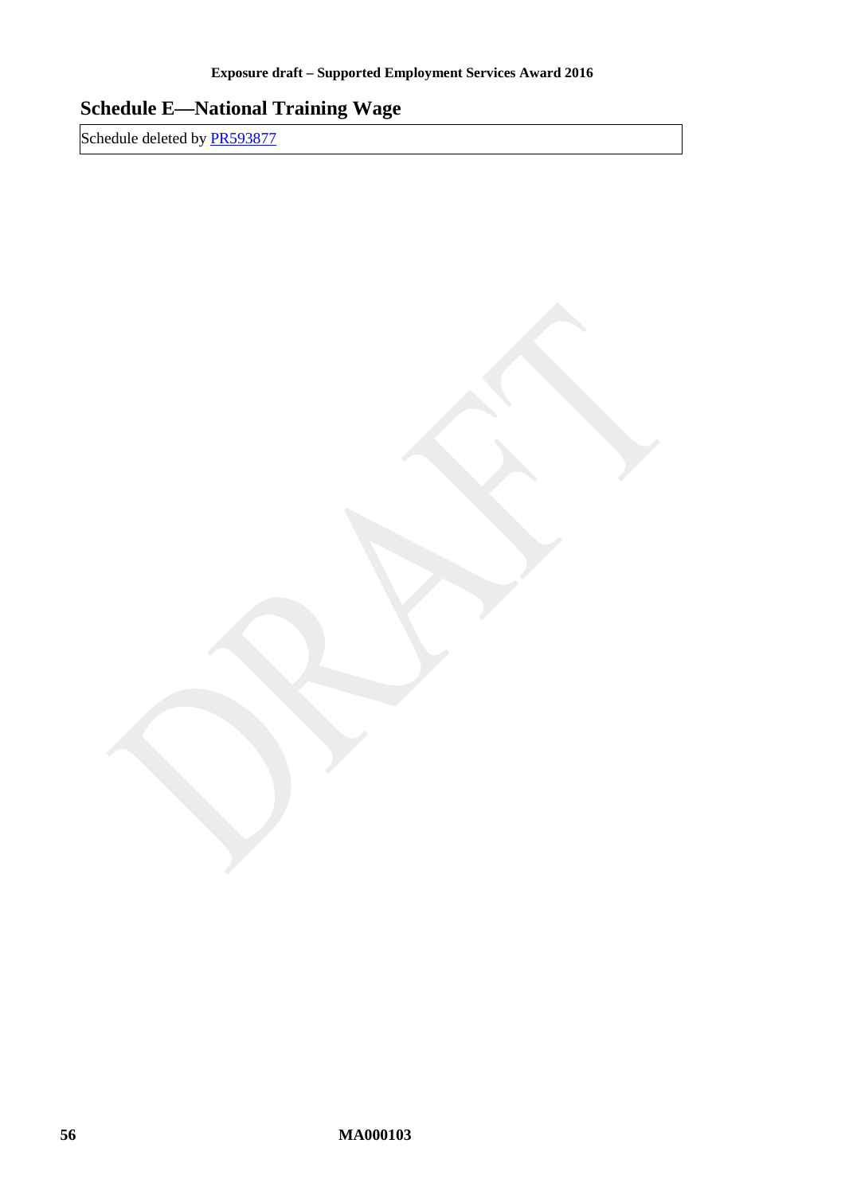## Schedule E—National Training Wage

| Schedule deleted by PR593877 |
| --- |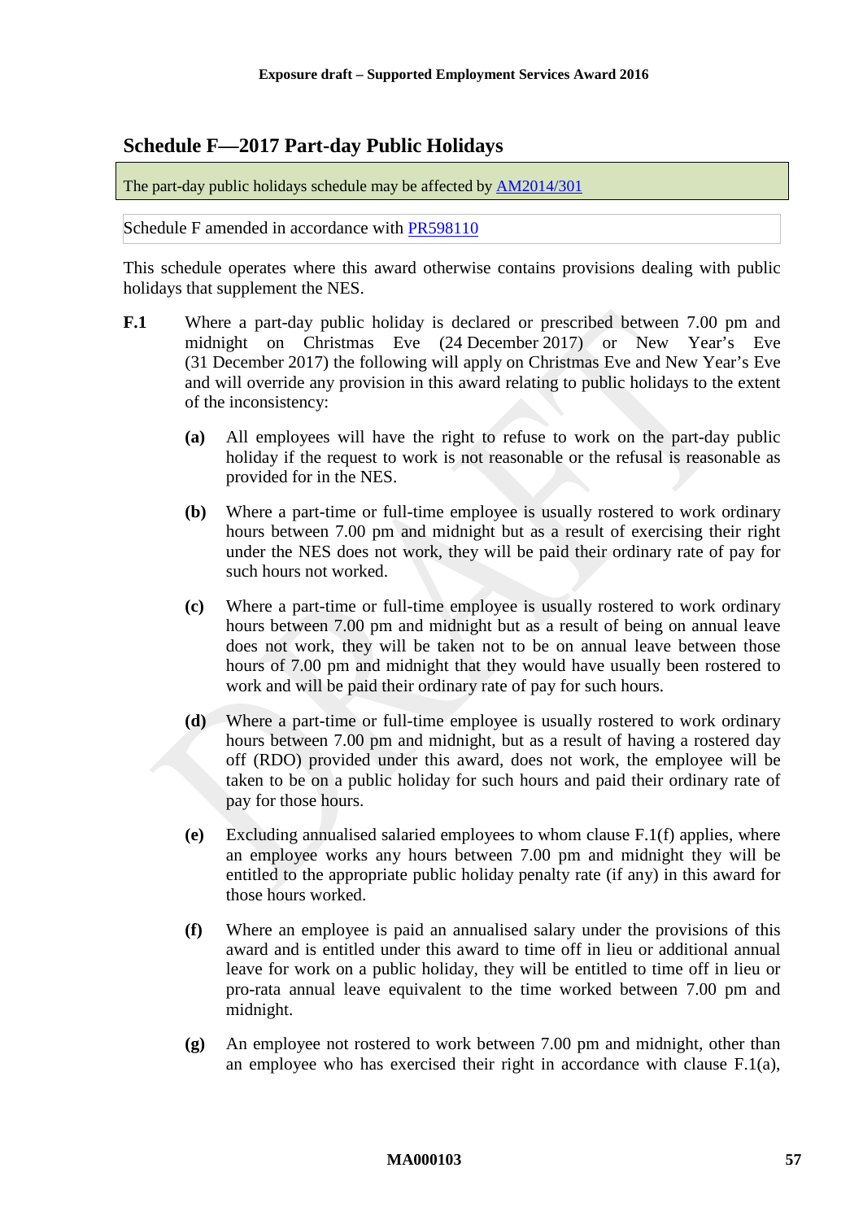## Schedule F—2017 Part-day Public Holidays

The part-day public holidays schedule may be affected by [AM2014/301]

Schedule F amended in accordance with [PR598110]

This schedule operates where this award otherwise contains provisions dealing with public holidays that supplement the NES.

**F.1** Where a part-day public holiday is declared or prescribed between 7.00 pm and midnight on Christmas Eve (24 December 2017) or New Year's Eve (31 December 2017) the following will apply on Christmas Eve and New Year's Eve and will override any provision in this award relating to public holidays to the extent of the inconsistency:

**(a)** All employees will have the right to refuse to work on the part-day public holiday if the request to work is not reasonable or the refusal is reasonable as provided for in the NES.

**(b)** Where a part-time or full-time employee is usually rostered to work ordinary hours between 7.00 pm and midnight but as a result of exercising their right under the NES does not work, they will be paid their ordinary rate of pay for such hours not worked.

**(c)** Where a part-time or full-time employee is usually rostered to work ordinary hours between 7.00 pm and midnight but as a result of being on annual leave does not work, they will be taken not to be on annual leave between those hours of 7.00 pm and midnight that they would have usually been rostered to work and will be paid their ordinary rate of pay for such hours.

**(d)** Where a part-time or full-time employee is usually rostered to work ordinary hours between 7.00 pm and midnight, but as a result of having a rostered day off (RDO) provided under this award, does not work, the employee will be taken to be on a public holiday for such hours and paid their ordinary rate of pay for those hours.

**(e)** Excluding annualised salaried employees to whom clause F.1(f) applies, where an employee works any hours between 7.00 pm and midnight they will be entitled to the appropriate public holiday penalty rate (if any) in this award for those hours worked.

**(f)** Where an employee is paid an annualised salary under the provisions of this award and is entitled under this award to time off in lieu or additional annual leave for work on a public holiday, they will be entitled to time off in lieu or pro-rata annual leave equivalent to the time worked between 7.00 pm and midnight.

**(g)** An employee not rostered to work between 7.00 pm and midnight, other than an employee who has exercised their right in accordance with clause F.1(a),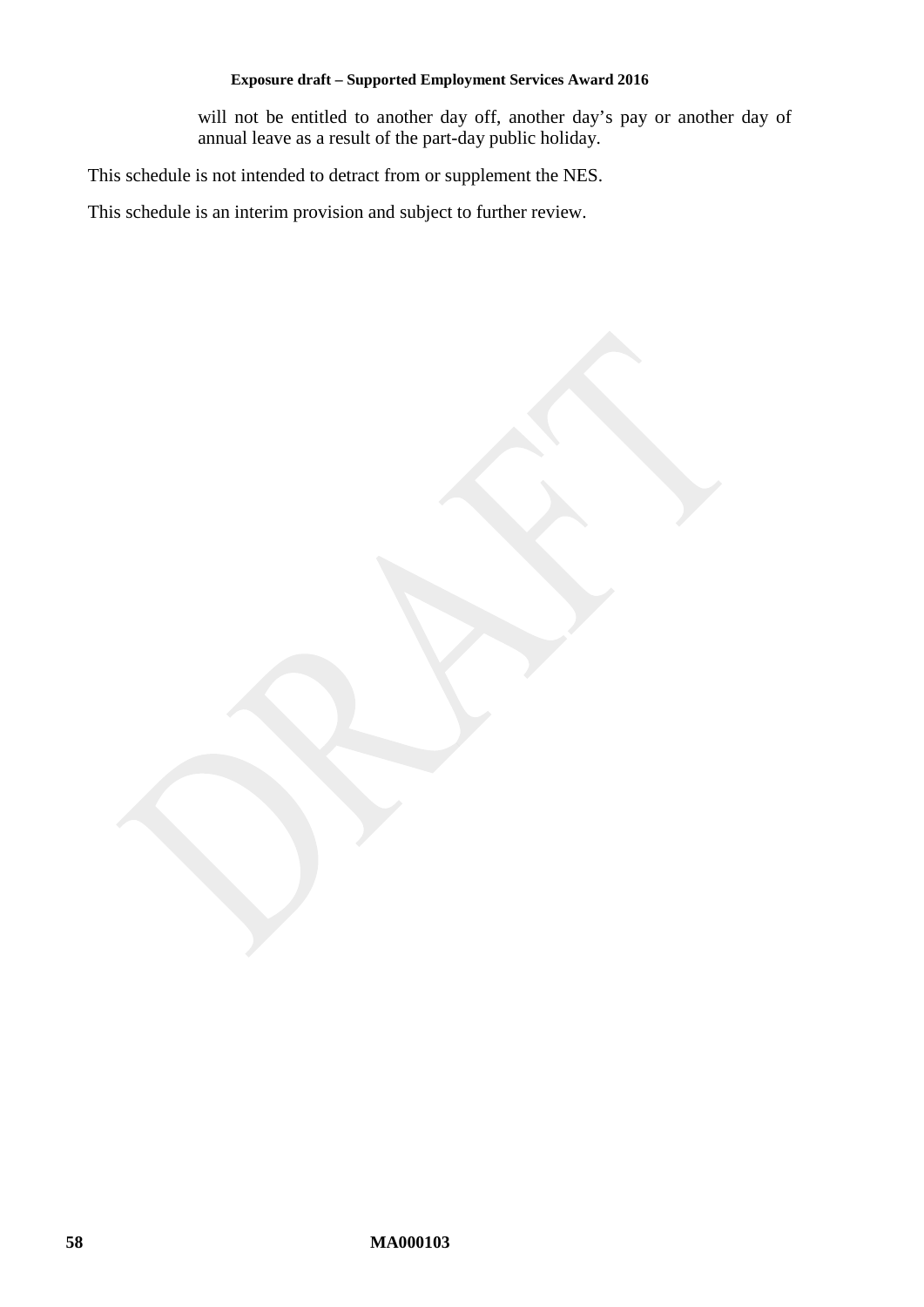will not be entitled to another day off, another day's pay or another day of annual leave as a result of the part-day public holiday.

This schedule is not intended to detract from or supplement the NES.

This schedule is an interim provision and subject to further review.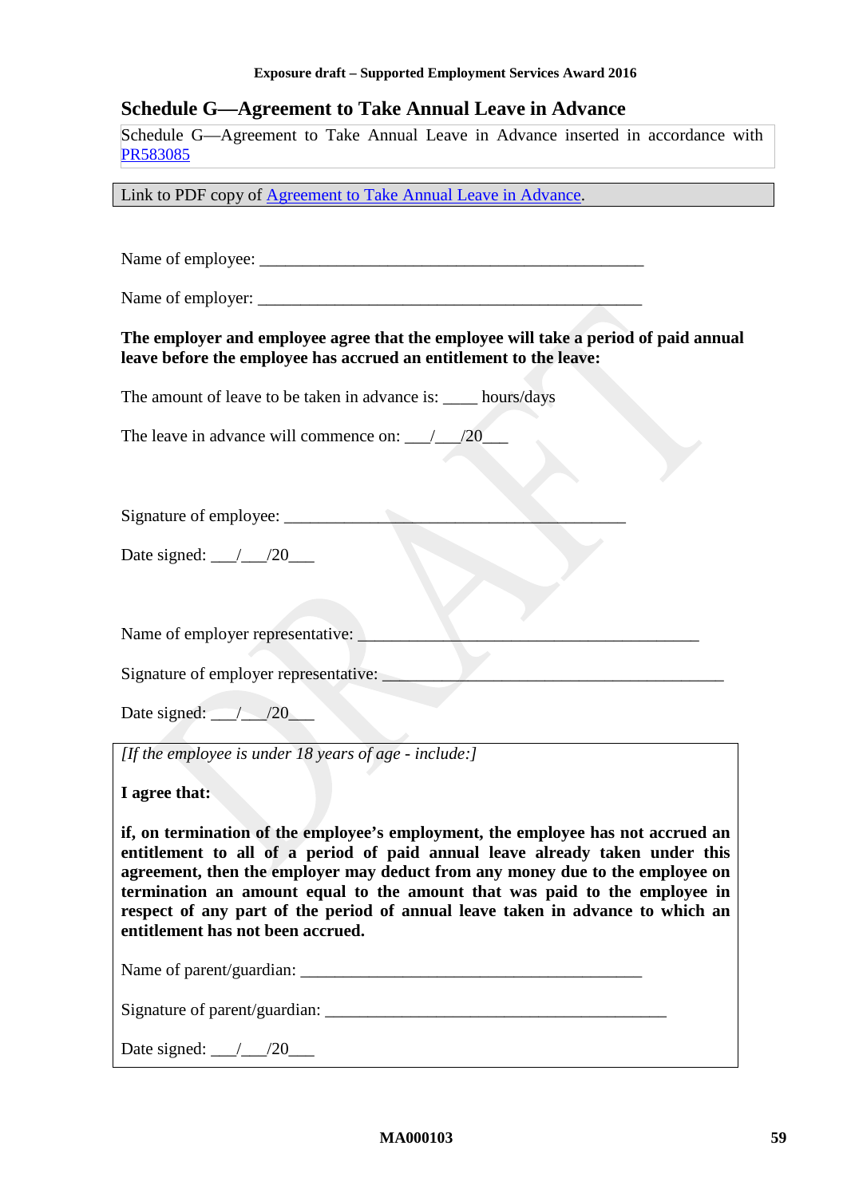## Schedule G—Agreement to Take Annual Leave in Advance

Schedule G—Agreement to Take Annual Leave in Advance inserted in accordance with PR583085

Link to PDF copy of Agreement to Take Annual Leave in Advance.

Name of employee: ______________________________________________

Name of employer: ______________________________________________

**The employer and employee agree that the employee will take a period of paid annual leave before the employee has accrued an entitlement to the leave:**

The amount of leave to be taken in advance is: ____ hours/days

The leave in advance will commence on: ___/___/20___

Signature of employee: __________________________________________

Date signed: ___/___/20___

Name of employer representative: __________________________________________

Signature of employer representative: __________________________________________

Date signed: ___/___/20___

*[If the employee is under 18 years of age - include:]*

**I agree that:**

**if, on termination of the employee's employment, the employee has not accrued an entitlement to all of a period of paid annual leave already taken under this agreement, then the employer may deduct from any money due to the employee on termination an amount equal to the amount that was paid to the employee in respect of any part of the period of annual leave taken in advance to which an entitlement has not been accrued.**

Name of parent/guardian: __________________________________________

Signature of parent/guardian: __________________________________________

Date signed: ___/___/20___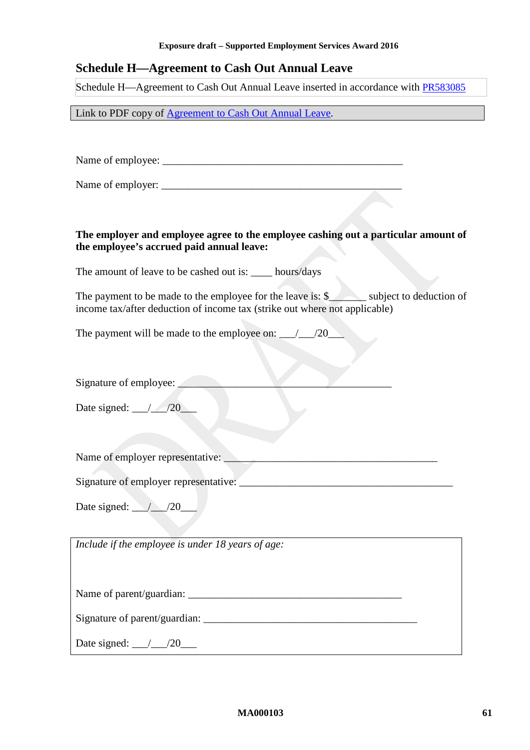## Schedule H—Agreement to Cash Out Annual Leave

Schedule H—Agreement to Cash Out Annual Leave inserted in accordance with PR583085

Link to PDF copy of Agreement to Cash Out Annual Leave.

Name of employee: _______________________________________________

Name of employer: _______________________________________________

**The employer and employee agree to the employee cashing out a particular amount of the employee's accrued paid annual leave:**

The amount of leave to be cashed out is: ____ hours/days

The payment to be made to the employee for the leave is: $_______ subject to deduction of income tax/after deduction of income tax (strike out where not applicable)

The payment will be made to the employee on: ___/___/20___

Signature of employee: _________________________________________

Date signed: ___/___/20___

Name of employer representative: ________________________________________

Signature of employer representative: ________________________________________

Date signed: ___/___/20___

*Include if the employee is under 18 years of age:*

Name of parent/guardian: ________________________________________

Signature of parent/guardian: ________________________________________

Date signed: ___/___/20___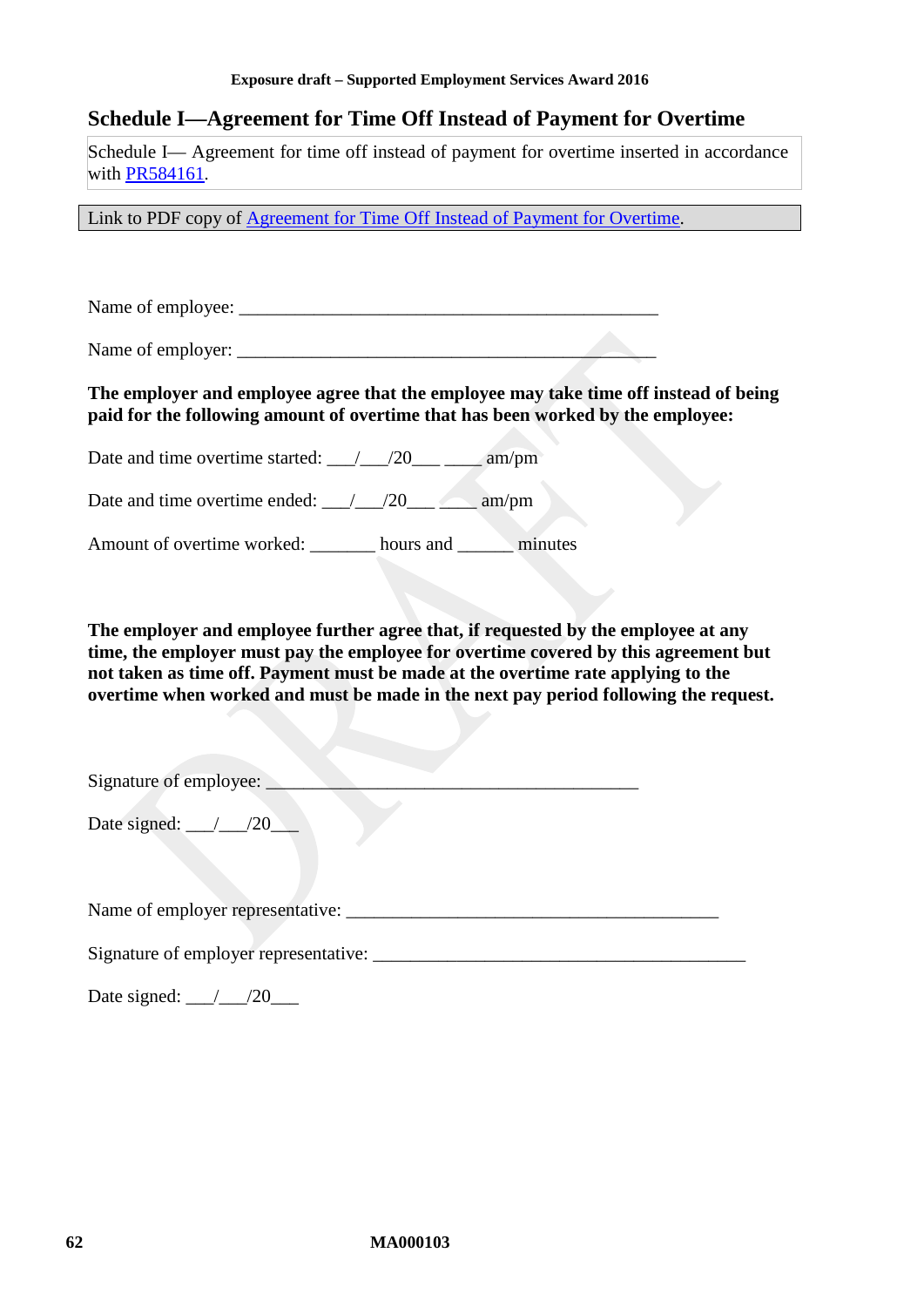## Schedule I—Agreement for Time Off Instead of Payment for Overtime

Schedule I— Agreement for time off instead of payment for overtime inserted in accordance with PR584161.

Link to PDF copy of Agreement for Time Off Instead of Payment for Overtime.

Name of employee: _______________________________________________

Name of employer: _______________________________________________

**The employer and employee agree that the employee may take time off instead of being paid for the following amount of overtime that has been worked by the employee:**

Date and time overtime started: ___/___/20___ ____ am/pm

Date and time overtime ended: ___/___/20___ ____ am/pm

Amount of overtime worked: _______ hours and ______ minutes

**The employer and employee further agree that, if requested by the employee at any time, the employer must pay the employee for overtime covered by this agreement but not taken as time off. Payment must be made at the overtime rate applying to the overtime when worked and must be made in the next pay period following the request.**

Signature of employee: ________________________________________

Date signed: ___/___/20___

Name of employer representative: ________________________________________

Signature of employer representative: ________________________________________

Date signed: ___/___/20___